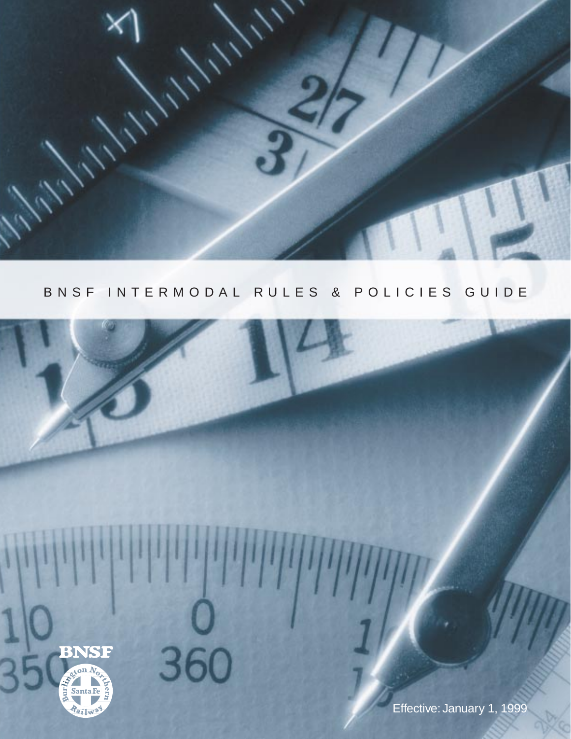# BNSF INTERMODAL RULES & POLICIES GUIDE

BNSF

Burlington Northern Santa Fe Railway

Effective: January 1, 1999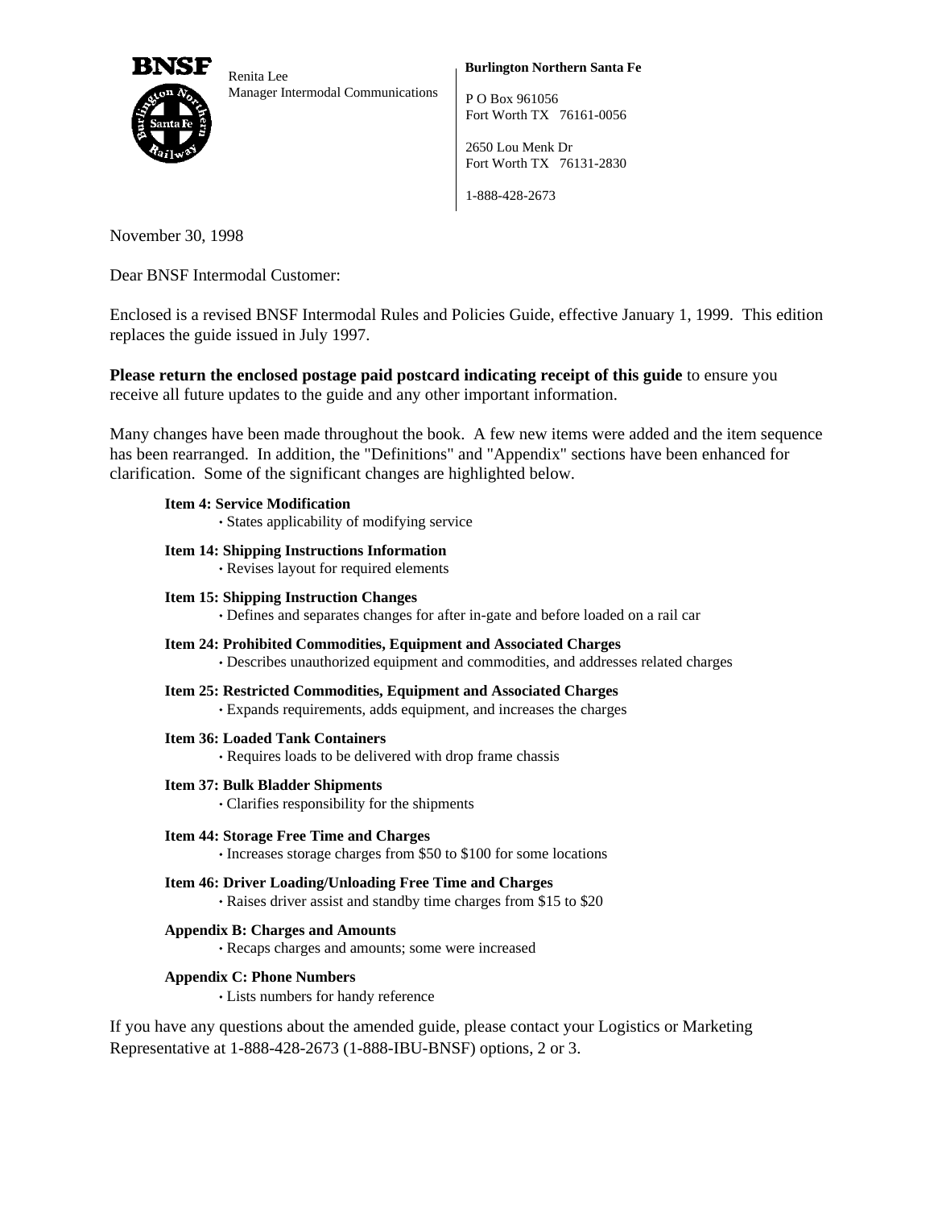**BNSF**

Renita Lee
Manager Intermodal Communications

**Burlington Northern Santa Fe**

P O Box 961056
Fort Worth TX 76161-0056

2650 Lou Menk Dr
Fort Worth TX 76131-2830

1-888-428-2673

November 30, 1998

Dear BNSF Intermodal Customer:

Enclosed is a revised BNSF Intermodal Rules and Policies Guide, effective January 1, 1999. This edition replaces the guide issued in July 1997.

**Please return the enclosed postage paid postcard indicating receipt of this guide** to ensure you receive all future updates to the guide and any other important information.

Many changes have been made throughout the book. A few new items were added and the item sequence has been rearranged. In addition, the "Definitions" and "Appendix" sections have been enhanced for clarification. Some of the significant changes are highlighted below.

**Item 4: Service Modification**
- States applicability of modifying service

**Item 14: Shipping Instructions Information**
- Revises layout for required elements

**Item 15: Shipping Instruction Changes**
- Defines and separates changes for after in-gate and before loaded on a rail car

**Item 24: Prohibited Commodities, Equipment and Associated Charges**
- Describes unauthorized equipment and commodities, and addresses related charges

**Item 25: Restricted Commodities, Equipment and Associated Charges**
- Expands requirements, adds equipment, and increases the charges

**Item 36: Loaded Tank Containers**
- Requires loads to be delivered with drop frame chassis

**Item 37: Bulk Bladder Shipments**
- Clarifies responsibility for the shipments

**Item 44: Storage Free Time and Charges**
- Increases storage charges from $50 to $100 for some locations

**Item 46: Driver Loading/Unloading Free Time and Charges**
- Raises driver assist and standby time charges from $15 to $20

**Appendix B: Charges and Amounts**
- Recaps charges and amounts; some were increased

**Appendix C: Phone Numbers**
- Lists numbers for handy reference

If you have any questions about the amended guide, please contact your Logistics or Marketing Representative at 1-888-428-2673 (1-888-IBU-BNSF) options, 2 or 3.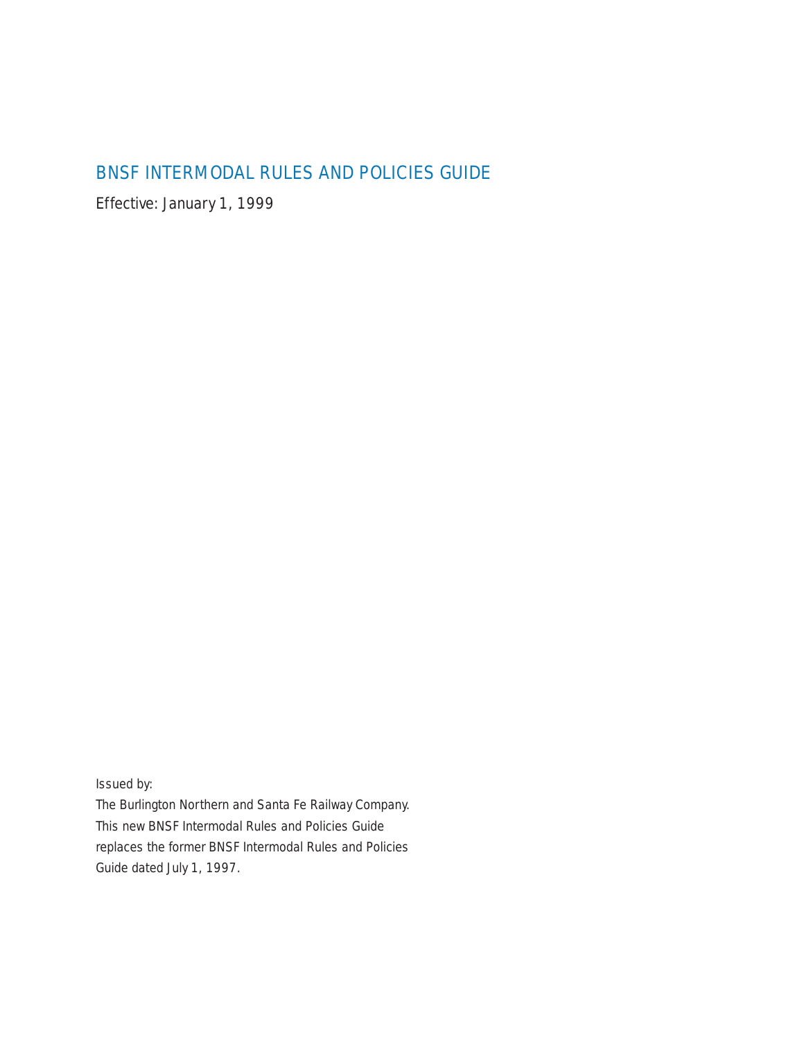# BNSF INTERMODAL RULES AND POLICIES GUIDE

Effective: January 1, 1999

Issued by:
The Burlington Northern and Santa Fe Railway Company.
This new BNSF Intermodal Rules and Policies Guide replaces the former BNSF Intermodal Rules and Policies Guide dated July 1, 1997.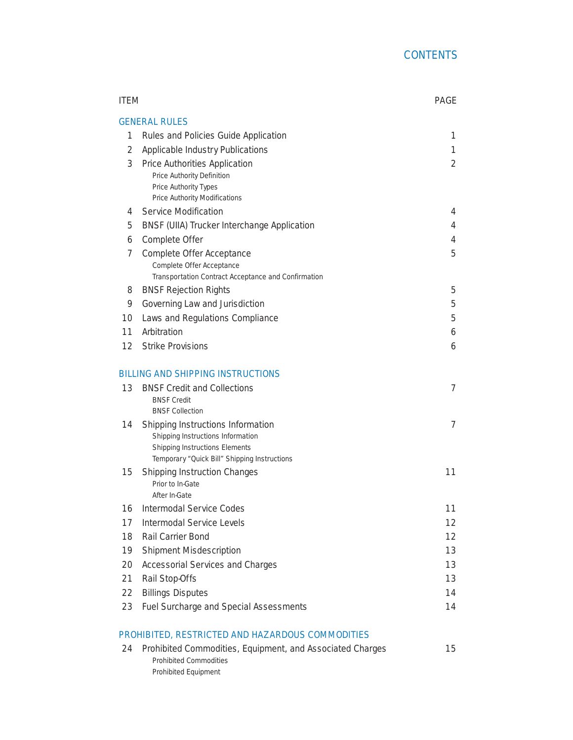# CONTENTS

| ITEM | | PAGE |
|---|---|---|
| **GENERAL RULES** | | |
| 1 | Rules and Policies Guide Application | 1 |
| 2 | Applicable Industry Publications | 1 |
| 3 | Price Authorities Application<br>Price Authority Definition<br>Price Authority Types<br>Price Authority Modifications | 2 |
| 4 | Service Modification | 4 |
| 5 | BNSF (UIIA) Trucker Interchange Application | 4 |
| 6 | Complete Offer | 4 |
| 7 | Complete Offer Acceptance<br>Complete Offer Acceptance<br>Transportation Contract Acceptance and Confirmation | 5 |
| 8 | BNSF Rejection Rights | 5 |
| 9 | Governing Law and Jurisdiction | 5 |
| 10 | Laws and Regulations Compliance | 5 |
| 11 | Arbitration | 6 |
| 12 | Strike Provisions | 6 |
| **BILLING AND SHIPPING INSTRUCTIONS** | | |
| 13 | BNSF Credit and Collections<br>BNSF Credit<br>BNSF Collection | 7 |
| 14 | Shipping Instructions Information<br>Shipping Instructions Information<br>Shipping Instructions Elements<br>Temporary "Quick Bill" Shipping Instructions | 7 |
| 15 | Shipping Instruction Changes<br>Prior to In-Gate<br>After In-Gate | 11 |
| 16 | Intermodal Service Codes | 11 |
| 17 | Intermodal Service Levels | 12 |
| 18 | Rail Carrier Bond | 12 |
| 19 | Shipment Misdescription | 13 |
| 20 | Accessorial Services and Charges | 13 |
| 21 | Rail Stop-Offs | 13 |
| 22 | Billings Disputes | 14 |
| 23 | Fuel Surcharge and Special Assessments | 14 |
| **PROHIBITED, RESTRICTED AND HAZARDOUS COMMODITIES** | | |
| 24 | Prohibited Commodities, Equipment, and Associated Charges<br>Prohibited Commodities<br>Prohibited Equipment | 15 |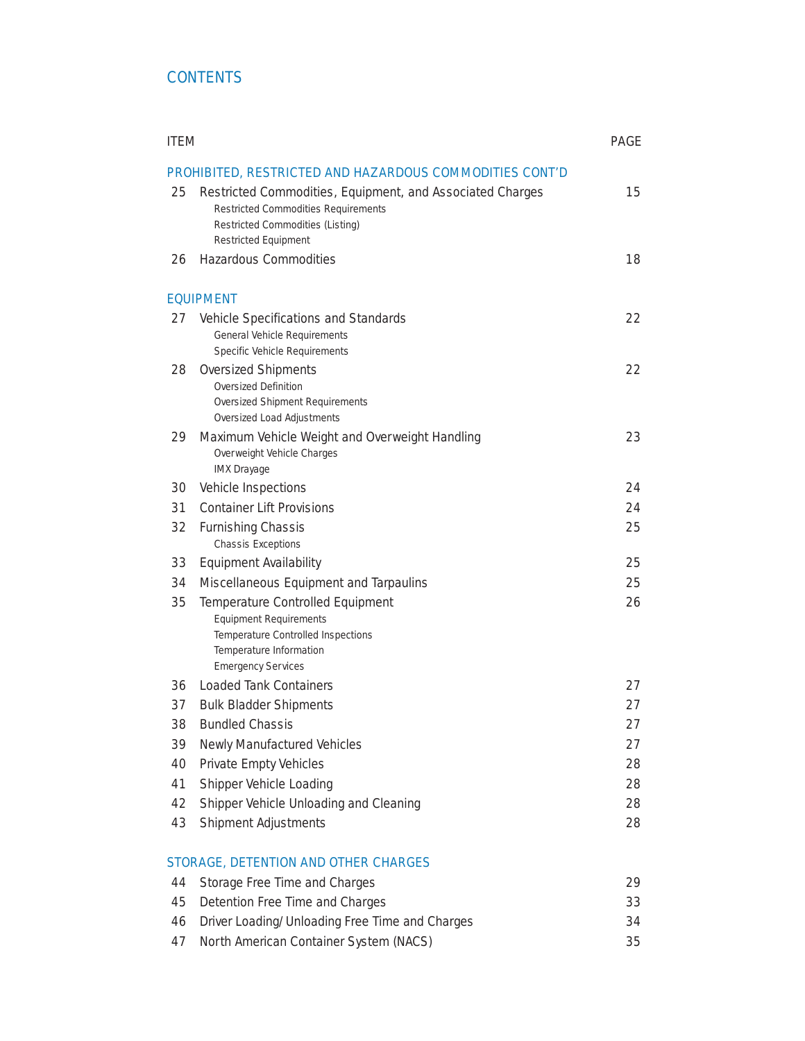# CONTENTS

| ITEM | | PAGE |
|---|---|---|
| **PROHIBITED, RESTRICTED AND HAZARDOUS COMMODITIES CONT'D** | | |
| 25 | Restricted Commodities, Equipment, and Associated Charges<br>Restricted Commodities Requirements<br>Restricted Commodities (Listing)<br>Restricted Equipment | 15 |
| 26 | Hazardous Commodities | 18 |
| **EQUIPMENT** | | |
| 27 | Vehicle Specifications and Standards<br>General Vehicle Requirements<br>Specific Vehicle Requirements | 22 |
| 28 | Oversized Shipments<br>Oversized Definition<br>Oversized Shipment Requirements<br>Oversized Load Adjustments | 22 |
| 29 | Maximum Vehicle Weight and Overweight Handling<br>Overweight Vehicle Charges<br>IMX Drayage | 23 |
| 30 | Vehicle Inspections | 24 |
| 31 | Container Lift Provisions | 24 |
| 32 | Furnishing Chassis<br>Chassis Exceptions | 25 |
| 33 | Equipment Availability | 25 |
| 34 | Miscellaneous Equipment and Tarpaulins | 25 |
| 35 | Temperature Controlled Equipment<br>Equipment Requirements<br>Temperature Controlled Inspections<br>Temperature Information<br>Emergency Services | 26 |
| 36 | Loaded Tank Containers | 27 |
| 37 | Bulk Bladder Shipments | 27 |
| 38 | Bundled Chassis | 27 |
| 39 | Newly Manufactured Vehicles | 27 |
| 40 | Private Empty Vehicles | 28 |
| 41 | Shipper Vehicle Loading | 28 |
| 42 | Shipper Vehicle Unloading and Cleaning | 28 |
| 43 | Shipment Adjustments | 28 |
| **STORAGE, DETENTION AND OTHER CHARGES** | | |
| 44 | Storage Free Time and Charges | 29 |
| 45 | Detention Free Time and Charges | 33 |
| 46 | Driver Loading/Unloading Free Time and Charges | 34 |
| 47 | North American Container System (NACS) | 35 |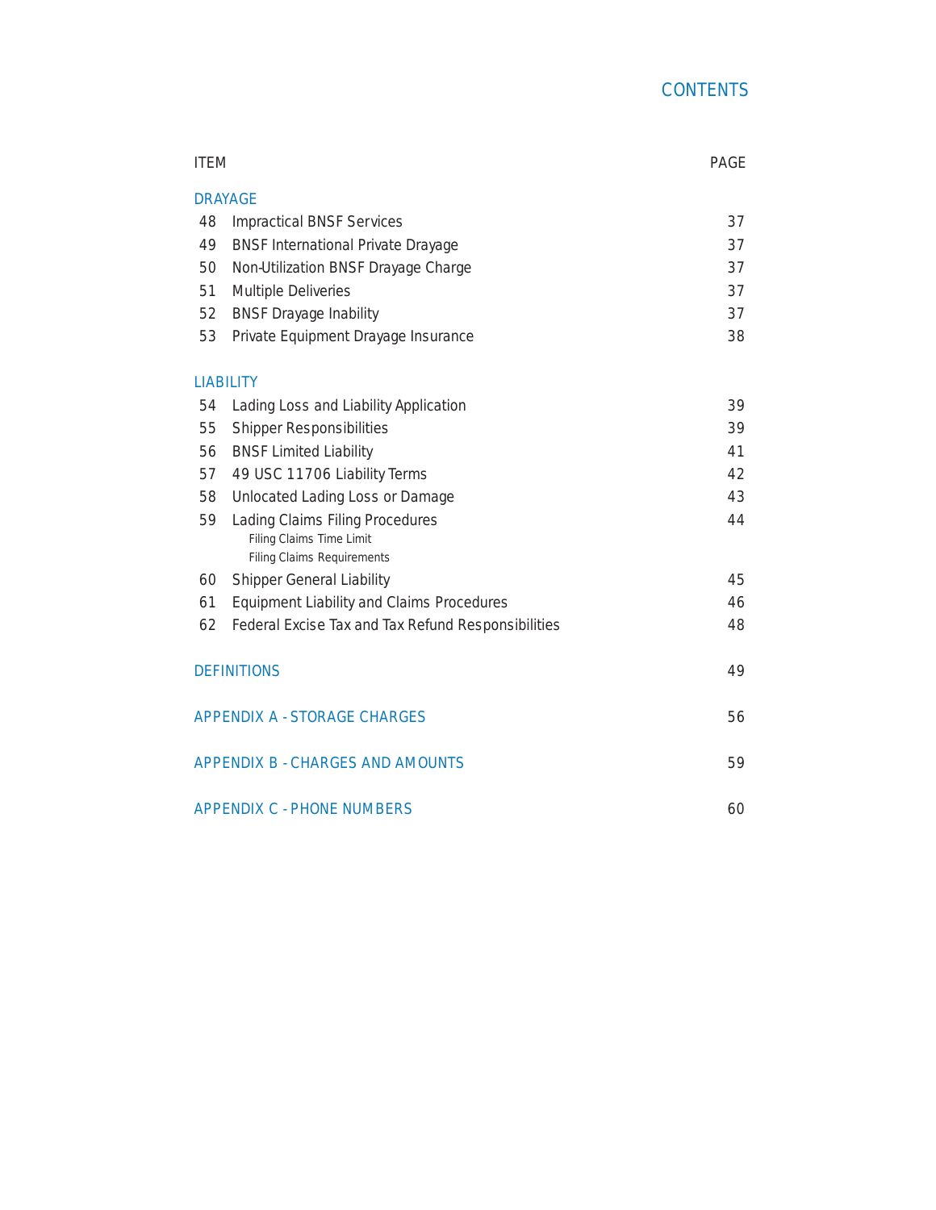# CONTENTS

| ITEM | | PAGE |
|---|---|---|
| **DRAYAGE** | | |
| 48 | Impractical BNSF Services | 37 |
| 49 | BNSF International Private Drayage | 37 |
| 50 | Non-Utilization BNSF Drayage Charge | 37 |
| 51 | Multiple Deliveries | 37 |
| 52 | BNSF Drayage Inability | 37 |
| 53 | Private Equipment Drayage Insurance | 38 |
| **LIABILITY** | | |
| 54 | Lading Loss and Liability Application | 39 |
| 55 | Shipper Responsibilities | 39 |
| 56 | BNSF Limited Liability | 41 |
| 57 | 49 USC 11706 Liability Terms | 42 |
| 58 | Unlocated Lading Loss or Damage | 43 |
| 59 | Lading Claims Filing Procedures<br>Filing Claims Time Limit<br>Filing Claims Requirements | 44 |
| 60 | Shipper General Liability | 45 |
| 61 | Equipment Liability and Claims Procedures | 46 |
| 62 | Federal Excise Tax and Tax Refund Responsibilities | 48 |
| **DEFINITIONS** | | 49 |
| **APPENDIX A - STORAGE CHARGES** | | 56 |
| **APPENDIX B - CHARGES AND AMOUNTS** | | 59 |
| **APPENDIX C - PHONE NUMBERS** | | 60 |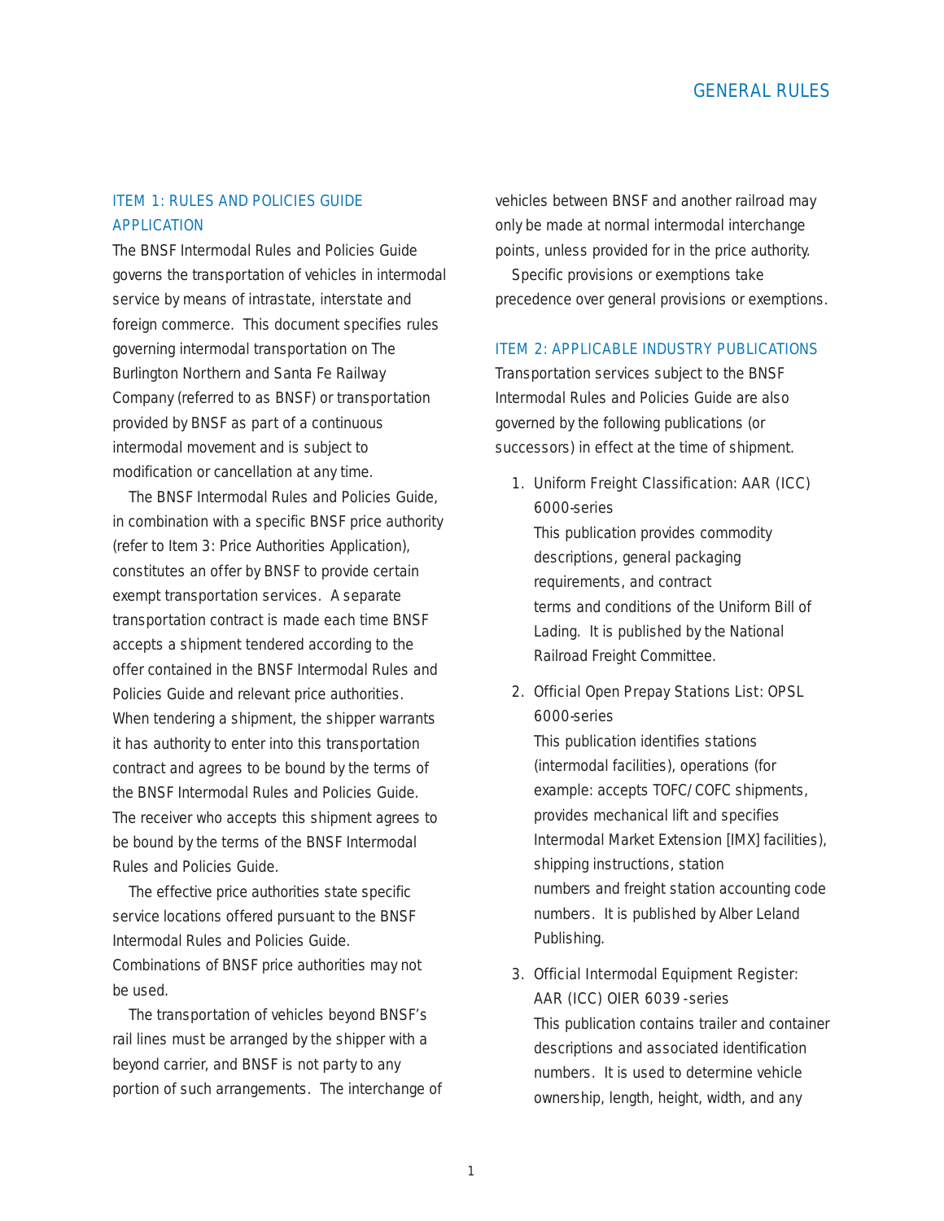# GENERAL RULES

## ITEM 1: RULES AND POLICIES GUIDE APPLICATION

The BNSF Intermodal Rules and Policies Guide governs the transportation of vehicles in intermodal service by means of intrastate, interstate and foreign commerce. This document specifies rules governing intermodal transportation on The Burlington Northern and Santa Fe Railway Company (referred to as BNSF) or transportation provided by BNSF as part of a continuous intermodal movement and is subject to modification or cancellation at any time.

The BNSF Intermodal Rules and Policies Guide, in combination with a specific BNSF price authority (refer to Item 3: Price Authorities Application), constitutes an offer by BNSF to provide certain exempt transportation services. A separate transportation contract is made each time BNSF accepts a shipment tendered according to the offer contained in the BNSF Intermodal Rules and Policies Guide and relevant price authorities. When tendering a shipment, the shipper warrants it has authority to enter into this transportation contract and agrees to be bound by the terms of the BNSF Intermodal Rules and Policies Guide. The receiver who accepts this shipment agrees to be bound by the terms of the BNSF Intermodal Rules and Policies Guide.

The effective price authorities state specific service locations offered pursuant to the BNSF Intermodal Rules and Policies Guide. Combinations of BNSF price authorities may not be used.

The transportation of vehicles beyond BNSF's rail lines must be arranged by the shipper with a beyond carrier, and BNSF is not party to any portion of such arrangements. The interchange of vehicles between BNSF and another railroad may only be made at normal intermodal interchange points, unless provided for in the price authority.

Specific provisions or exemptions take precedence over general provisions or exemptions.

## ITEM 2: APPLICABLE INDUSTRY PUBLICATIONS

Transportation services subject to the BNSF Intermodal Rules and Policies Guide are also governed by the following publications (or successors) in effect at the time of shipment.

1. Uniform Freight Classification: AAR (ICC) 6000-series
   This publication provides commodity descriptions, general packaging requirements, and contract terms and conditions of the Uniform Bill of Lading. It is published by the National Railroad Freight Committee.

2. Official Open Prepay Stations List: OPSL 6000-series
   This publication identifies stations (intermodal facilities), operations (for example: accepts TOFC/COFC shipments, provides mechanical lift and specifies Intermodal Market Extension [IMX] facilities), shipping instructions, station numbers and freight station accounting code numbers. It is published by Alber Leland Publishing.

3. Official Intermodal Equipment Register: AAR (ICC) OIER 6039-series
   This publication contains trailer and container descriptions and associated identification numbers. It is used to determine vehicle ownership, length, height, width, and any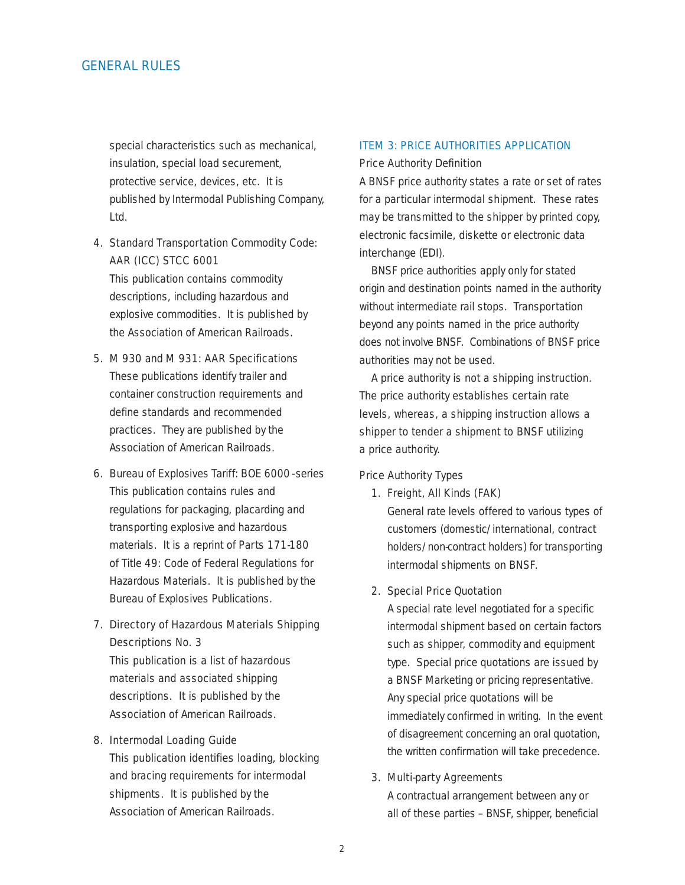special characteristics such as mechanical, insulation, special load securement, protective service, devices, etc. It is published by Intermodal Publishing Company, Ltd.

4. Standard Transportation Commodity Code: AAR (ICC) STCC 6001
   This publication contains commodity descriptions, including hazardous and explosive commodities. It is published by the Association of American Railroads.

5. M 930 and M 931: AAR Specifications
   These publications identify trailer and container construction requirements and define standards and recommended practices. They are published by the Association of American Railroads.

6. Bureau of Explosives Tariff: BOE 6000 -series
   This publication contains rules and regulations for packaging, placarding and transporting explosive and hazardous materials. It is a reprint of Parts 171-180 of Title 49: Code of Federal Regulations for Hazardous Materials. It is published by the Bureau of Explosives Publications.

7. Directory of Hazardous Materials Shipping Descriptions No. 3
   This publication is a list of hazardous materials and associated shipping descriptions. It is published by the Association of American Railroads.

8. Intermodal Loading Guide
   This publication identifies loading, blocking and bracing requirements for intermodal shipments. It is published by the Association of American Railroads.

## ITEM 3: PRICE AUTHORITIES APPLICATION

### Price Authority Definition

A BNSF price authority states a rate or set of rates for a particular intermodal shipment. These rates may be transmitted to the shipper by printed copy, electronic facsimile, diskette or electronic data interchange (EDI).

BNSF price authorities apply only for stated origin and destination points named in the authority without intermediate rail stops. Transportation beyond any points named in the price authority does not involve BNSF. Combinations of BNSF price authorities may not be used.

A price authority is not a shipping instruction. The price authority establishes certain rate levels, whereas, a shipping instruction allows a shipper to tender a shipment to BNSF utilizing a price authority.

### Price Authority Types

1. Freight, All Kinds (FAK)
   General rate levels offered to various types of customers (domestic/international, contract holders/non-contract holders) for transporting intermodal shipments on BNSF.

2. Special Price Quotation
   A special rate level negotiated for a specific intermodal shipment based on certain factors such as shipper, commodity and equipment type. Special price quotations are issued by a BNSF Marketing or pricing representative. Any special price quotations will be immediately confirmed in writing. In the event of disagreement concerning an oral quotation, the written confirmation will take precedence.

3. Multi-party Agreements
   A contractual arrangement between any or all of these parties – BNSF, shipper, beneficial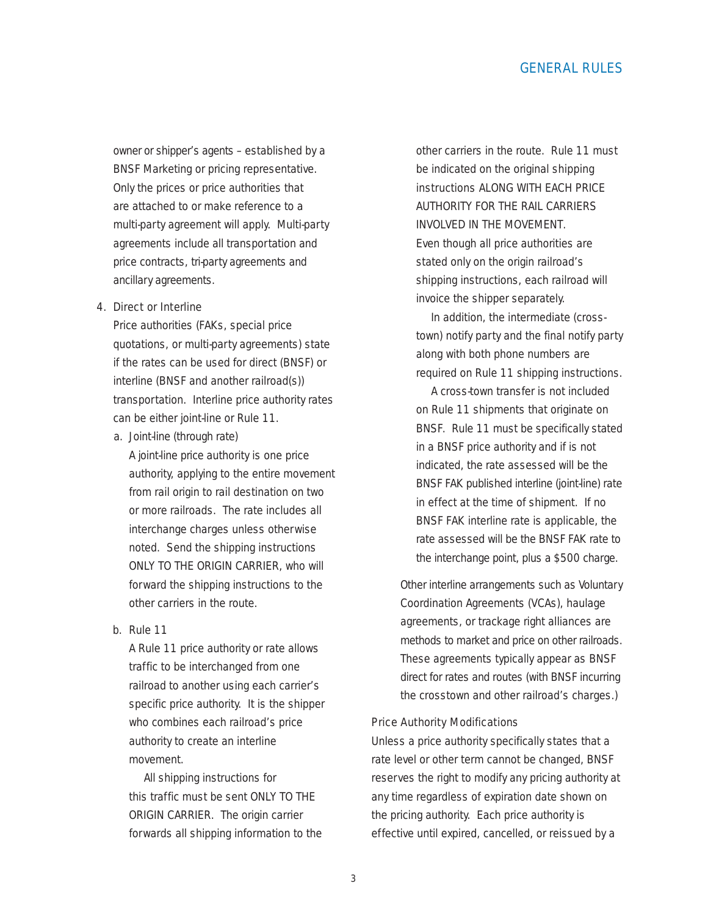owner or shipper's agents – established by a BNSF Marketing or pricing representative. Only the prices or price authorities that are attached to or make reference to a multi-party agreement will apply. Multi-party agreements include all transportation and price contracts, tri-party agreements and ancillary agreements.

4. Direct or Interline

   Price authorities (FAKs, special price quotations, or multi-party agreements) state if the rates can be used for direct (BNSF) or interline (BNSF and another railroad(s)) transportation. Interline price authority rates can be either joint-line or Rule 11.

   a. Joint-line (through rate)

      A joint-line price authority is one price authority, applying to the entire movement from rail origin to rail destination on two or more railroads. The rate includes all interchange charges unless otherwise noted. Send the shipping instructions ONLY TO THE ORIGIN CARRIER, who will forward the shipping instructions to the other carriers in the route.

   b. Rule 11

      A Rule 11 price authority or rate allows traffic to be interchanged from one railroad to another using each carrier's specific price authority. It is the shipper who combines each railroad's price authority to create an interline movement.

      All shipping instructions for this traffic must be sent ONLY TO THE ORIGIN CARRIER. The origin carrier forwards all shipping information to the other carriers in the route. Rule 11 must be indicated on the original shipping instructions ALONG WITH EACH PRICE AUTHORITY FOR THE RAIL CARRIERS INVOLVED IN THE MOVEMENT. Even though all price authorities are stated only on the origin railroad's shipping instructions, each railroad will invoice the shipper separately.

      In addition, the intermediate (cross-town) notify party and the final notify party along with both phone numbers are required on Rule 11 shipping instructions.

      A cross-town transfer is not included on Rule 11 shipments that originate on BNSF. Rule 11 must be specifically stated in a BNSF price authority and if is not indicated, the rate assessed will be the BNSF FAK published interline (joint-line) rate in effect at the time of shipment. If no BNSF FAK interline rate is applicable, the rate assessed will be the BNSF FAK rate to the interchange point, plus a $500 charge.

   Other interline arrangements such as Voluntary Coordination Agreements (VCAs), haulage agreements, or trackage right alliances are methods to market and price on other railroads. These agreements typically appear as BNSF direct for rates and routes (with BNSF incurring the crosstown and other railroad's charges.)

### Price Authority Modifications

Unless a price authority specifically states that a rate level or other term cannot be changed, BNSF reserves the right to modify any pricing authority at any time regardless of expiration date shown on the pricing authority. Each price authority is effective until expired, cancelled, or reissued by a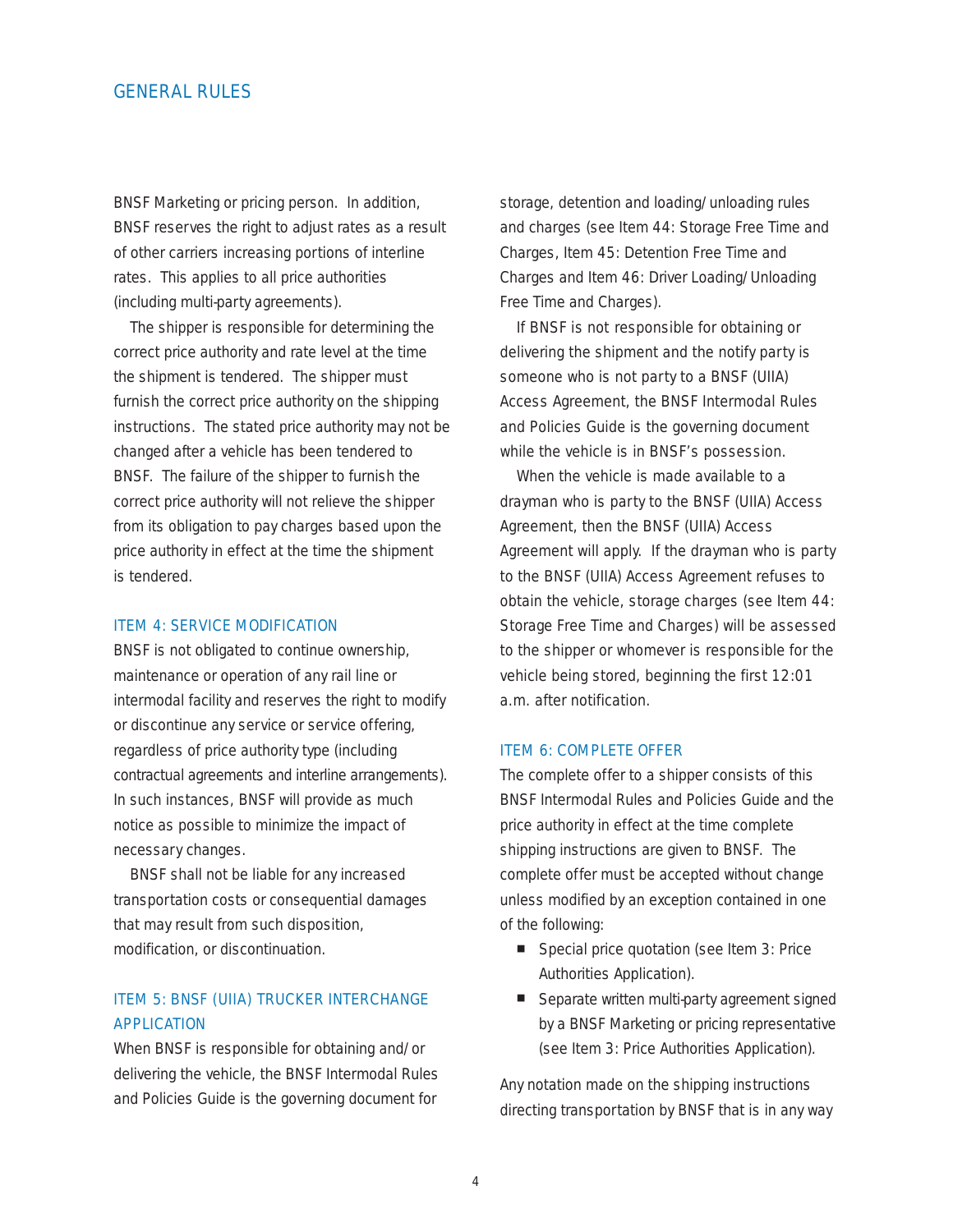BNSF Marketing or pricing person. In addition, BNSF reserves the right to adjust rates as a result of other carriers increasing portions of interline rates. This applies to all price authorities (including multi-party agreements).

The shipper is responsible for determining the correct price authority and rate level at the time the shipment is tendered. The shipper must furnish the correct price authority on the shipping instructions. The stated price authority may not be changed after a vehicle has been tendered to BNSF. The failure of the shipper to furnish the correct price authority will not relieve the shipper from its obligation to pay charges based upon the price authority in effect at the time the shipment is tendered.

## ITEM 4: SERVICE MODIFICATION

BNSF is not obligated to continue ownership, maintenance or operation of any rail line or intermodal facility and reserves the right to modify or discontinue any service or service offering, regardless of price authority type (including contractual agreements and interline arrangements). In such instances, BNSF will provide as much notice as possible to minimize the impact of necessary changes.

BNSF shall not be liable for any increased transportation costs or consequential damages that may result from such disposition, modification, or discontinuation.

## ITEM 5: BNSF (UIIA) TRUCKER INTERCHANGE APPLICATION

When BNSF is responsible for obtaining and/or delivering the vehicle, the BNSF Intermodal Rules and Policies Guide is the governing document for storage, detention and loading/unloading rules and charges (see Item 44: Storage Free Time and Charges, Item 45: Detention Free Time and Charges and Item 46: Driver Loading/Unloading Free Time and Charges).

If BNSF is not responsible for obtaining or delivering the shipment and the notify party is someone who is not party to a BNSF (UIIA) Access Agreement, the BNSF Intermodal Rules and Policies Guide is the governing document while the vehicle is in BNSF's possession.

When the vehicle is made available to a drayman who is party to the BNSF (UIIA) Access Agreement, then the BNSF (UIIA) Access Agreement will apply. If the drayman who is party to the BNSF (UIIA) Access Agreement refuses to obtain the vehicle, storage charges (see Item 44: Storage Free Time and Charges) will be assessed to the shipper or whomever is responsible for the vehicle being stored, beginning the first 12:01 a.m. after notification.

## ITEM 6: COMPLETE OFFER

The complete offer to a shipper consists of this BNSF Intermodal Rules and Policies Guide and the price authority in effect at the time complete shipping instructions are given to BNSF. The complete offer must be accepted without change unless modified by an exception contained in one of the following:

- Special price quotation (see Item 3: Price Authorities Application).
- Separate written multi-party agreement signed by a BNSF Marketing or pricing representative (see Item 3: Price Authorities Application).

Any notation made on the shipping instructions directing transportation by BNSF that is in any way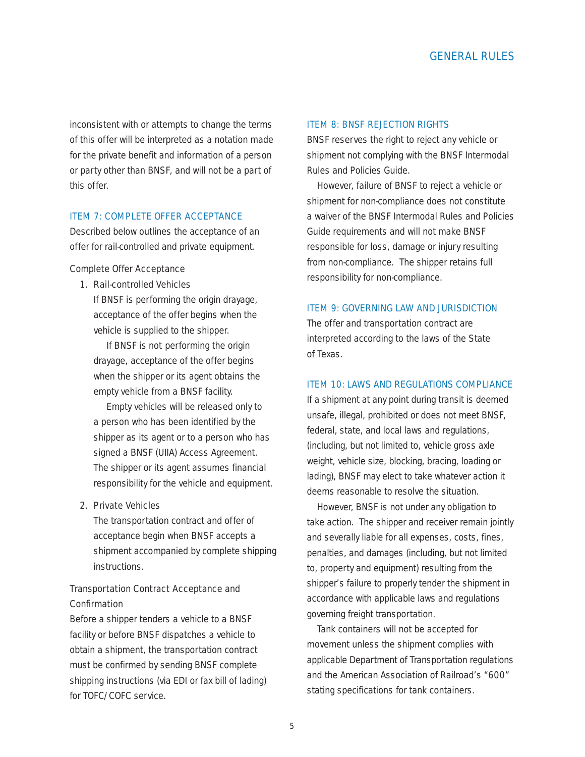inconsistent with or attempts to change the terms of this offer will be interpreted as a notation made for the private benefit and information of a person or party other than BNSF, and will not be a part of this offer.

## ITEM 7: COMPLETE OFFER ACCEPTANCE

Described below outlines the acceptance of an offer for rail-controlled and private equipment.

Complete Offer Acceptance

1. Rail-controlled Vehicles
   If BNSF is performing the origin drayage, acceptance of the offer begins when the vehicle is supplied to the shipper.

   If BNSF is not performing the origin drayage, acceptance of the offer begins when the shipper or its agent obtains the empty vehicle from a BNSF facility.

   Empty vehicles will be released only to a person who has been identified by the shipper as its agent or to a person who has signed a BNSF (UIIA) Access Agreement. The shipper or its agent assumes financial responsibility for the vehicle and equipment.

2. Private Vehicles
   The transportation contract and offer of acceptance begin when BNSF accepts a shipment accompanied by complete shipping instructions.

Transportation Contract Acceptance and Confirmation

Before a shipper tenders a vehicle to a BNSF facility or before BNSF dispatches a vehicle to obtain a shipment, the transportation contract must be confirmed by sending BNSF complete shipping instructions (via EDI or fax bill of lading) for TOFC/COFC service.

## ITEM 8: BNSF REJECTION RIGHTS

BNSF reserves the right to reject any vehicle or shipment not complying with the BNSF Intermodal Rules and Policies Guide.

However, failure of BNSF to reject a vehicle or shipment for non-compliance does not constitute a waiver of the BNSF Intermodal Rules and Policies Guide requirements and will not make BNSF responsible for loss, damage or injury resulting from non-compliance. The shipper retains full responsibility for non-compliance.

## ITEM 9: GOVERNING LAW AND JURISDICTION

The offer and transportation contract are interpreted according to the laws of the State of Texas.

## ITEM 10: LAWS AND REGULATIONS COMPLIANCE

If a shipment at any point during transit is deemed unsafe, illegal, prohibited or does not meet BNSF, federal, state, and local laws and regulations, (including, but not limited to, vehicle gross axle weight, vehicle size, blocking, bracing, loading or lading), BNSF may elect to take whatever action it deems reasonable to resolve the situation.

However, BNSF is not under any obligation to take action. The shipper and receiver remain jointly and severally liable for all expenses, costs, fines, penalties, and damages (including, but not limited to, property and equipment) resulting from the shipper's failure to properly tender the shipment in accordance with applicable laws and regulations governing freight transportation.

Tank containers will not be accepted for movement unless the shipment complies with applicable Department of Transportation regulations and the American Association of Railroad's "600" stating specifications for tank containers.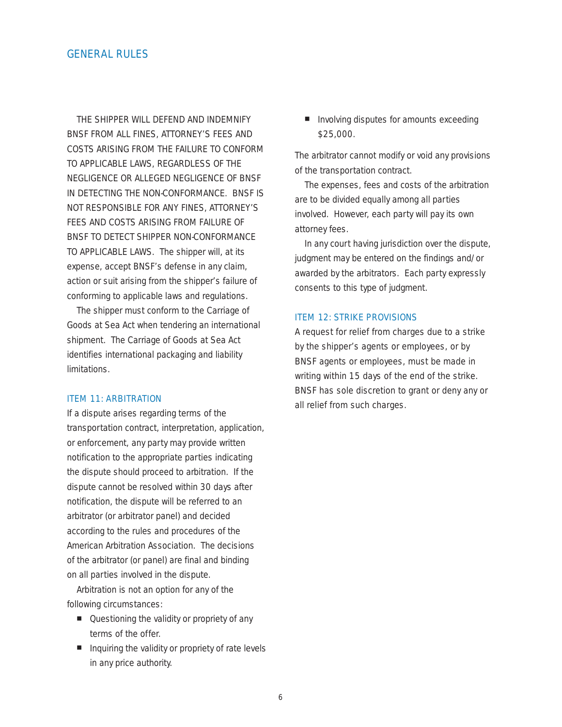# GENERAL RULES

THE SHIPPER WILL DEFEND AND INDEMNIFY BNSF FROM ALL FINES, ATTORNEY'S FEES AND COSTS ARISING FROM THE FAILURE TO CONFORM TO APPLICABLE LAWS, REGARDLESS OF THE NEGLIGENCE OR ALLEGED NEGLIGENCE OF BNSF IN DETECTING THE NON-CONFORMANCE. BNSF IS NOT RESPONSIBLE FOR ANY FINES, ATTORNEY'S FEES AND COSTS ARISING FROM FAILURE OF BNSF TO DETECT SHIPPER NON-CONFORMANCE TO APPLICABLE LAWS. The shipper will, at its expense, accept BNSF's defense in any claim, action or suit arising from the shipper's failure of conforming to applicable laws and regulations.

The shipper must conform to the Carriage of Goods at Sea Act when tendering an international shipment. The Carriage of Goods at Sea Act identifies international packaging and liability limitations.

## ITEM 11: ARBITRATION

If a dispute arises regarding terms of the transportation contract, interpretation, application, or enforcement, any party may provide written notification to the appropriate parties indicating the dispute should proceed to arbitration. If the dispute cannot be resolved within 30 days after notification, the dispute will be referred to an arbitrator (or arbitrator panel) and decided according to the rules and procedures of the American Arbitration Association. The decisions of the arbitrator (or panel) are final and binding on all parties involved in the dispute.

Arbitration is not an option for any of the following circumstances:

- Questioning the validity or propriety of any terms of the offer.
- Inquiring the validity or propriety of rate levels in any price authority.
- Involving disputes for amounts exceeding $25,000.

The arbitrator cannot modify or void any provisions of the transportation contract.

The expenses, fees and costs of the arbitration are to be divided equally among all parties involved. However, each party will pay its own attorney fees.

In any court having jurisdiction over the dispute, judgment may be entered on the findings and/or awarded by the arbitrators. Each party expressly consents to this type of judgment.

## ITEM 12: STRIKE PROVISIONS

A request for relief from charges due to a strike by the shipper's agents or employees, or by BNSF agents or employees, must be made in writing within 15 days of the end of the strike. BNSF has sole discretion to grant or deny any or all relief from such charges.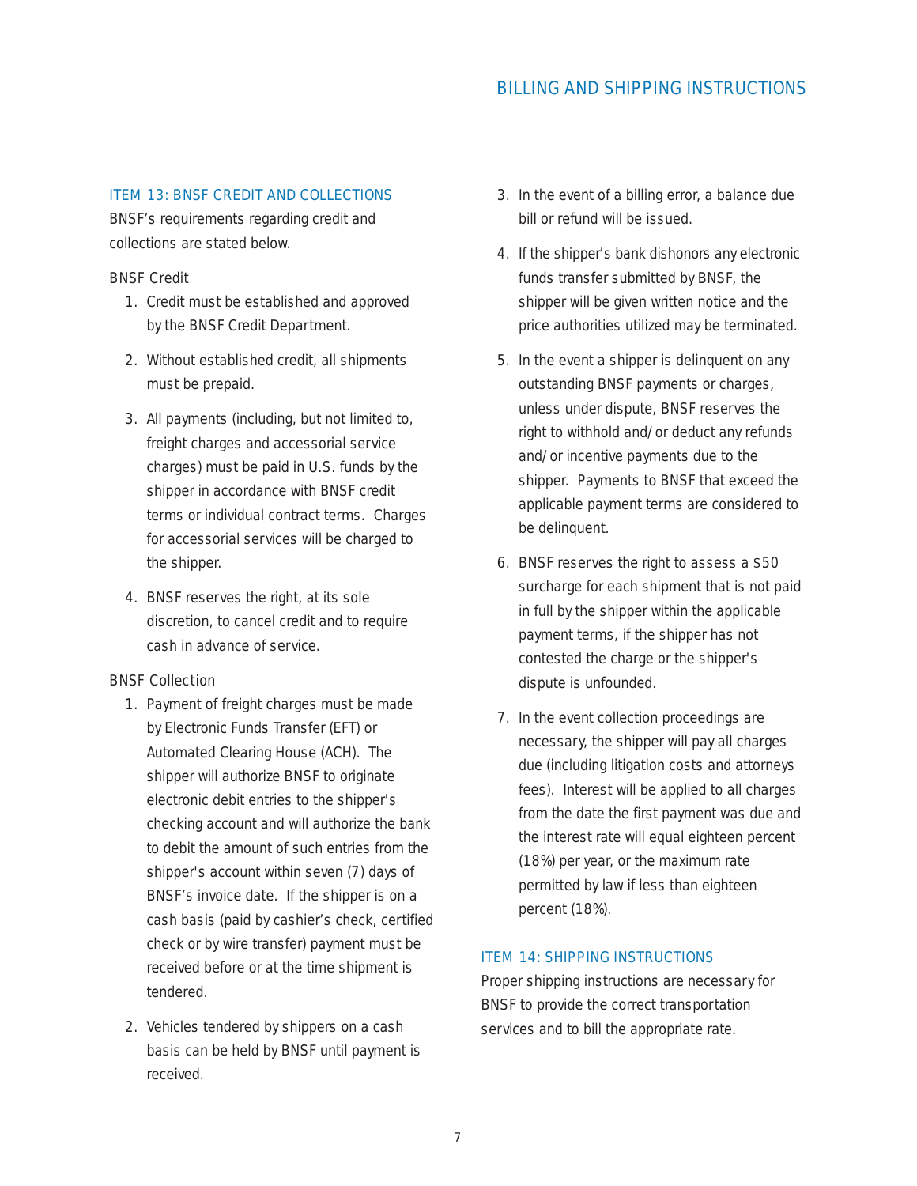## ITEM 13: BNSF CREDIT AND COLLECTIONS

BNSF's requirements regarding credit and collections are stated below.

### BNSF Credit

1. Credit must be established and approved by the BNSF Credit Department.
2. Without established credit, all shipments must be prepaid.
3. All payments (including, but not limited to, freight charges and accessorial service charges) must be paid in U.S. funds by the shipper in accordance with BNSF credit terms or individual contract terms. Charges for accessorial services will be charged to the shipper.
4. BNSF reserves the right, at its sole discretion, to cancel credit and to require cash in advance of service.

### BNSF Collection

1. Payment of freight charges must be made by Electronic Funds Transfer (EFT) or Automated Clearing House (ACH). The shipper will authorize BNSF to originate electronic debit entries to the shipper's checking account and will authorize the bank to debit the amount of such entries from the shipper's account within seven (7) days of BNSF's invoice date. If the shipper is on a cash basis (paid by cashier's check, certified check or by wire transfer) payment must be received before or at the time shipment is tendered.
2. Vehicles tendered by shippers on a cash basis can be held by BNSF until payment is received.
3. In the event of a billing error, a balance due bill or refund will be issued.
4. If the shipper's bank dishonors any electronic funds transfer submitted by BNSF, the shipper will be given written notice and the price authorities utilized may be terminated.
5. In the event a shipper is delinquent on any outstanding BNSF payments or charges, unless under dispute, BNSF reserves the right to withhold and/or deduct any refunds and/or incentive payments due to the shipper. Payments to BNSF that exceed the applicable payment terms are considered to be delinquent.
6. BNSF reserves the right to assess a $50 surcharge for each shipment that is not paid in full by the shipper within the applicable payment terms, if the shipper has not contested the charge or the shipper's dispute is unfounded.
7. In the event collection proceedings are necessary, the shipper will pay all charges due (including litigation costs and attorneys fees). Interest will be applied to all charges from the date the first payment was due and the interest rate will equal eighteen percent (18%) per year, or the maximum rate permitted by law if less than eighteen percent (18%).

## ITEM 14: SHIPPING INSTRUCTIONS

Proper shipping instructions are necessary for BNSF to provide the correct transportation services and to bill the appropriate rate.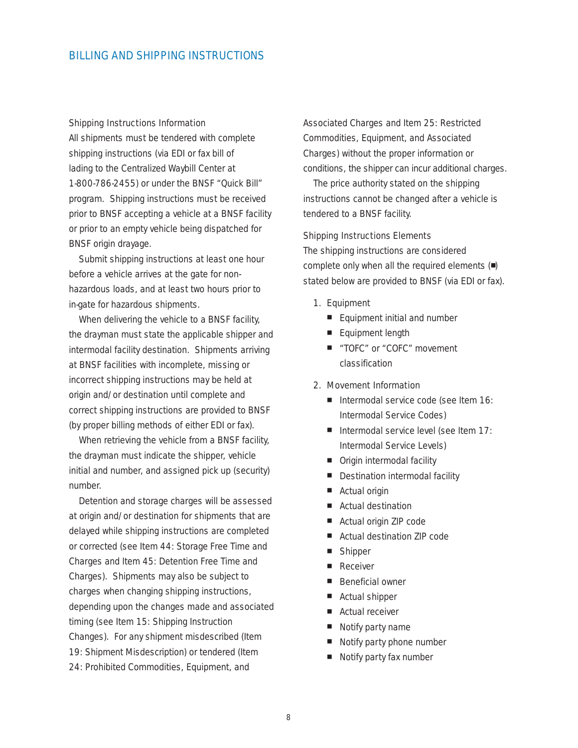## BILLING AND SHIPPING INSTRUCTIONS

### Shipping Instructions Information

All shipments must be tendered with complete shipping instructions (via EDI or fax bill of lading to the Centralized Waybill Center at 1-800-786-2455) or under the BNSF "Quick Bill" program. Shipping instructions must be received prior to BNSF accepting a vehicle at a BNSF facility or prior to an empty vehicle being dispatched for BNSF origin drayage.

Submit shipping instructions at least one hour before a vehicle arrives at the gate for non-hazardous loads, and at least two hours prior to in-gate for hazardous shipments.

When delivering the vehicle to a BNSF facility, the drayman must state the applicable shipper and intermodal facility destination. Shipments arriving at BNSF facilities with incomplete, missing or incorrect shipping instructions may be held at origin and/or destination until complete and correct shipping instructions are provided to BNSF (by proper billing methods of either EDI or fax).

When retrieving the vehicle from a BNSF facility, the drayman must indicate the shipper, vehicle initial and number, and assigned pick up (security) number.

Detention and storage charges will be assessed at origin and/or destination for shipments that are delayed while shipping instructions are completed or corrected (see Item 44: Storage Free Time and Charges and Item 45: Detention Free Time and Charges). Shipments may also be subject to charges when changing shipping instructions, depending upon the changes made and associated timing (see Item 15: Shipping Instruction Changes). For any shipment misdescribed (Item 19: Shipment Misdescription) or tendered (Item 24: Prohibited Commodities, Equipment, and Associated Charges and Item 25: Restricted Commodities, Equipment, and Associated Charges) without the proper information or conditions, the shipper can incur additional charges.

The price authority stated on the shipping instructions cannot be changed after a vehicle is tendered to a BNSF facility.

### Shipping Instructions Elements

The shipping instructions are considered complete only when all the required elements (■) stated below are provided to BNSF (via EDI or fax).

1. Equipment
   - ■ Equipment initial and number
   - ■ Equipment length
   - ■ "TOFC" or "COFC" movement classification
2. Movement Information
   - ■ Intermodal service code (see Item 16: Intermodal Service Codes)
   - ■ Intermodal service level (see Item 17: Intermodal Service Levels)
   - ■ Origin intermodal facility
   - ■ Destination intermodal facility
   - ■ Actual origin
   - ■ Actual destination
   - ■ Actual origin ZIP code
   - ■ Actual destination ZIP code
   - ■ Shipper
   - ■ Receiver
   - ■ Beneficial owner
   - ■ Actual shipper
   - ■ Actual receiver
   - ■ Notify party name
   - ■ Notify party phone number
   - ■ Notify party fax number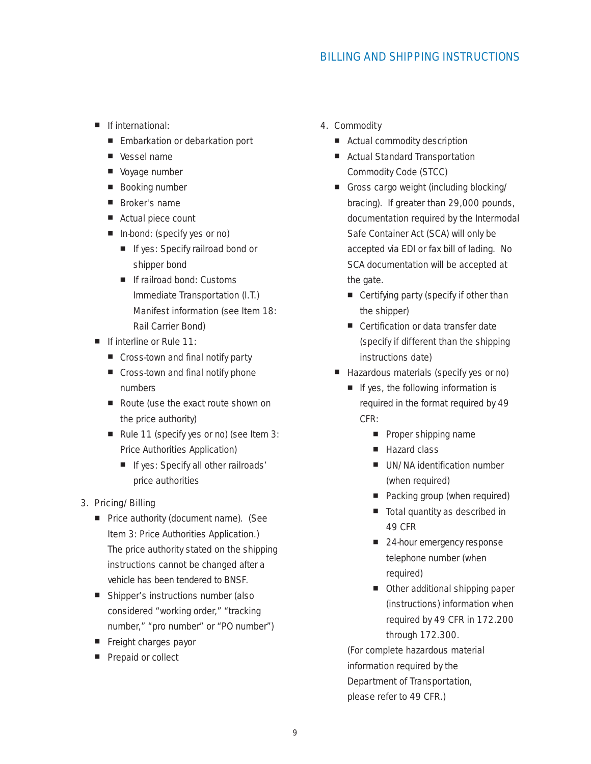- If international:
  - Embarkation or debarkation port
  - Vessel name
  - Voyage number
  - Booking number
  - Broker's name
  - Actual piece count
  - In-bond: (specify yes or no)
    - If yes: Specify railroad bond or shipper bond
    - If railroad bond: Customs Immediate Transportation (I.T.) Manifest information (see Item 18: Rail Carrier Bond)
- If interline or Rule 11:
  - Cross-town and final notify party
  - Cross-town and final notify phone numbers
  - Route (use the exact route shown on the price authority)
  - Rule 11 (specify yes or no) (see Item 3: Price Authorities Application)
    - If yes: Specify all other railroads' price authorities

3. Pricing/Billing
   - Price authority (document name). (See Item 3: Price Authorities Application.) The price authority stated on the shipping instructions cannot be changed after a vehicle has been tendered to BNSF.
   - Shipper's instructions number (also considered "working order," "tracking number," "pro number" or "PO number")
   - Freight charges payor
   - Prepaid or collect

4. Commodity
   - Actual commodity description
   - Actual Standard Transportation Commodity Code (STCC)
   - Gross cargo weight (including blocking/bracing). If greater than 29,000 pounds, documentation required by the Intermodal Safe Container Act (SCA) will only be accepted via EDI or fax bill of lading. No SCA documentation will be accepted at the gate.
     - Certifying party (specify if other than the shipper)
     - Certification or data transfer date (specify if different than the shipping instructions date)
   - Hazardous materials (specify yes or no)
     - If yes, the following information is required in the format required by 49 CFR:
       - Proper shipping name
       - Hazard class
       - UN/NA identification number (when required)
       - Packing group (when required)
       - Total quantity as described in 49 CFR
       - 24-hour emergency response telephone number (when required)
       - Other additional shipping paper (instructions) information when required by 49 CFR in 172.200 through 172.300.

   (For complete hazardous material information required by the Department of Transportation, please refer to 49 CFR.)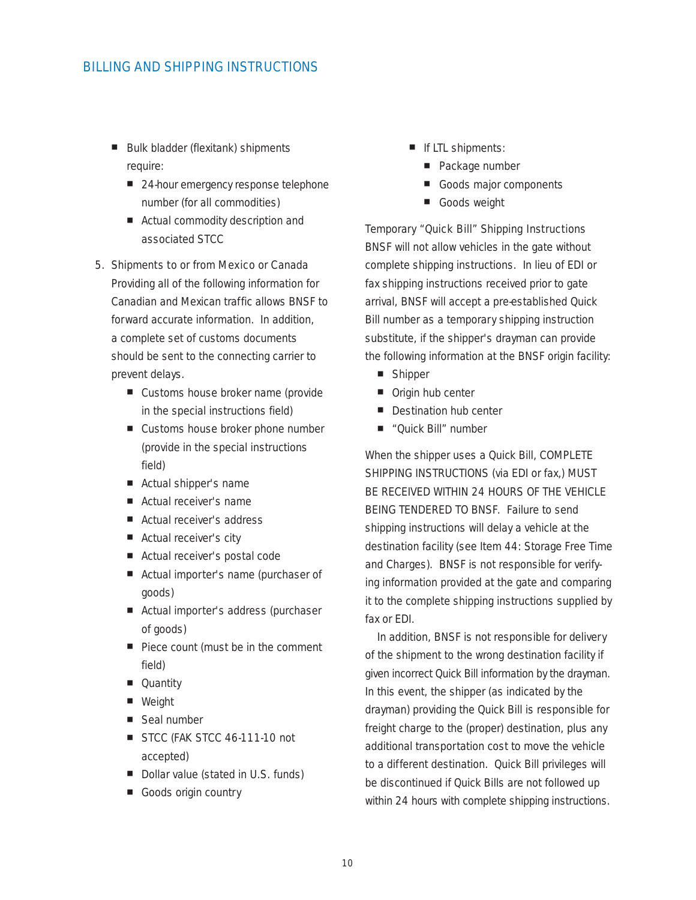- Bulk bladder (flexitank) shipments require:
  - 24-hour emergency response telephone number (for all commodities)
  - Actual commodity description and associated STCC

5. Shipments to or from Mexico or Canada
   Providing all of the following information for Canadian and Mexican traffic allows BNSF to forward accurate information. In addition, a complete set of customs documents should be sent to the connecting carrier to prevent delays.
   - Customs house broker name (provide in the special instructions field)
   - Customs house broker phone number (provide in the special instructions field)
   - Actual shipper's name
   - Actual receiver's name
   - Actual receiver's address
   - Actual receiver's city
   - Actual receiver's postal code
   - Actual importer's name (purchaser of goods)
   - Actual importer's address (purchaser of goods)
   - Piece count (must be in the comment field)
   - Quantity
   - Weight
   - Seal number
   - STCC (FAK STCC 46-111-10 not accepted)
   - Dollar value (stated in U.S. funds)
   - Goods origin country
   - If LTL shipments:
     - Package number
     - Goods major components
     - Goods weight

Temporary "Quick Bill" Shipping Instructions
BNSF will not allow vehicles in the gate without complete shipping instructions. In lieu of EDI or fax shipping instructions received prior to gate arrival, BNSF will accept a pre-established Quick Bill number as a temporary shipping instruction substitute, if the shipper's drayman can provide the following information at the BNSF origin facility:

- Shipper
- Origin hub center
- Destination hub center
- "Quick Bill" number

When the shipper uses a Quick Bill, COMPLETE SHIPPING INSTRUCTIONS (via EDI or fax,) MUST BE RECEIVED WITHIN 24 HOURS OF THE VEHICLE BEING TENDERED TO BNSF. Failure to send shipping instructions will delay a vehicle at the destination facility (see Item 44: Storage Free Time and Charges). BNSF is not responsible for verifying information provided at the gate and comparing it to the complete shipping instructions supplied by fax or EDI.

In addition, BNSF is not responsible for delivery of the shipment to the wrong destination facility if given incorrect Quick Bill information by the drayman. In this event, the shipper (as indicated by the drayman) providing the Quick Bill is responsible for freight charge to the (proper) destination, plus any additional transportation cost to move the vehicle to a different destination. Quick Bill privileges will be discontinued if Quick Bills are not followed up within 24 hours with complete shipping instructions.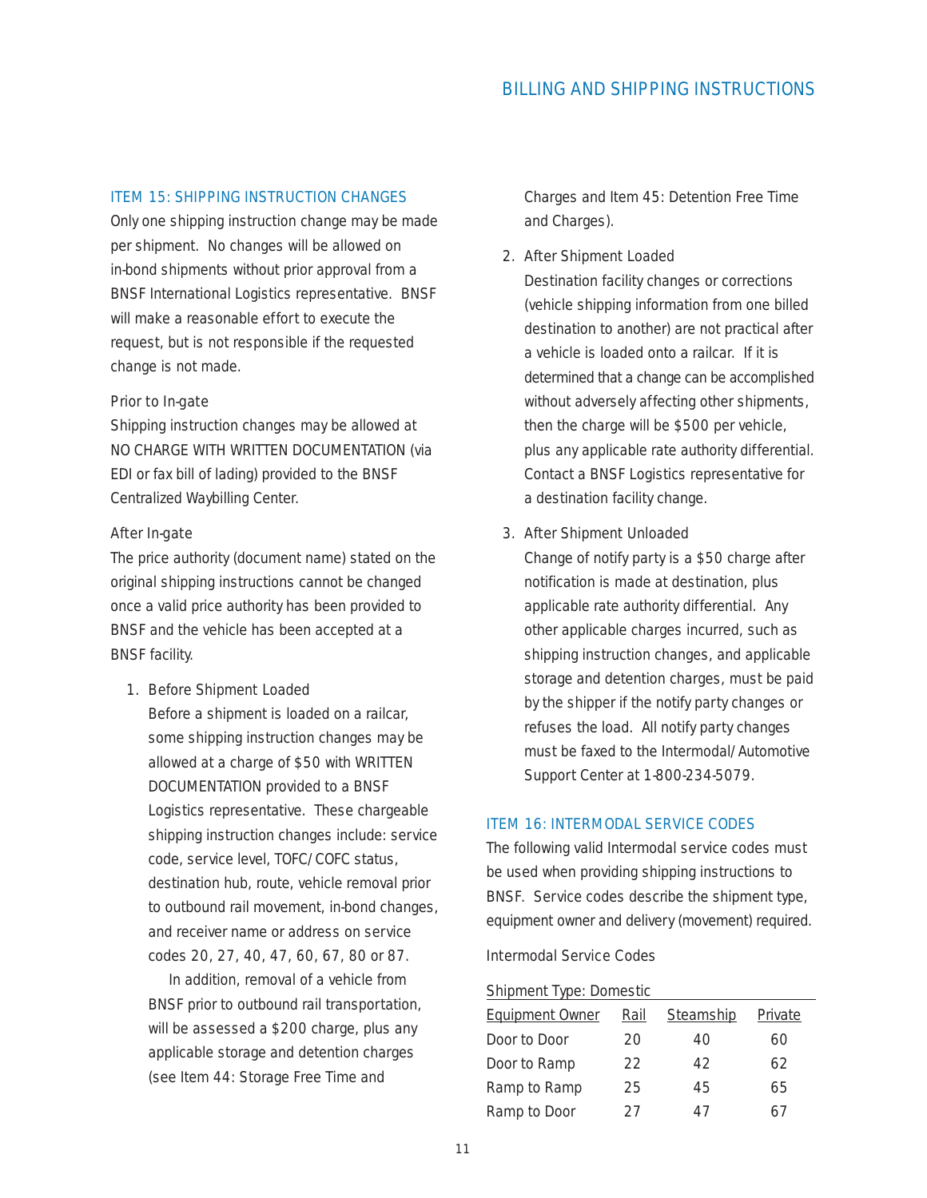## ITEM 15: SHIPPING INSTRUCTION CHANGES

Only one shipping instruction change may be made per shipment. No changes will be allowed on in-bond shipments without prior approval from a BNSF International Logistics representative. BNSF will make a reasonable effort to execute the request, but is not responsible if the requested change is not made.

### Prior to In-gate

Shipping instruction changes may be allowed at NO CHARGE WITH WRITTEN DOCUMENTATION (via EDI or fax bill of lading) provided to the BNSF Centralized Waybilling Center.

### After In-gate

The price authority (document name) stated on the original shipping instructions cannot be changed once a valid price authority has been provided to BNSF and the vehicle has been accepted at a BNSF facility.

1. Before Shipment Loaded
   Before a shipment is loaded on a railcar, some shipping instruction changes may be allowed at a charge of $50 with WRITTEN DOCUMENTATION provided to a BNSF Logistics representative. These chargeable shipping instruction changes include: service code, service level, TOFC/COFC status, destination hub, route, vehicle removal prior to outbound rail movement, in-bond changes, and receiver name or address on service codes 20, 27, 40, 47, 60, 67, 80 or 87.

   In addition, removal of a vehicle from BNSF prior to outbound rail transportation, will be assessed a $200 charge, plus any applicable storage and detention charges (see Item 44: Storage Free Time and Charges and Item 45: Detention Free Time and Charges).

2. After Shipment Loaded
   Destination facility changes or corrections (vehicle shipping information from one billed destination to another) are not practical after a vehicle is loaded onto a railcar. If it is determined that a change can be accomplished without adversely affecting other shipments, then the charge will be $500 per vehicle, plus any applicable rate authority differential. Contact a BNSF Logistics representative for a destination facility change.

3. After Shipment Unloaded
   Change of notify party is a $50 charge after notification is made at destination, plus applicable rate authority differential. Any other applicable charges incurred, such as shipping instruction changes, and applicable storage and detention charges, must be paid by the shipper if the notify party changes or refuses the load. All notify party changes must be faxed to the Intermodal/Automotive Support Center at 1-800-234-5079.

## ITEM 16: INTERMODAL SERVICE CODES

The following valid Intermodal service codes must be used when providing shipping instructions to BNSF. Service codes describe the shipment type, equipment owner and delivery (movement) required.

Intermodal Service Codes

Shipment Type: Domestic

| Equipment Owner | Rail | Steamship | Private |
|---|---|---|---|
| Door to Door | 20 | 40 | 60 |
| Door to Ramp | 22 | 42 | 62 |
| Ramp to Ramp | 25 | 45 | 65 |
| Ramp to Door | 27 | 47 | 67 |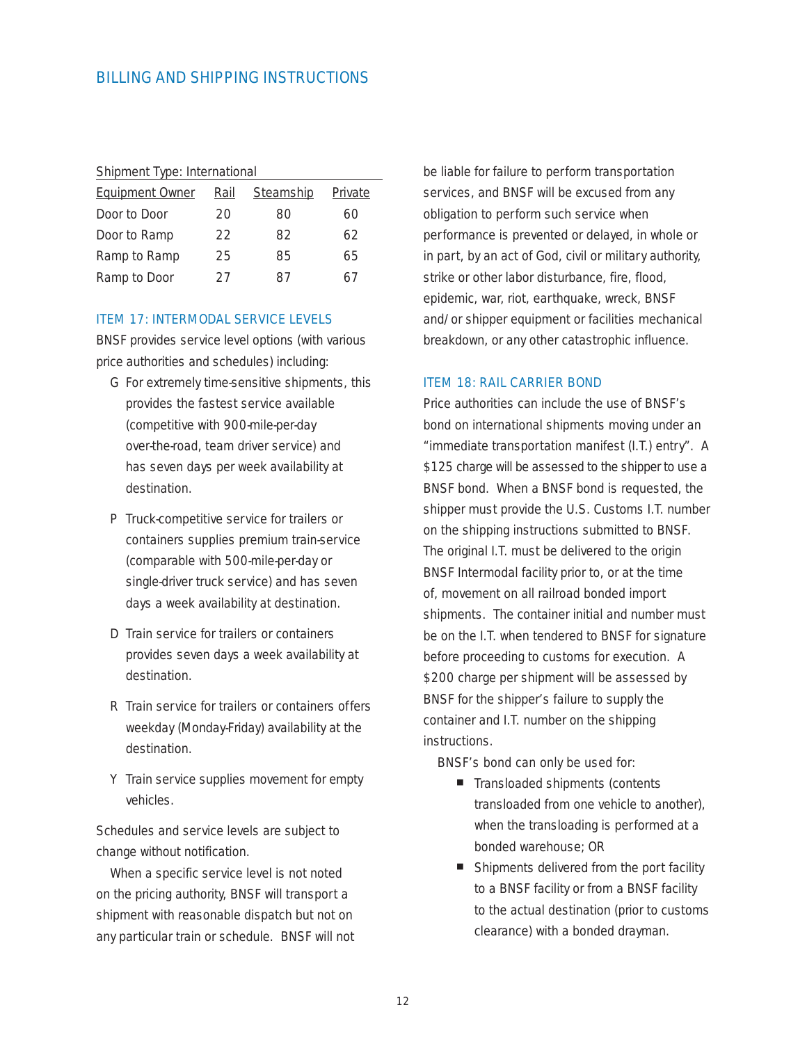## BILLING AND SHIPPING INSTRUCTIONS

| Shipment Type: International | | | |
|---|---|---|---|
| Equipment Owner | Rail | Steamship | Private |
| Door to Door | 20 | 80 | 60 |
| Door to Ramp | 22 | 82 | 62 |
| Ramp to Ramp | 25 | 85 | 65 |
| Ramp to Door | 27 | 87 | 67 |

### ITEM 17: INTERMODAL SERVICE LEVELS

BNSF provides service level options (with various price authorities and schedules) including:

- G For extremely time-sensitive shipments, this provides the fastest service available (competitive with 900-mile-per-day over-the-road, team driver service) and has seven days per week availability at destination.
- P Truck-competitive service for trailers or containers supplies premium train-service (comparable with 500-mile-per-day or single-driver truck service) and has seven days a week availability at destination.
- D Train service for trailers or containers provides seven days a week availability at destination.
- R Train service for trailers or containers offers weekday (Monday-Friday) availability at the destination.
- Y Train service supplies movement for empty vehicles.

Schedules and service levels are subject to change without notification.

When a specific service level is not noted on the pricing authority, BNSF will transport a shipment with reasonable dispatch but not on any particular train or schedule. BNSF will not be liable for failure to perform transportation services, and BNSF will be excused from any obligation to perform such service when performance is prevented or delayed, in whole or in part, by an act of God, civil or military authority, strike or other labor disturbance, fire, flood, epidemic, war, riot, earthquake, wreck, BNSF and/or shipper equipment or facilities mechanical breakdown, or any other catastrophic influence.

### ITEM 18: RAIL CARRIER BOND

Price authorities can include the use of BNSF's bond on international shipments moving under an "immediate transportation manifest (I.T.) entry". A $125 charge will be assessed to the shipper to use a BNSF bond. When a BNSF bond is requested, the shipper must provide the U.S. Customs I.T. number on the shipping instructions submitted to BNSF. The original I.T. must be delivered to the origin BNSF Intermodal facility prior to, or at the time of, movement on all railroad bonded import shipments. The container initial and number must be on the I.T. when tendered to BNSF for signature before proceeding to customs for execution. A $200 charge per shipment will be assessed by BNSF for the shipper's failure to supply the container and I.T. number on the shipping instructions.

BNSF's bond can only be used for:

- Transloaded shipments (contents transloaded from one vehicle to another), when the transloading is performed at a bonded warehouse; OR
- Shipments delivered from the port facility to a BNSF facility or from a BNSF facility to the actual destination (prior to customs clearance) with a bonded drayman.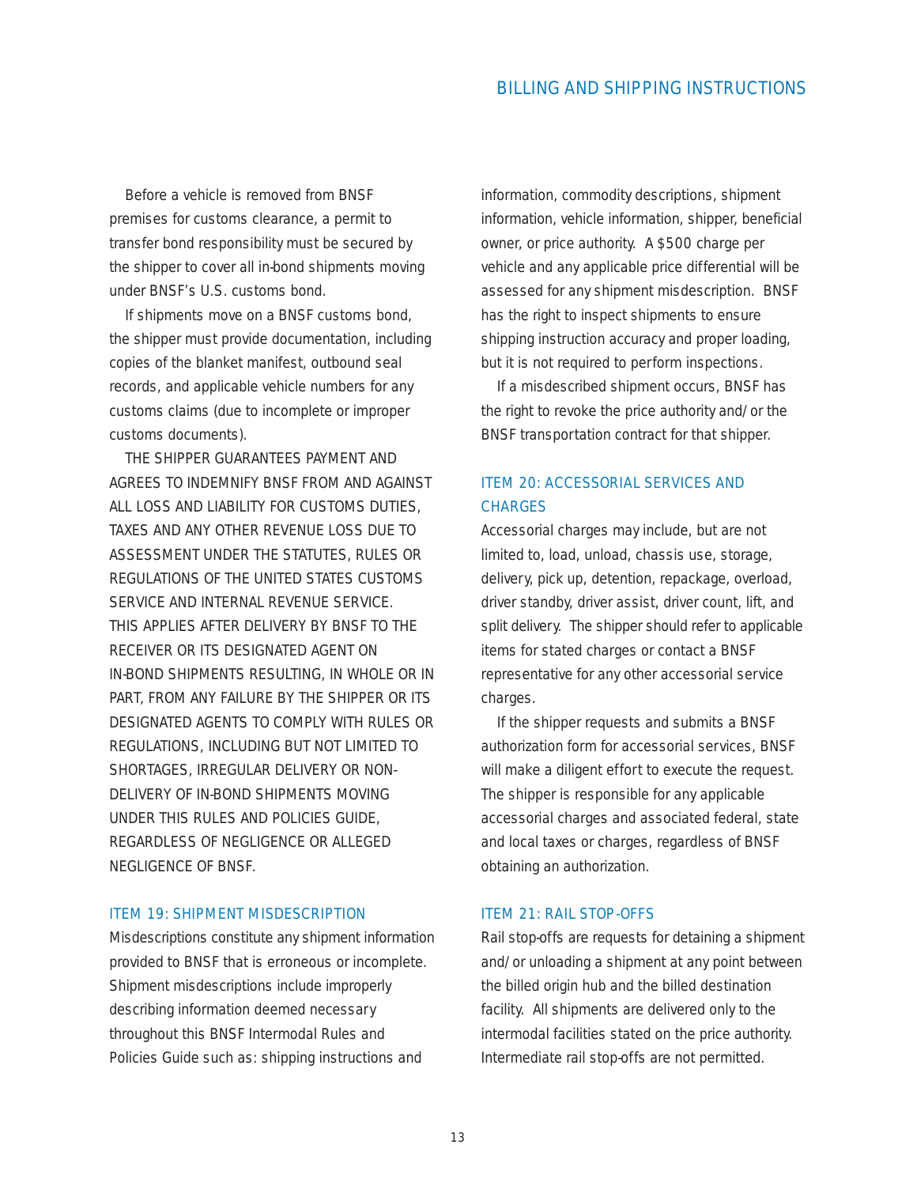Before a vehicle is removed from BNSF premises for customs clearance, a permit to transfer bond responsibility must be secured by the shipper to cover all in-bond shipments moving under BNSF's U.S. customs bond.

If shipments move on a BNSF customs bond, the shipper must provide documentation, including copies of the blanket manifest, outbound seal records, and applicable vehicle numbers for any customs claims (due to incomplete or improper customs documents).

THE SHIPPER GUARANTEES PAYMENT AND AGREES TO INDEMNIFY BNSF FROM AND AGAINST ALL LOSS AND LIABILITY FOR CUSTOMS DUTIES, TAXES AND ANY OTHER REVENUE LOSS DUE TO ASSESSMENT UNDER THE STATUTES, RULES OR REGULATIONS OF THE UNITED STATES CUSTOMS SERVICE AND INTERNAL REVENUE SERVICE. THIS APPLIES AFTER DELIVERY BY BNSF TO THE RECEIVER OR ITS DESIGNATED AGENT ON IN-BOND SHIPMENTS RESULTING, IN WHOLE OR IN PART, FROM ANY FAILURE BY THE SHIPPER OR ITS DESIGNATED AGENTS TO COMPLY WITH RULES OR REGULATIONS, INCLUDING BUT NOT LIMITED TO SHORTAGES, IRREGULAR DELIVERY OR NON-DELIVERY OF IN-BOND SHIPMENTS MOVING UNDER THIS RULES AND POLICIES GUIDE, REGARDLESS OF NEGLIGENCE OR ALLEGED NEGLIGENCE OF BNSF.

## ITEM 19: SHIPMENT MISDESCRIPTION

Misdescriptions constitute any shipment information provided to BNSF that is erroneous or incomplete. Shipment misdescriptions include improperly describing information deemed necessary throughout this BNSF Intermodal Rules and Policies Guide such as: shipping instructions and information, commodity descriptions, shipment information, vehicle information, shipper, beneficial owner, or price authority. A $500 charge per vehicle and any applicable price differential will be assessed for any shipment misdescription. BNSF has the right to inspect shipments to ensure shipping instruction accuracy and proper loading, but it is not required to perform inspections.

If a misdescribed shipment occurs, BNSF has the right to revoke the price authority and/or the BNSF transportation contract for that shipper.

## ITEM 20: ACCESSORIAL SERVICES AND CHARGES

Accessorial charges may include, but are not limited to, load, unload, chassis use, storage, delivery, pick up, detention, repackage, overload, driver standby, driver assist, driver count, lift, and split delivery. The shipper should refer to applicable items for stated charges or contact a BNSF representative for any other accessorial service charges.

If the shipper requests and submits a BNSF authorization form for accessorial services, BNSF will make a diligent effort to execute the request. The shipper is responsible for any applicable accessorial charges and associated federal, state and local taxes or charges, regardless of BNSF obtaining an authorization.

## ITEM 21: RAIL STOP-OFFS

Rail stop-offs are requests for detaining a shipment and/or unloading a shipment at any point between the billed origin hub and the billed destination facility. All shipments are delivered only to the intermodal facilities stated on the price authority. Intermediate rail stop-offs are not permitted.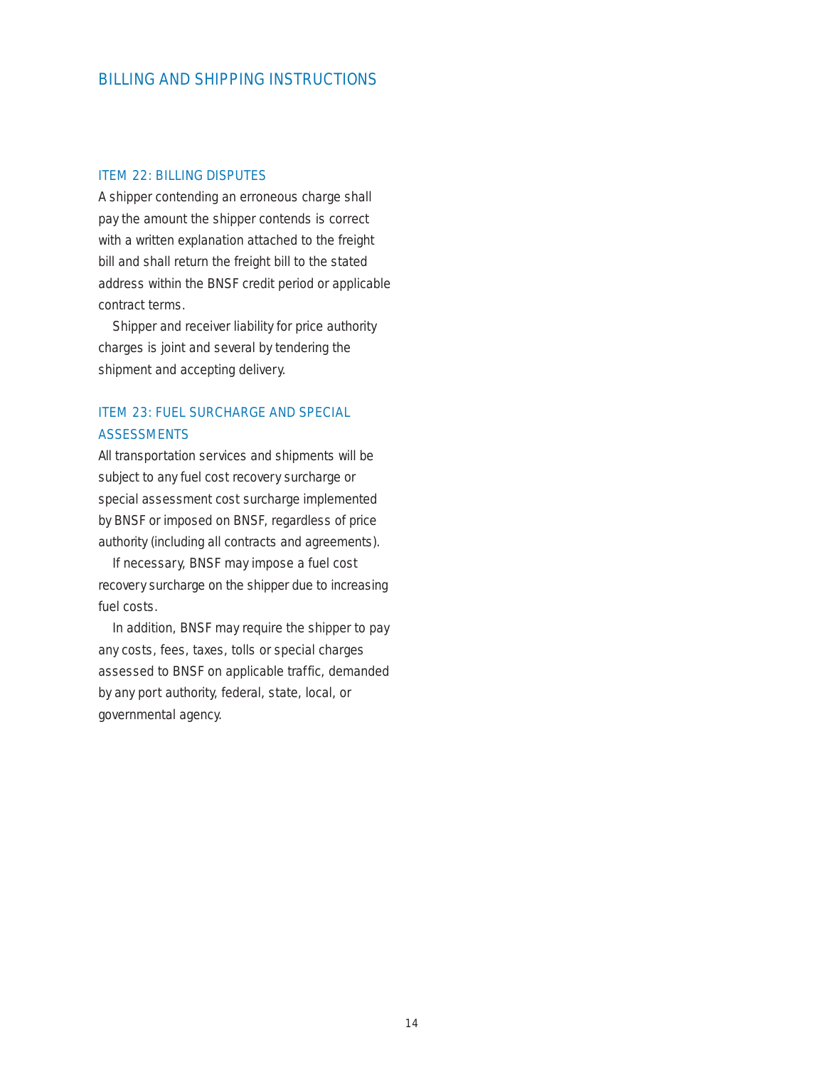# BILLING AND SHIPPING INSTRUCTIONS

## ITEM 22: BILLING DISPUTES

A shipper contending an erroneous charge shall pay the amount the shipper contends is correct with a written explanation attached to the freight bill and shall return the freight bill to the stated address within the BNSF credit period or applicable contract terms.

Shipper and receiver liability for price authority charges is joint and several by tendering the shipment and accepting delivery.

## ITEM 23: FUEL SURCHARGE AND SPECIAL ASSESSMENTS

All transportation services and shipments will be subject to any fuel cost recovery surcharge or special assessment cost surcharge implemented by BNSF or imposed on BNSF, regardless of price authority (including all contracts and agreements).

If necessary, BNSF may impose a fuel cost recovery surcharge on the shipper due to increasing fuel costs.

In addition, BNSF may require the shipper to pay any costs, fees, taxes, tolls or special charges assessed to BNSF on applicable traffic, demanded by any port authority, federal, state, local, or governmental agency.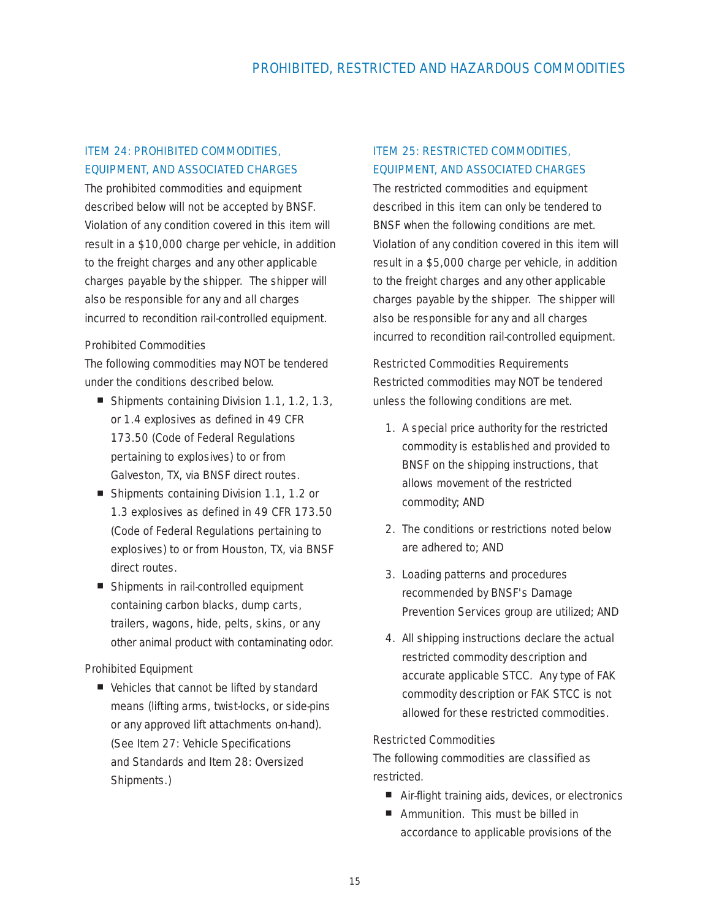## ITEM 24: PROHIBITED COMMODITIES, EQUIPMENT, AND ASSOCIATED CHARGES

The prohibited commodities and equipment described below will not be accepted by BNSF. Violation of any condition covered in this item will result in a $10,000 charge per vehicle, in addition to the freight charges and any other applicable charges payable by the shipper. The shipper will also be responsible for any and all charges incurred to recondition rail-controlled equipment.

### Prohibited Commodities

The following commodities may NOT be tendered under the conditions described below.

- Shipments containing Division 1.1, 1.2, 1.3, or 1.4 explosives as defined in 49 CFR 173.50 (Code of Federal Regulations pertaining to explosives) to or from Galveston, TX, via BNSF direct routes.
- Shipments containing Division 1.1, 1.2 or 1.3 explosives as defined in 49 CFR 173.50 (Code of Federal Regulations pertaining to explosives) to or from Houston, TX, via BNSF direct routes.
- Shipments in rail-controlled equipment containing carbon blacks, dump carts, trailers, wagons, hide, pelts, skins, or any other animal product with contaminating odor.

### Prohibited Equipment

- Vehicles that cannot be lifted by standard means (lifting arms, twist-locks, or side-pins or any approved lift attachments on-hand). (See Item 27: Vehicle Specifications and Standards and Item 28: Oversized Shipments.)

## ITEM 25: RESTRICTED COMMODITIES, EQUIPMENT, AND ASSOCIATED CHARGES

The restricted commodities and equipment described in this item can only be tendered to BNSF when the following conditions are met. Violation of any condition covered in this item will result in a $5,000 charge per vehicle, in addition to the freight charges and any other applicable charges payable by the shipper. The shipper will also be responsible for any and all charges incurred to recondition rail-controlled equipment.

### Restricted Commodities Requirements

Restricted commodities may NOT be tendered unless the following conditions are met.

1. A special price authority for the restricted commodity is established and provided to BNSF on the shipping instructions, that allows movement of the restricted commodity; AND
2. The conditions or restrictions noted below are adhered to; AND
3. Loading patterns and procedures recommended by BNSF's Damage Prevention Services group are utilized; AND
4. All shipping instructions declare the actual restricted commodity description and accurate applicable STCC. Any type of FAK commodity description or FAK STCC is not allowed for these restricted commodities.

### Restricted Commodities

The following commodities are classified as restricted.

- Air-flight training aids, devices, or electronics
- Ammunition. This must be billed in accordance to applicable provisions of the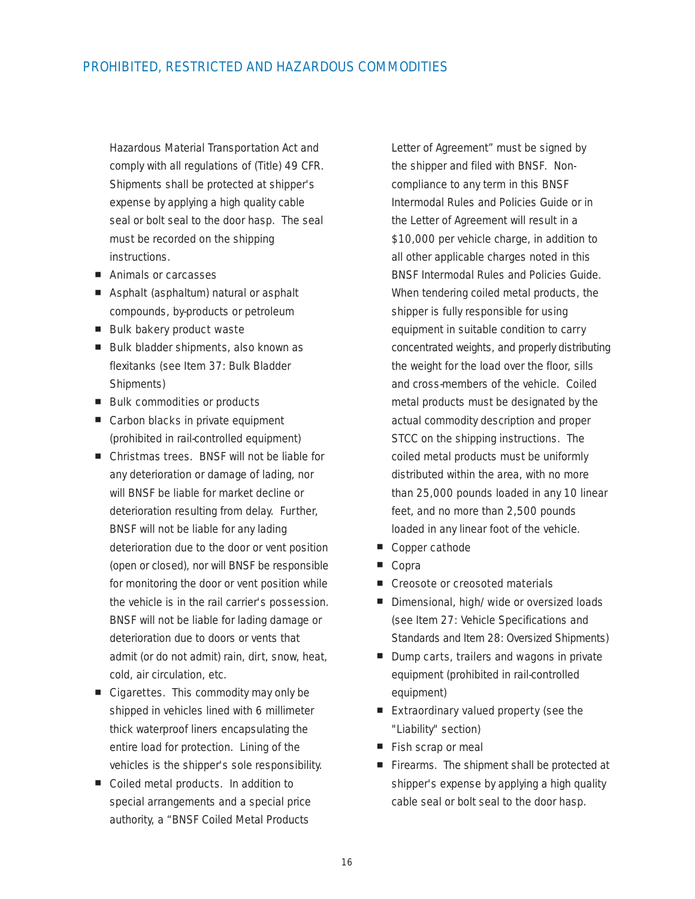Hazardous Material Transportation Act and comply with all regulations of (Title) 49 CFR. Shipments shall be protected at shipper's expense by applying a high quality cable seal or bolt seal to the door hasp. The seal must be recorded on the shipping instructions.

- Animals or carcasses
- Asphalt (asphaltum) natural or asphalt compounds, by-products or petroleum
- Bulk bakery product waste
- Bulk bladder shipments, also known as flexitanks (see Item 37: Bulk Bladder Shipments)
- Bulk commodities or products
- Carbon blacks in private equipment (prohibited in rail-controlled equipment)
- Christmas trees. BNSF will not be liable for any deterioration or damage of lading, nor will BNSF be liable for market decline or deterioration resulting from delay. Further, BNSF will not be liable for any lading deterioration due to the door or vent position (open or closed), nor will BNSF be responsible for monitoring the door or vent position while the vehicle is in the rail carrier's possession. BNSF will not be liable for lading damage or deterioration due to doors or vents that admit (or do not admit) rain, dirt, snow, heat, cold, air circulation, etc.
- Cigarettes. This commodity may only be shipped in vehicles lined with 6 millimeter thick waterproof liners encapsulating the entire load for protection. Lining of the vehicles is the shipper's sole responsibility.
- Coiled metal products. In addition to special arrangements and a special price authority, a "BNSF Coiled Metal Products Letter of Agreement" must be signed by the shipper and filed with BNSF. Non-compliance to any term in this BNSF Intermodal Rules and Policies Guide or in the Letter of Agreement will result in a $10,000 per vehicle charge, in addition to all other applicable charges noted in this BNSF Intermodal Rules and Policies Guide. When tendering coiled metal products, the shipper is fully responsible for using equipment in suitable condition to carry concentrated weights, and properly distributing the weight for the load over the floor, sills and cross-members of the vehicle. Coiled metal products must be designated by the actual commodity description and proper STCC on the shipping instructions. The coiled metal products must be uniformly distributed within the area, with no more than 25,000 pounds loaded in any 10 linear feet, and no more than 2,500 pounds loaded in any linear foot of the vehicle.
- Copper cathode
- Copra
- Creosote or creosoted materials
- Dimensional, high/ wide or oversized loads (see Item 27: Vehicle Specifications and Standards and Item 28: Oversized Shipments)
- Dump carts, trailers and wagons in private equipment (prohibited in rail-controlled equipment)
- Extraordinary valued property (see the "Liability" section)
- Fish scrap or meal
- Firearms. The shipment shall be protected at shipper's expense by applying a high quality cable seal or bolt seal to the door hasp.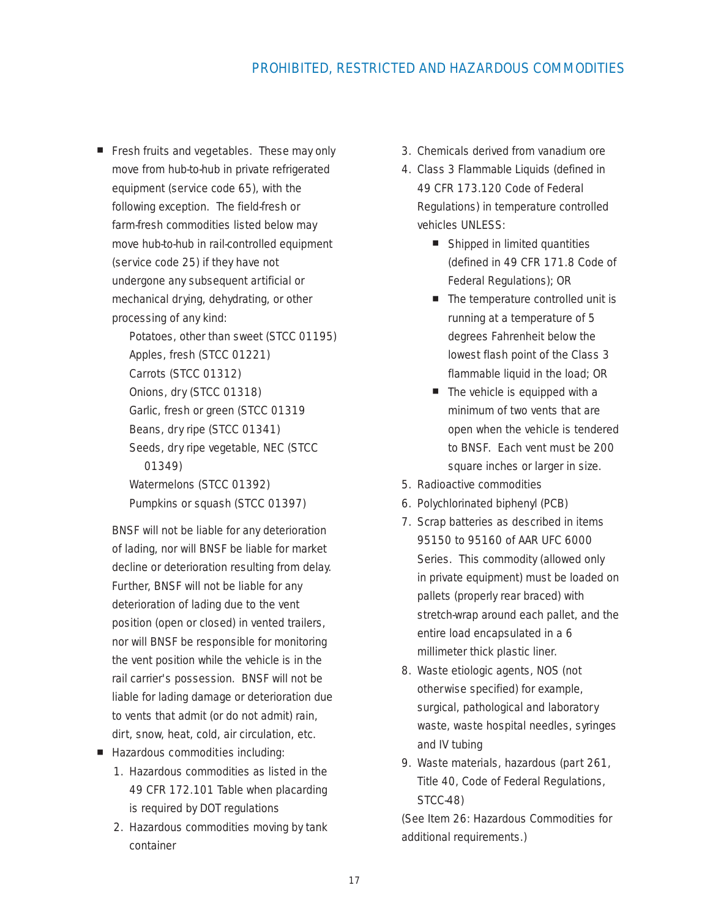- Fresh fruits and vegetables. These may only move from hub-to-hub in private refrigerated equipment (service code 65), with the following exception. The field-fresh or farm-fresh commodities listed below may move hub-to-hub in rail-controlled equipment (service code 25) if they have not undergone any subsequent artificial or mechanical drying, dehydrating, or other processing of any kind:

  Potatoes, other than sweet (STCC 01195)
  Apples, fresh (STCC 01221)
  Carrots (STCC 01312)
  Onions, dry (STCC 01318)
  Garlic, fresh or green (STCC 01319
  Beans, dry ripe (STCC 01341)
  Seeds, dry ripe vegetable, NEC (STCC 01349)
  Watermelons (STCC 01392)
  Pumpkins or squash (STCC 01397)

  BNSF will not be liable for any deterioration of lading, nor will BNSF be liable for market decline or deterioration resulting from delay. Further, BNSF will not be liable for any deterioration of lading due to the vent position (open or closed) in vented trailers, nor will BNSF be responsible for monitoring the vent position while the vehicle is in the rail carrier's possession. BNSF will not be liable for lading damage or deterioration due to vents that admit (or do not admit) rain, dirt, snow, heat, cold, air circulation, etc.

- Hazardous commodities including:
  1. Hazardous commodities as listed in the 49 CFR 172.101 Table when placarding is required by DOT regulations
  2. Hazardous commodities moving by tank container
  3. Chemicals derived from vanadium ore
  4. Class 3 Flammable Liquids (defined in 49 CFR 173.120 Code of Federal Regulations) in temperature controlled vehicles UNLESS:
     - Shipped in limited quantities (defined in 49 CFR 171.8 Code of Federal Regulations); OR
     - The temperature controlled unit is running at a temperature of 5 degrees Fahrenheit below the lowest flash point of the Class 3 flammable liquid in the load; OR
     - The vehicle is equipped with a minimum of two vents that are open when the vehicle is tendered to BNSF. Each vent must be 200 square inches or larger in size.
  5. Radioactive commodities
  6. Polychlorinated biphenyl (PCB)
  7. Scrap batteries as described in items 95150 to 95160 of AAR UFC 6000 Series. This commodity (allowed only in private equipment) must be loaded on pallets (properly rear braced) with stretch-wrap around each pallet, and the entire load encapsulated in a 6 millimeter thick plastic liner.
  8. Waste etiologic agents, NOS (not otherwise specified) for example, surgical, pathological and laboratory waste, waste hospital needles, syringes and IV tubing
  9. Waste materials, hazardous (part 261, Title 40, Code of Federal Regulations, STCC-48)

  (See Item 26: Hazardous Commodities for additional requirements.)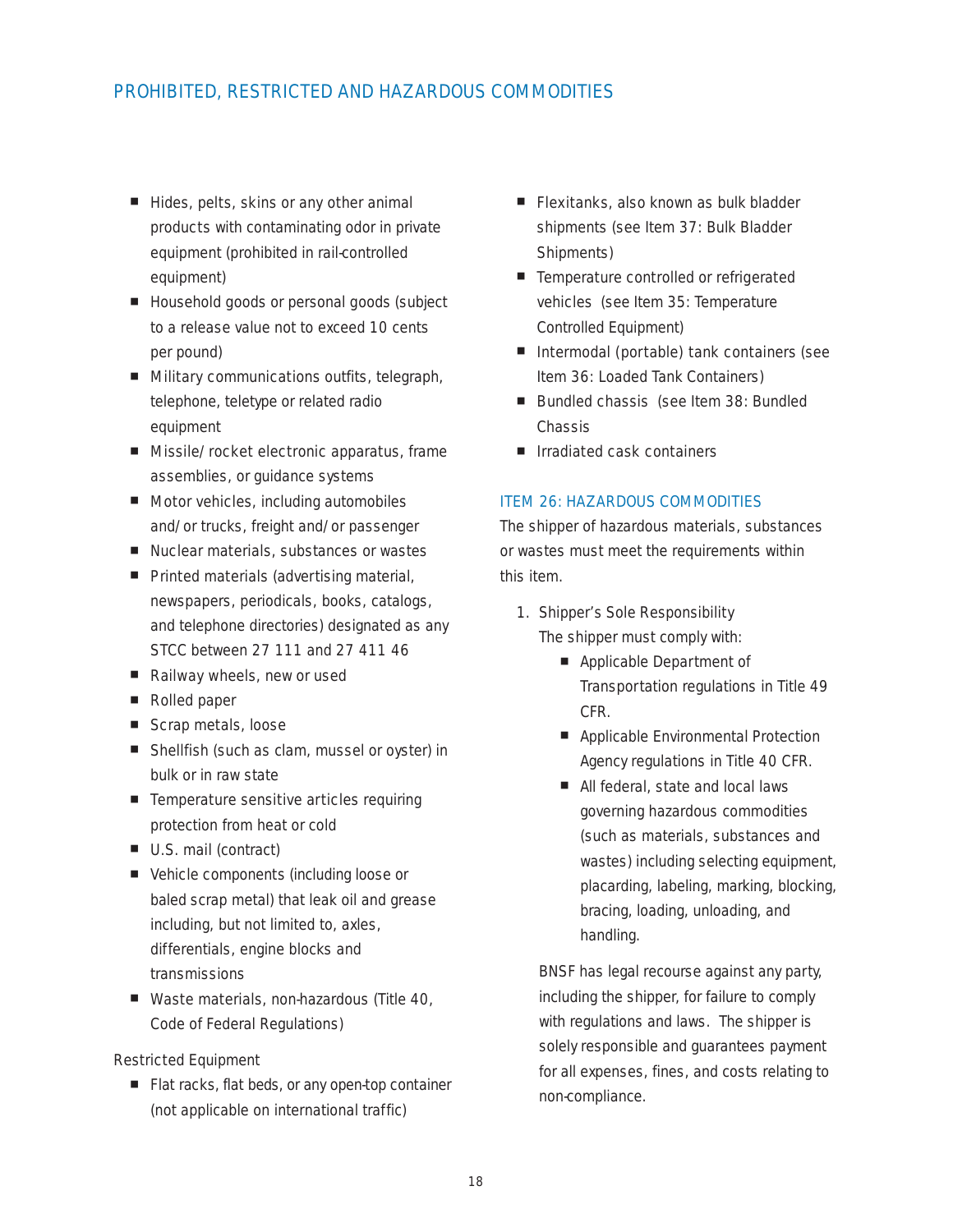## PROHIBITED, RESTRICTED AND HAZARDOUS COMMODITIES

- Hides, pelts, skins or any other animal products with contaminating odor in private equipment (prohibited in rail-controlled equipment)
- Household goods or personal goods (subject to a release value not to exceed 10 cents per pound)
- Military communications outfits, telegraph, telephone, teletype or related radio equipment
- Missile/rocket electronic apparatus, frame assemblies, or guidance systems
- Motor vehicles, including automobiles and/or trucks, freight and/or passenger
- Nuclear materials, substances or wastes
- Printed materials (advertising material, newspapers, periodicals, books, catalogs, and telephone directories) designated as any STCC between 27 111 and 27 411 46
- Railway wheels, new or used
- Rolled paper
- Scrap metals, loose
- Shellfish (such as clam, mussel or oyster) in bulk or in raw state
- Temperature sensitive articles requiring protection from heat or cold
- U.S. mail (contract)
- Vehicle components (including loose or baled scrap metal) that leak oil and grease including, but not limited to, axles, differentials, engine blocks and transmissions
- Waste materials, non-hazardous (Title 40, Code of Federal Regulations)

Restricted Equipment

- Flat racks, flat beds, or any open-top container (not applicable on international traffic)
- Flexitanks, also known as bulk bladder shipments (see Item 37: Bulk Bladder Shipments)
- Temperature controlled or refrigerated vehicles (see Item 35: Temperature Controlled Equipment)
- Intermodal (portable) tank containers (see Item 36: Loaded Tank Containers)
- Bundled chassis (see Item 38: Bundled Chassis
- Irradiated cask containers

### ITEM 26: HAZARDOUS COMMODITIES

The shipper of hazardous materials, substances or wastes must meet the requirements within this item.

1. Shipper's Sole Responsibility
   The shipper must comply with:
   - Applicable Department of Transportation regulations in Title 49 CFR.
   - Applicable Environmental Protection Agency regulations in Title 40 CFR.
   - All federal, state and local laws governing hazardous commodities (such as materials, substances and wastes) including selecting equipment, placarding, labeling, marking, blocking, bracing, loading, unloading, and handling.

   BNSF has legal recourse against any party, including the shipper, for failure to comply with regulations and laws. The shipper is solely responsible and guarantees payment for all expenses, fines, and costs relating to non-compliance.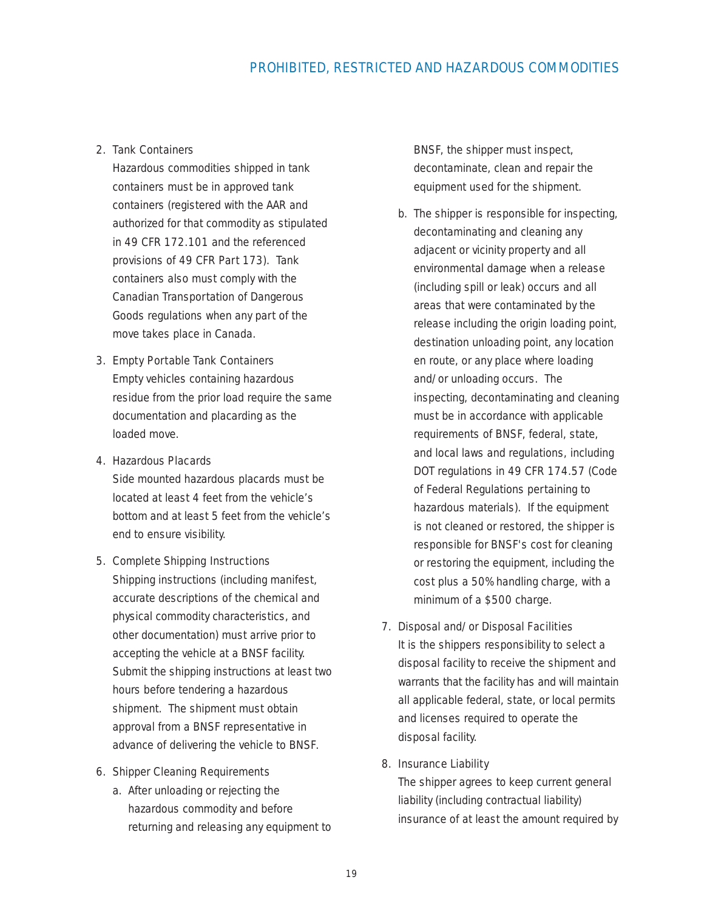2. Tank Containers
   Hazardous commodities shipped in tank containers must be in approved tank containers (registered with the AAR and authorized for that commodity as stipulated in 49 CFR 172.101 and the referenced provisions of 49 CFR Part 173). Tank containers also must comply with the Canadian Transportation of Dangerous Goods regulations when any part of the move takes place in Canada.

3. Empty Portable Tank Containers
   Empty vehicles containing hazardous residue from the prior load require the same documentation and placarding as the loaded move.

4. Hazardous Placards
   Side mounted hazardous placards must be located at least 4 feet from the vehicle's bottom and at least 5 feet from the vehicle's end to ensure visibility.

5. Complete Shipping Instructions
   Shipping instructions (including manifest, accurate descriptions of the chemical and physical commodity characteristics, and other documentation) must arrive prior to accepting the vehicle at a BNSF facility. Submit the shipping instructions at least two hours before tendering a hazardous shipment. The shipment must obtain approval from a BNSF representative in advance of delivering the vehicle to BNSF.

6. Shipper Cleaning Requirements
   a. After unloading or rejecting the hazardous commodity and before returning and releasing any equipment to BNSF, the shipper must inspect, decontaminate, clean and repair the equipment used for the shipment.
   b. The shipper is responsible for inspecting, decontaminating and cleaning any adjacent or vicinity property and all environmental damage when a release (including spill or leak) occurs and all areas that were contaminated by the release including the origin loading point, destination unloading point, any location en route, or any place where loading and/or unloading occurs. The inspecting, decontaminating and cleaning must be in accordance with applicable requirements of BNSF, federal, state, and local laws and regulations, including DOT regulations in 49 CFR 174.57 (Code of Federal Regulations pertaining to hazardous materials). If the equipment is not cleaned or restored, the shipper is responsible for BNSF's cost for cleaning or restoring the equipment, including the cost plus a 50% handling charge, with a minimum of a $500 charge.

7. Disposal and/or Disposal Facilities
   It is the shippers responsibility to select a disposal facility to receive the shipment and warrants that the facility has and will maintain all applicable federal, state, or local permits and licenses required to operate the disposal facility.

8. Insurance Liability
   The shipper agrees to keep current general liability (including contractual liability) insurance of at least the amount required by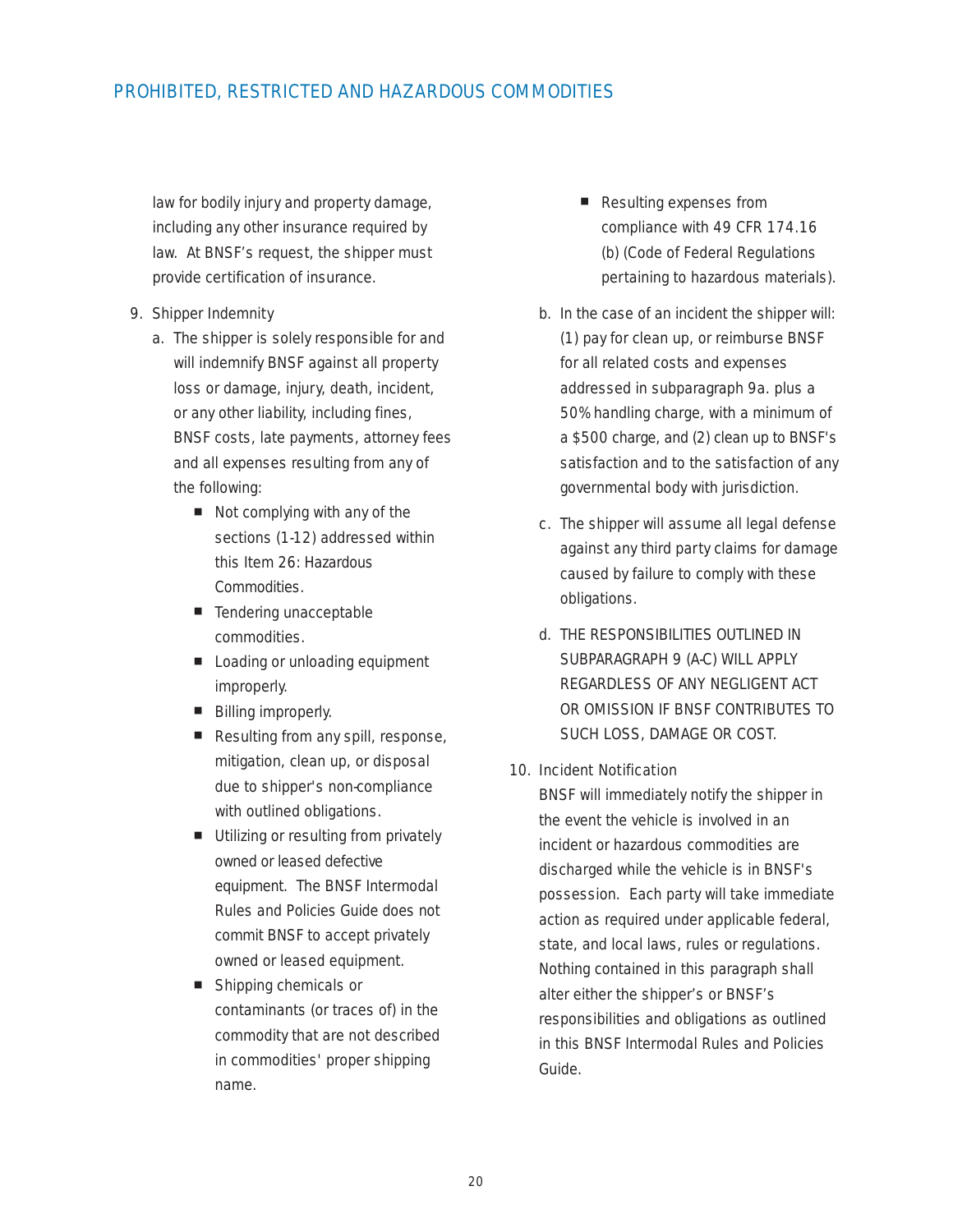law for bodily injury and property damage, including any other insurance required by law. At BNSF's request, the shipper must provide certification of insurance.

9. Shipper Indemnity
   a. The shipper is solely responsible for and will indemnify BNSF against all property loss or damage, injury, death, incident, or any other liability, including fines, BNSF costs, late payments, attorney fees and all expenses resulting from any of the following:
      - Not complying with any of the sections (1-12) addressed within this Item 26: Hazardous Commodities.
      - Tendering unacceptable commodities.
      - Loading or unloading equipment improperly.
      - Billing improperly.
      - Resulting from any spill, response, mitigation, clean up, or disposal due to shipper's non-compliance with outlined obligations.
      - Utilizing or resulting from privately owned or leased defective equipment. The BNSF Intermodal Rules and Policies Guide does not commit BNSF to accept privately owned or leased equipment.
      - Shipping chemicals or contaminants (or traces of) in the commodity that are not described in commodities' proper shipping name.
      - Resulting expenses from compliance with 49 CFR 174.16 (b) (Code of Federal Regulations pertaining to hazardous materials).
   b. In the case of an incident the shipper will: (1) pay for clean up, or reimburse BNSF for all related costs and expenses addressed in subparagraph 9a. plus a 50% handling charge, with a minimum of a $500 charge, and (2) clean up to BNSF's satisfaction and to the satisfaction of any governmental body with jurisdiction.
   c. The shipper will assume all legal defense against any third party claims for damage caused by failure to comply with these obligations.
   d. THE RESPONSIBILITIES OUTLINED IN SUBPARAGRAPH 9 (A-C) WILL APPLY REGARDLESS OF ANY NEGLIGENT ACT OR OMISSION IF BNSF CONTRIBUTES TO SUCH LOSS, DAMAGE OR COST.

10. Incident Notification
    BNSF will immediately notify the shipper in the event the vehicle is involved in an incident or hazardous commodities are discharged while the vehicle is in BNSF's possession. Each party will take immediate action as required under applicable federal, state, and local laws, rules or regulations. Nothing contained in this paragraph shall alter either the shipper's or BNSF's responsibilities and obligations as outlined in this BNSF Intermodal Rules and Policies Guide.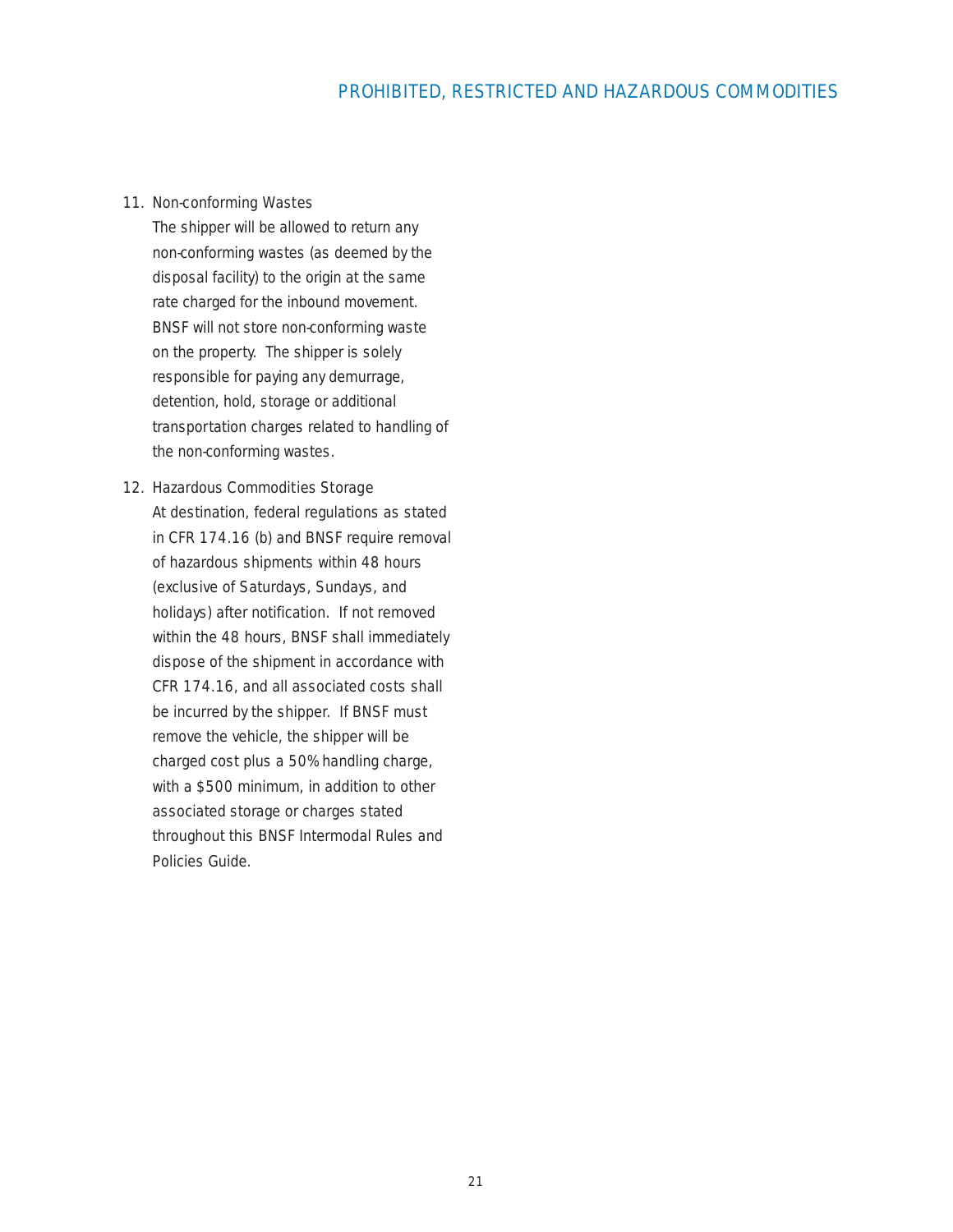11. Non-conforming Wastes
    The shipper will be allowed to return any non-conforming wastes (as deemed by the disposal facility) to the origin at the same rate charged for the inbound movement. BNSF will not store non-conforming waste on the property. The shipper is solely responsible for paying any demurrage, detention, hold, storage or additional transportation charges related to handling of the non-conforming wastes.

12. Hazardous Commodities Storage
    At destination, federal regulations as stated in CFR 174.16 (b) and BNSF require removal of hazardous shipments within 48 hours (exclusive of Saturdays, Sundays, and holidays) after notification. If not removed within the 48 hours, BNSF shall immediately dispose of the shipment in accordance with CFR 174.16, and all associated costs shall be incurred by the shipper. If BNSF must remove the vehicle, the shipper will be charged cost plus a 50% handling charge, with a $500 minimum, in addition to other associated storage or charges stated throughout this BNSF Intermodal Rules and Policies Guide.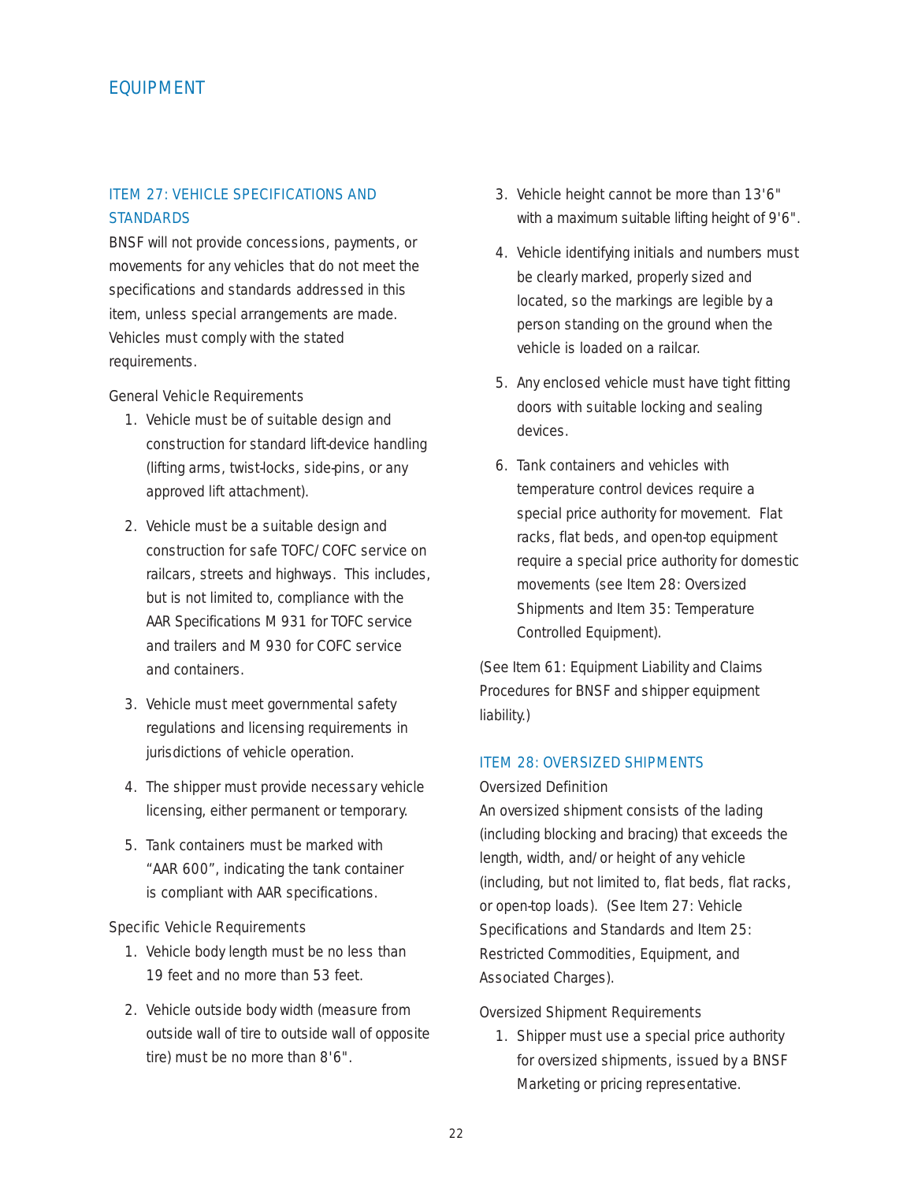## EQUIPMENT

### ITEM 27: VEHICLE SPECIFICATIONS AND STANDARDS

BNSF will not provide concessions, payments, or movements for any vehicles that do not meet the specifications and standards addressed in this item, unless special arrangements are made. Vehicles must comply with the stated requirements.

General Vehicle Requirements

1. Vehicle must be of suitable design and construction for standard lift-device handling (lifting arms, twist-locks, side-pins, or any approved lift attachment).
2. Vehicle must be a suitable design and construction for safe TOFC/COFC service on railcars, streets and highways. This includes, but is not limited to, compliance with the AAR Specifications M 931 for TOFC service and trailers and M 930 for COFC service and containers.
3. Vehicle must meet governmental safety regulations and licensing requirements in jurisdictions of vehicle operation.
4. The shipper must provide necessary vehicle licensing, either permanent or temporary.
5. Tank containers must be marked with "AAR 600", indicating the tank container is compliant with AAR specifications.

Specific Vehicle Requirements

1. Vehicle body length must be no less than 19 feet and no more than 53 feet.
2. Vehicle outside body width (measure from outside wall of tire to outside wall of opposite tire) must be no more than 8'6".
3. Vehicle height cannot be more than 13'6" with a maximum suitable lifting height of 9'6".
4. Vehicle identifying initials and numbers must be clearly marked, properly sized and located, so the markings are legible by a person standing on the ground when the vehicle is loaded on a railcar.
5. Any enclosed vehicle must have tight fitting doors with suitable locking and sealing devices.
6. Tank containers and vehicles with temperature control devices require a special price authority for movement. Flat racks, flat beds, and open-top equipment require a special price authority for domestic movements (see Item 28: Oversized Shipments and Item 35: Temperature Controlled Equipment).

(See Item 61: Equipment Liability and Claims Procedures for BNSF and shipper equipment liability.)

### ITEM 28: OVERSIZED SHIPMENTS

Oversized Definition

An oversized shipment consists of the lading (including blocking and bracing) that exceeds the length, width, and/or height of any vehicle (including, but not limited to, flat beds, flat racks, or open-top loads). (See Item 27: Vehicle Specifications and Standards and Item 25: Restricted Commodities, Equipment, and Associated Charges).

Oversized Shipment Requirements

1. Shipper must use a special price authority for oversized shipments, issued by a BNSF Marketing or pricing representative.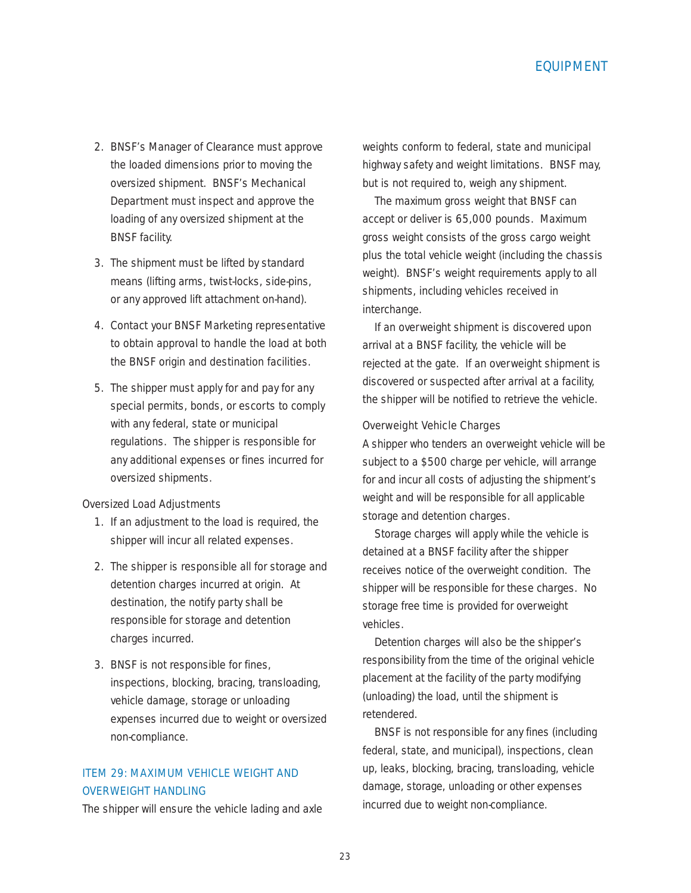2. BNSF's Manager of Clearance must approve the loaded dimensions prior to moving the oversized shipment. BNSF's Mechanical Department must inspect and approve the loading of any oversized shipment at the BNSF facility.
3. The shipment must be lifted by standard means (lifting arms, twist-locks, side-pins, or any approved lift attachment on-hand).
4. Contact your BNSF Marketing representative to obtain approval to handle the load at both the BNSF origin and destination facilities.
5. The shipper must apply for and pay for any special permits, bonds, or escorts to comply with any federal, state or municipal regulations. The shipper is responsible for any additional expenses or fines incurred for oversized shipments.

Oversized Load Adjustments

1. If an adjustment to the load is required, the shipper will incur all related expenses.
2. The shipper is responsible all for storage and detention charges incurred at origin. At destination, the notify party shall be responsible for storage and detention charges incurred.
3. BNSF is not responsible for fines, inspections, blocking, bracing, transloading, vehicle damage, storage or unloading expenses incurred due to weight or oversized non-compliance.

## ITEM 29: MAXIMUM VEHICLE WEIGHT AND OVERWEIGHT HANDLING

The shipper will ensure the vehicle lading and axle weights conform to federal, state and municipal highway safety and weight limitations. BNSF may, but is not required to, weigh any shipment.

The maximum gross weight that BNSF can accept or deliver is 65,000 pounds. Maximum gross weight consists of the gross cargo weight plus the total vehicle weight (including the chassis weight). BNSF's weight requirements apply to all shipments, including vehicles received in interchange.

If an overweight shipment is discovered upon arrival at a BNSF facility, the vehicle will be rejected at the gate. If an overweight shipment is discovered or suspected after arrival at a facility, the shipper will be notified to retrieve the vehicle.

Overweight Vehicle Charges

A shipper who tenders an overweight vehicle will be subject to a $500 charge per vehicle, will arrange for and incur all costs of adjusting the shipment's weight and will be responsible for all applicable storage and detention charges.

Storage charges will apply while the vehicle is detained at a BNSF facility after the shipper receives notice of the overweight condition. The shipper will be responsible for these charges. No storage free time is provided for overweight vehicles.

Detention charges will also be the shipper's responsibility from the time of the original vehicle placement at the facility of the party modifying (unloading) the load, until the shipment is retendered.

BNSF is not responsible for any fines (including federal, state, and municipal), inspections, clean up, leaks, blocking, bracing, transloading, vehicle damage, storage, unloading or other expenses incurred due to weight non-compliance.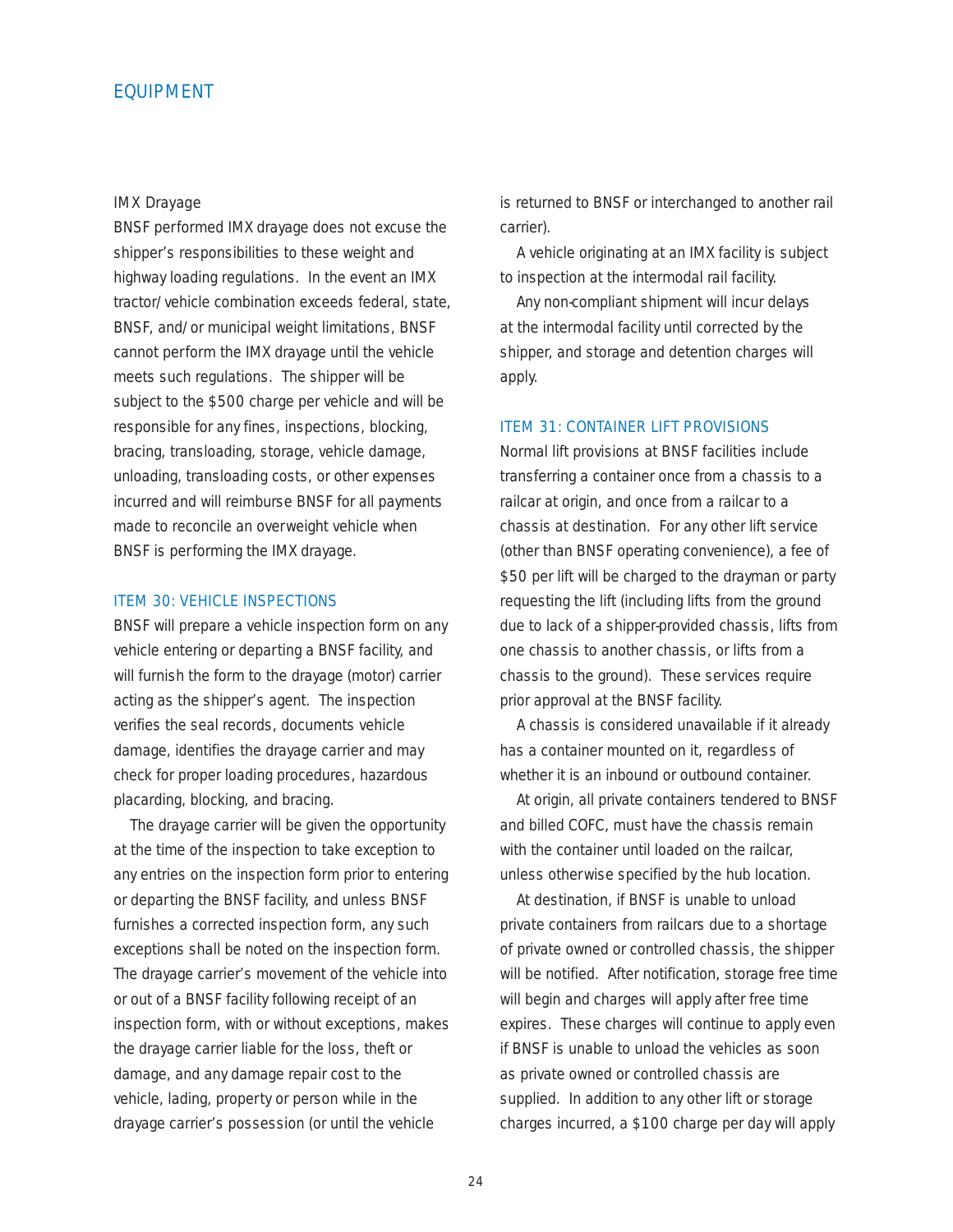IMX Drayage

BNSF performed IMX drayage does not excuse the shipper's responsibilities to these weight and highway loading regulations. In the event an IMX tractor/vehicle combination exceeds federal, state, BNSF, and/or municipal weight limitations, BNSF cannot perform the IMX drayage until the vehicle meets such regulations. The shipper will be subject to the $500 charge per vehicle and will be responsible for any fines, inspections, blocking, bracing, transloading, storage, vehicle damage, unloading, transloading costs, or other expenses incurred and will reimburse BNSF for all payments made to reconcile an overweight vehicle when BNSF is performing the IMX drayage.

## ITEM 30: VEHICLE INSPECTIONS

BNSF will prepare a vehicle inspection form on any vehicle entering or departing a BNSF facility, and will furnish the form to the drayage (motor) carrier acting as the shipper's agent. The inspection verifies the seal records, documents vehicle damage, identifies the drayage carrier and may check for proper loading procedures, hazardous placarding, blocking, and bracing.

The drayage carrier will be given the opportunity at the time of the inspection to take exception to any entries on the inspection form prior to entering or departing the BNSF facility, and unless BNSF furnishes a corrected inspection form, any such exceptions shall be noted on the inspection form. The drayage carrier's movement of the vehicle into or out of a BNSF facility following receipt of an inspection form, with or without exceptions, makes the drayage carrier liable for the loss, theft or damage, and any damage repair cost to the vehicle, lading, property or person while in the drayage carrier's possession (or until the vehicle is returned to BNSF or interchanged to another rail carrier).

A vehicle originating at an IMX facility is subject to inspection at the intermodal rail facility.

Any non-compliant shipment will incur delays at the intermodal facility until corrected by the shipper, and storage and detention charges will apply.

## ITEM 31: CONTAINER LIFT PROVISIONS

Normal lift provisions at BNSF facilities include transferring a container once from a chassis to a railcar at origin, and once from a railcar to a chassis at destination. For any other lift service (other than BNSF operating convenience), a fee of $50 per lift will be charged to the drayman or party requesting the lift (including lifts from the ground due to lack of a shipper-provided chassis, lifts from one chassis to another chassis, or lifts from a chassis to the ground). These services require prior approval at the BNSF facility.

A chassis is considered unavailable if it already has a container mounted on it, regardless of whether it is an inbound or outbound container.

At origin, all private containers tendered to BNSF and billed COFC, must have the chassis remain with the container until loaded on the railcar, unless otherwise specified by the hub location.

At destination, if BNSF is unable to unload private containers from railcars due to a shortage of private owned or controlled chassis, the shipper will be notified. After notification, storage free time will begin and charges will apply after free time expires. These charges will continue to apply even if BNSF is unable to unload the vehicles as soon as private owned or controlled chassis are supplied. In addition to any other lift or storage charges incurred, a $100 charge per day will apply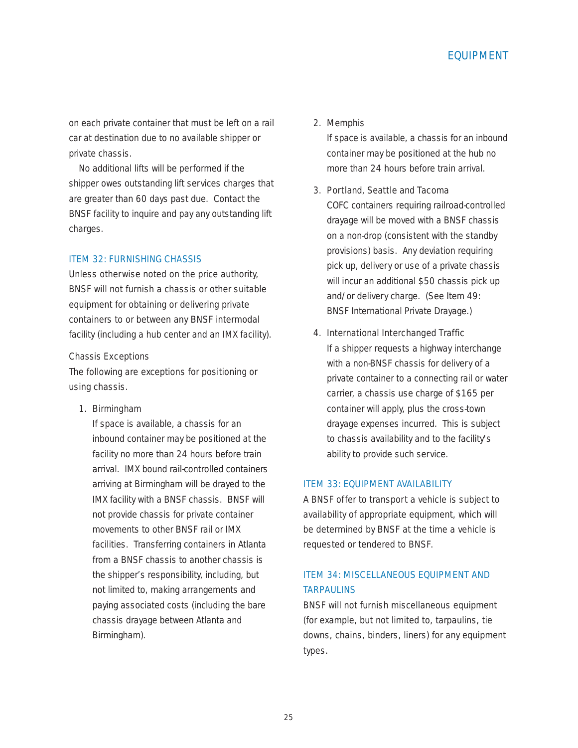on each private container that must be left on a rail car at destination due to no available shipper or private chassis.

No additional lifts will be performed if the shipper owes outstanding lift services charges that are greater than 60 days past due. Contact the BNSF facility to inquire and pay any outstanding lift charges.

## ITEM 32: FURNISHING CHASSIS

Unless otherwise noted on the price authority, BNSF will not furnish a chassis or other suitable equipment for obtaining or delivering private containers to or between any BNSF intermodal facility (including a hub center and an IMX facility).

### Chassis Exceptions

The following are exceptions for positioning or using chassis.

1. Birmingham
   If space is available, a chassis for an inbound container may be positioned at the facility no more than 24 hours before train arrival. IMX bound rail-controlled containers arriving at Birmingham will be drayed to the IMX facility with a BNSF chassis. BNSF will not provide chassis for private container movements to other BNSF rail or IMX facilities. Transferring containers in Atlanta from a BNSF chassis to another chassis is the shipper's responsibility, including, but not limited to, making arrangements and paying associated costs (including the bare chassis drayage between Atlanta and Birmingham).

2. Memphis
   If space is available, a chassis for an inbound container may be positioned at the hub no more than 24 hours before train arrival.

3. Portland, Seattle and Tacoma
   COFC containers requiring railroad-controlled drayage will be moved with a BNSF chassis on a non-drop (consistent with the standby provisions) basis. Any deviation requiring pick up, delivery or use of a private chassis will incur an additional $50 chassis pick up and/or delivery charge. (See Item 49: BNSF International Private Drayage.)

4. International Interchanged Traffic
   If a shipper requests a highway interchange with a non-BNSF chassis for delivery of a private container to a connecting rail or water carrier, a chassis use charge of $165 per container will apply, plus the cross-town drayage expenses incurred. This is subject to chassis availability and to the facility's ability to provide such service.

## ITEM 33: EQUIPMENT AVAILABILITY

A BNSF offer to transport a vehicle is subject to availability of appropriate equipment, which will be determined by BNSF at the time a vehicle is requested or tendered to BNSF.

## ITEM 34: MISCELLANEOUS EQUIPMENT AND TARPAULINS

BNSF will not furnish miscellaneous equipment (for example, but not limited to, tarpaulins, tie downs, chains, binders, liners) for any equipment types.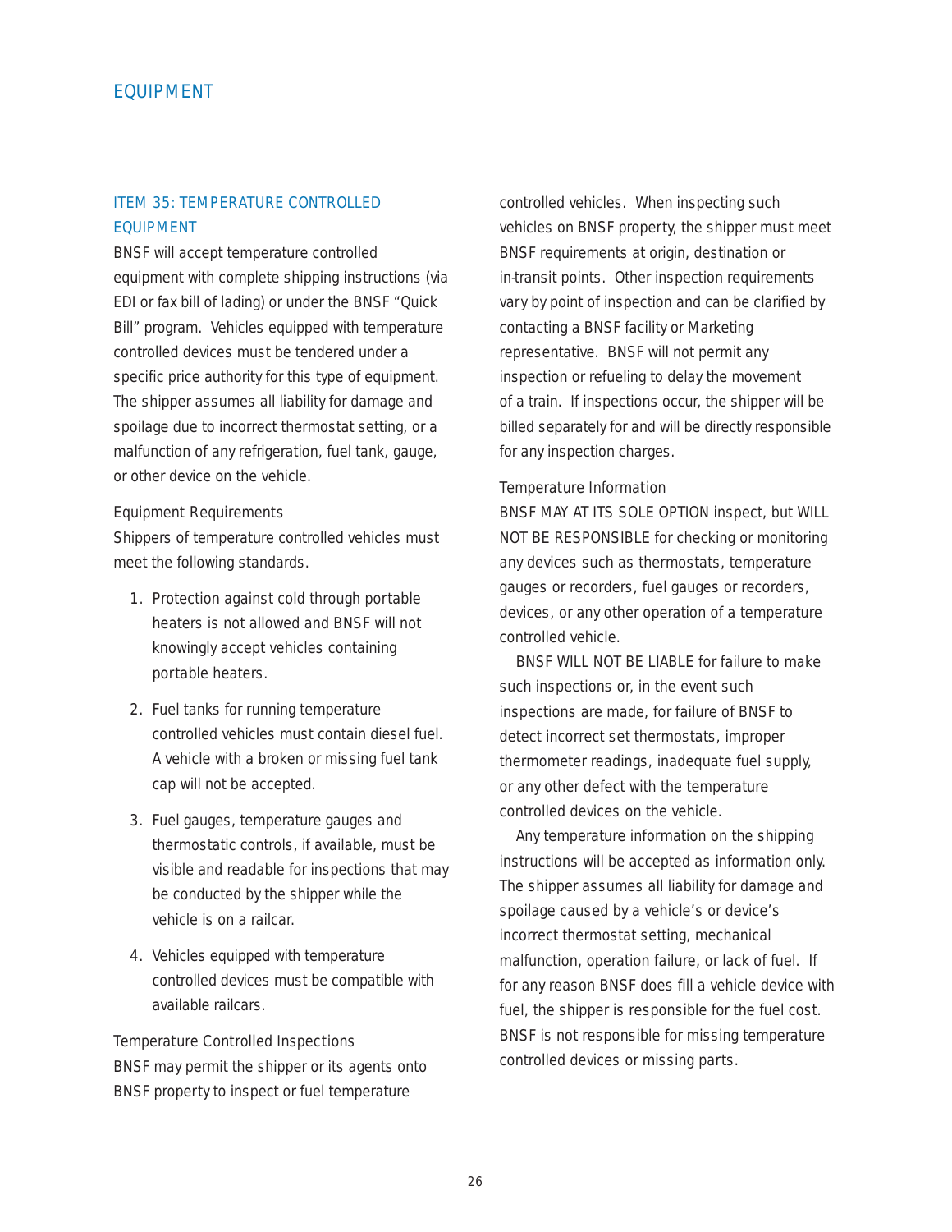# EQUIPMENT

## ITEM 35: TEMPERATURE CONTROLLED EQUIPMENT

BNSF will accept temperature controlled equipment with complete shipping instructions (via EDI or fax bill of lading) or under the BNSF "Quick Bill" program. Vehicles equipped with temperature controlled devices must be tendered under a specific price authority for this type of equipment. The shipper assumes all liability for damage and spoilage due to incorrect thermostat setting, or a malfunction of any refrigeration, fuel tank, gauge, or other device on the vehicle.

### Equipment Requirements

Shippers of temperature controlled vehicles must meet the following standards.

1. Protection against cold through portable heaters is not allowed and BNSF will not knowingly accept vehicles containing portable heaters.
2. Fuel tanks for running temperature controlled vehicles must contain diesel fuel. A vehicle with a broken or missing fuel tank cap will not be accepted.
3. Fuel gauges, temperature gauges and thermostatic controls, if available, must be visible and readable for inspections that may be conducted by the shipper while the vehicle is on a railcar.
4. Vehicles equipped with temperature controlled devices must be compatible with available railcars.

### Temperature Controlled Inspections

BNSF may permit the shipper or its agents onto BNSF property to inspect or fuel temperature controlled vehicles. When inspecting such vehicles on BNSF property, the shipper must meet BNSF requirements at origin, destination or in-transit points. Other inspection requirements vary by point of inspection and can be clarified by contacting a BNSF facility or Marketing representative. BNSF will not permit any inspection or refueling to delay the movement of a train. If inspections occur, the shipper will be billed separately for and will be directly responsible for any inspection charges.

### Temperature Information

BNSF MAY AT ITS SOLE OPTION inspect, but WILL NOT BE RESPONSIBLE for checking or monitoring any devices such as thermostats, temperature gauges or recorders, fuel gauges or recorders, devices, or any other operation of a temperature controlled vehicle.

BNSF WILL NOT BE LIABLE for failure to make such inspections or, in the event such inspections are made, for failure of BNSF to detect incorrect set thermostats, improper thermometer readings, inadequate fuel supply, or any other defect with the temperature controlled devices on the vehicle.

Any temperature information on the shipping instructions will be accepted as information only. The shipper assumes all liability for damage and spoilage caused by a vehicle's or device's incorrect thermostat setting, mechanical malfunction, operation failure, or lack of fuel. If for any reason BNSF does fill a vehicle device with fuel, the shipper is responsible for the fuel cost. BNSF is not responsible for missing temperature controlled devices or missing parts.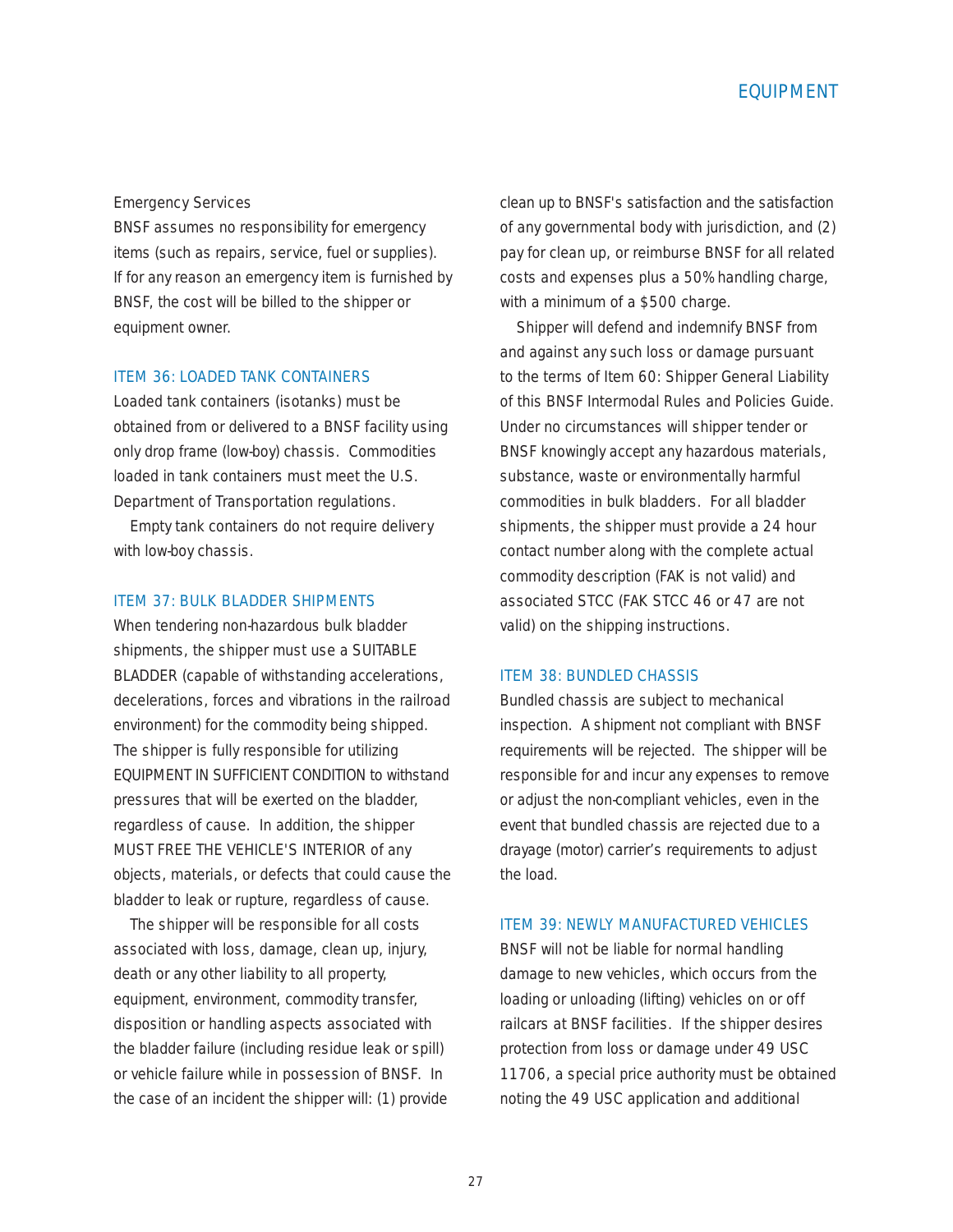Emergency Services

BNSF assumes no responsibility for emergency items (such as repairs, service, fuel or supplies). If for any reason an emergency item is furnished by BNSF, the cost will be billed to the shipper or equipment owner.

## ITEM 36: LOADED TANK CONTAINERS

Loaded tank containers (isotanks) must be obtained from or delivered to a BNSF facility using only drop frame (low-boy) chassis. Commodities loaded in tank containers must meet the U.S. Department of Transportation regulations.

Empty tank containers do not require delivery with low-boy chassis.

## ITEM 37: BULK BLADDER SHIPMENTS

When tendering non-hazardous bulk bladder shipments, the shipper must use a SUITABLE BLADDER (capable of withstanding accelerations, decelerations, forces and vibrations in the railroad environment) for the commodity being shipped. The shipper is fully responsible for utilizing EQUIPMENT IN SUFFICIENT CONDITION to withstand pressures that will be exerted on the bladder, regardless of cause. In addition, the shipper MUST FREE THE VEHICLE'S INTERIOR of any objects, materials, or defects that could cause the bladder to leak or rupture, regardless of cause.

The shipper will be responsible for all costs associated with loss, damage, clean up, injury, death or any other liability to all property, equipment, environment, commodity transfer, disposition or handling aspects associated with the bladder failure (including residue leak or spill) or vehicle failure while in possession of BNSF. In the case of an incident the shipper will: (1) provide clean up to BNSF's satisfaction and the satisfaction of any governmental body with jurisdiction, and (2) pay for clean up, or reimburse BNSF for all related costs and expenses plus a 50% handling charge, with a minimum of a $500 charge.

Shipper will defend and indemnify BNSF from and against any such loss or damage pursuant to the terms of Item 60: Shipper General Liability of this BNSF Intermodal Rules and Policies Guide. Under no circumstances will shipper tender or BNSF knowingly accept any hazardous materials, substance, waste or environmentally harmful commodities in bulk bladders. For all bladder shipments, the shipper must provide a 24 hour contact number along with the complete actual commodity description (FAK is not valid) and associated STCC (FAK STCC 46 or 47 are not valid) on the shipping instructions.

## ITEM 38: BUNDLED CHASSIS

Bundled chassis are subject to mechanical inspection. A shipment not compliant with BNSF requirements will be rejected. The shipper will be responsible for and incur any expenses to remove or adjust the non-compliant vehicles, even in the event that bundled chassis are rejected due to a drayage (motor) carrier's requirements to adjust the load.

## ITEM 39: NEWLY MANUFACTURED VEHICLES

BNSF will not be liable for normal handling damage to new vehicles, which occurs from the loading or unloading (lifting) vehicles on or off railcars at BNSF facilities. If the shipper desires protection from loss or damage under 49 USC 11706, a special price authority must be obtained noting the 49 USC application and additional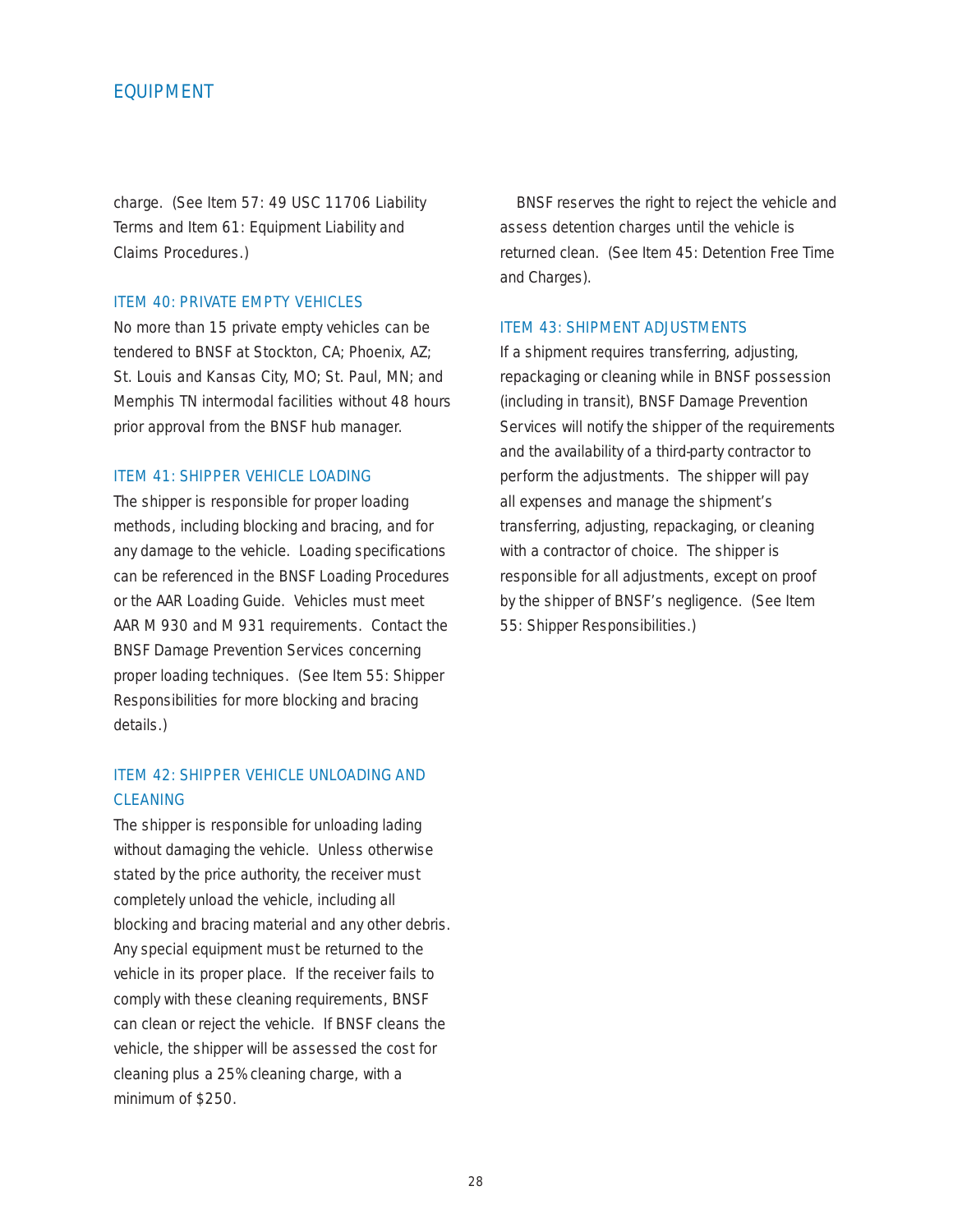charge. (See Item 57: 49 USC 11706 Liability Terms and Item 61: Equipment Liability and Claims Procedures.)

### ITEM 40: PRIVATE EMPTY VEHICLES

No more than 15 private empty vehicles can be tendered to BNSF at Stockton, CA; Phoenix, AZ; St. Louis and Kansas City, MO; St. Paul, MN; and Memphis TN intermodal facilities without 48 hours prior approval from the BNSF hub manager.

### ITEM 41: SHIPPER VEHICLE LOADING

The shipper is responsible for proper loading methods, including blocking and bracing, and for any damage to the vehicle. Loading specifications can be referenced in the BNSF Loading Procedures or the AAR Loading Guide. Vehicles must meet AAR M 930 and M 931 requirements. Contact the BNSF Damage Prevention Services concerning proper loading techniques. (See Item 55: Shipper Responsibilities for more blocking and bracing details.)

### ITEM 42: SHIPPER VEHICLE UNLOADING AND CLEANING

The shipper is responsible for unloading lading without damaging the vehicle. Unless otherwise stated by the price authority, the receiver must completely unload the vehicle, including all blocking and bracing material and any other debris. Any special equipment must be returned to the vehicle in its proper place. If the receiver fails to comply with these cleaning requirements, BNSF can clean or reject the vehicle. If BNSF cleans the vehicle, the shipper will be assessed the cost for cleaning plus a 25% cleaning charge, with a minimum of $250.

BNSF reserves the right to reject the vehicle and assess detention charges until the vehicle is returned clean. (See Item 45: Detention Free Time and Charges).

### ITEM 43: SHIPMENT ADJUSTMENTS

If a shipment requires transferring, adjusting, repackaging or cleaning while in BNSF possession (including in transit), BNSF Damage Prevention Services will notify the shipper of the requirements and the availability of a third-party contractor to perform the adjustments. The shipper will pay all expenses and manage the shipment's transferring, adjusting, repackaging, or cleaning with a contractor of choice. The shipper is responsible for all adjustments, except on proof by the shipper of BNSF's negligence. (See Item 55: Shipper Responsibilities.)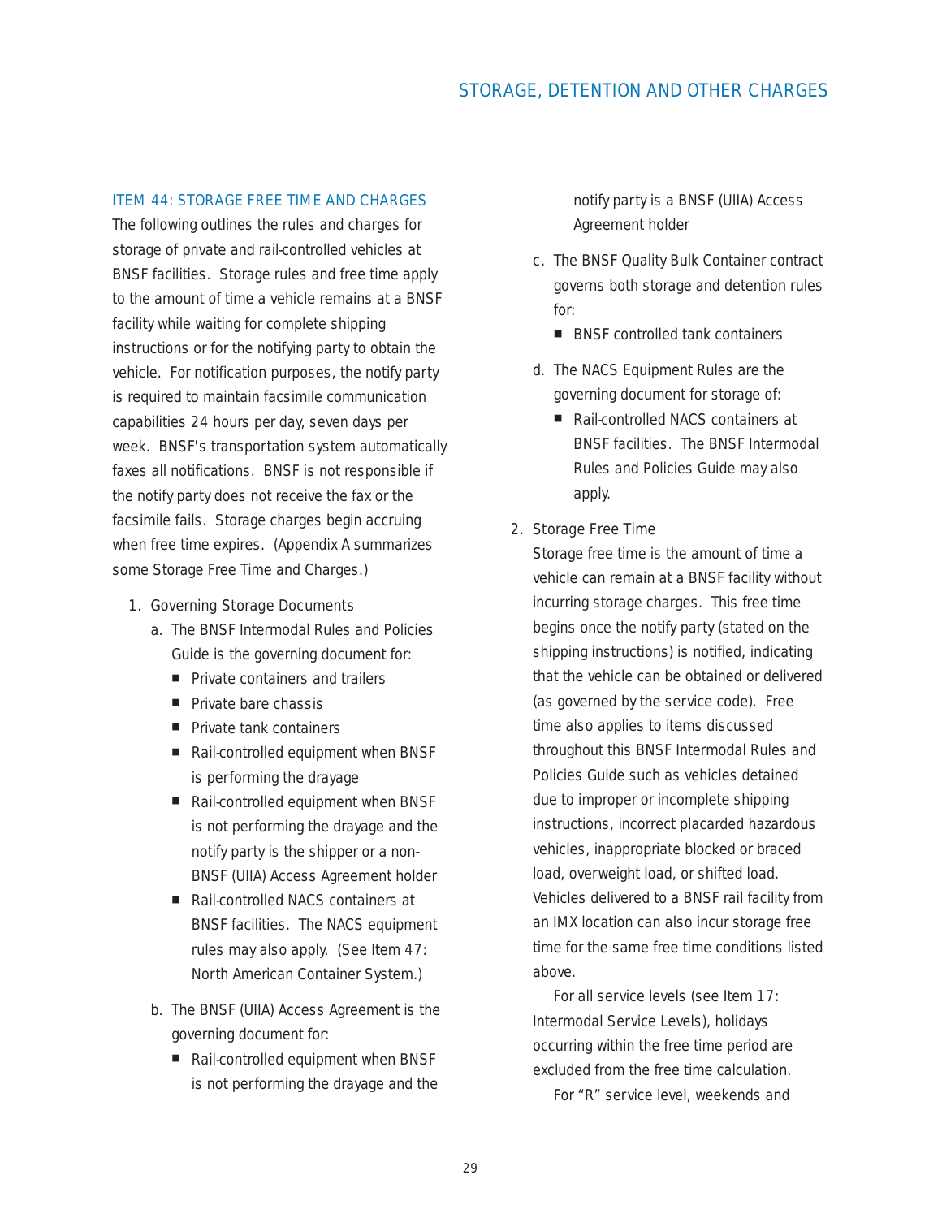## ITEM 44: STORAGE FREE TIME AND CHARGES

The following outlines the rules and charges for storage of private and rail-controlled vehicles at BNSF facilities. Storage rules and free time apply to the amount of time a vehicle remains at a BNSF facility while waiting for complete shipping instructions or for the notifying party to obtain the vehicle. For notification purposes, the notify party is required to maintain facsimile communication capabilities 24 hours per day, seven days per week. BNSF's transportation system automatically faxes all notifications. BNSF is not responsible if the notify party does not receive the fax or the facsimile fails. Storage charges begin accruing when free time expires. (Appendix A summarizes some Storage Free Time and Charges.)

1. Governing Storage Documents
   a. The BNSF Intermodal Rules and Policies Guide is the governing document for:
      - Private containers and trailers
      - Private bare chassis
      - Private tank containers
      - Rail-controlled equipment when BNSF is performing the drayage
      - Rail-controlled equipment when BNSF is not performing the drayage and the notify party is the shipper or a non-BNSF (UIIA) Access Agreement holder
      - Rail-controlled NACS containers at BNSF facilities. The NACS equipment rules may also apply. (See Item 47: North American Container System.)
   b. The BNSF (UIIA) Access Agreement is the governing document for:
      - Rail-controlled equipment when BNSF is not performing the drayage and the notify party is a BNSF (UIIA) Access Agreement holder
   c. The BNSF Quality Bulk Container contract governs both storage and detention rules for:
      - BNSF controlled tank containers
   d. The NACS Equipment Rules are the governing document for storage of:
      - Rail-controlled NACS containers at BNSF facilities. The BNSF Intermodal Rules and Policies Guide may also apply.
2. Storage Free Time

   Storage free time is the amount of time a vehicle can remain at a BNSF facility without incurring storage charges. This free time begins once the notify party (stated on the shipping instructions) is notified, indicating that the vehicle can be obtained or delivered (as governed by the service code). Free time also applies to items discussed throughout this BNSF Intermodal Rules and Policies Guide such as vehicles detained due to improper or incomplete shipping instructions, incorrect placarded hazardous vehicles, inappropriate blocked or braced load, overweight load, or shifted load. Vehicles delivered to a BNSF rail facility from an IMX location can also incur storage free time for the same free time conditions listed above.

   For all service levels (see Item 17: Intermodal Service Levels), holidays occurring within the free time period are excluded from the free time calculation.

   For "R" service level, weekends and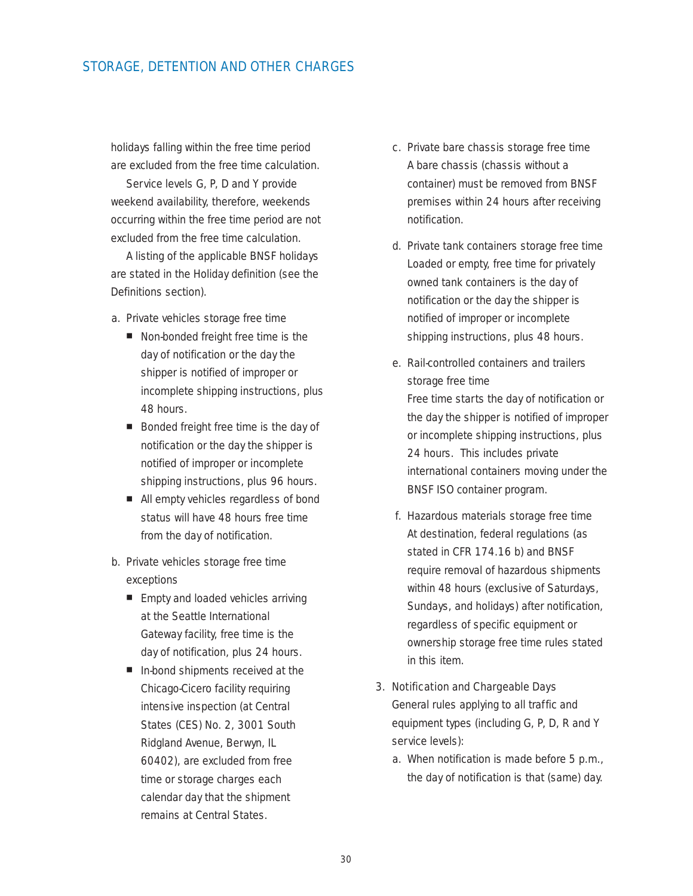holidays falling within the free time period are excluded from the free time calculation.

Service levels G, P, D and Y provide weekend availability, therefore, weekends occurring within the free time period are not excluded from the free time calculation.

A listing of the applicable BNSF holidays are stated in the Holiday definition (see the Definitions section).

a. Private vehicles storage free time
   - Non-bonded freight free time is the day of notification or the day the shipper is notified of improper or incomplete shipping instructions, plus 48 hours.
   - Bonded freight free time is the day of notification or the day the shipper is notified of improper or incomplete shipping instructions, plus 96 hours.
   - All empty vehicles regardless of bond status will have 48 hours free time from the day of notification.

b. Private vehicles storage free time exceptions
   - Empty and loaded vehicles arriving at the Seattle International Gateway facility, free time is the day of notification, plus 24 hours.
   - In-bond shipments received at the Chicago-Cicero facility requiring intensive inspection (at Central States (CES) No. 2, 3001 South Ridgland Avenue, Berwyn, IL 60402), are excluded from free time or storage charges each calendar day that the shipment remains at Central States.

c. Private bare chassis storage free time
   A bare chassis (chassis without a container) must be removed from BNSF premises within 24 hours after receiving notification.

d. Private tank containers storage free time
   Loaded or empty, free time for privately owned tank containers is the day of notification or the day the shipper is notified of improper or incomplete shipping instructions, plus 48 hours.

e. Rail-controlled containers and trailers storage free time
   Free time starts the day of notification or the day the shipper is notified of improper or incomplete shipping instructions, plus 24 hours. This includes private international containers moving under the BNSF ISO container program.

f. Hazardous materials storage free time
   At destination, federal regulations (as stated in CFR 174.16 b) and BNSF require removal of hazardous shipments within 48 hours (exclusive of Saturdays, Sundays, and holidays) after notification, regardless of specific equipment or ownership storage free time rules stated in this item.

3. Notification and Chargeable Days
   General rules applying to all traffic and equipment types (including G, P, D, R and Y service levels):
   a. When notification is made before 5 p.m., the day of notification is that (same) day.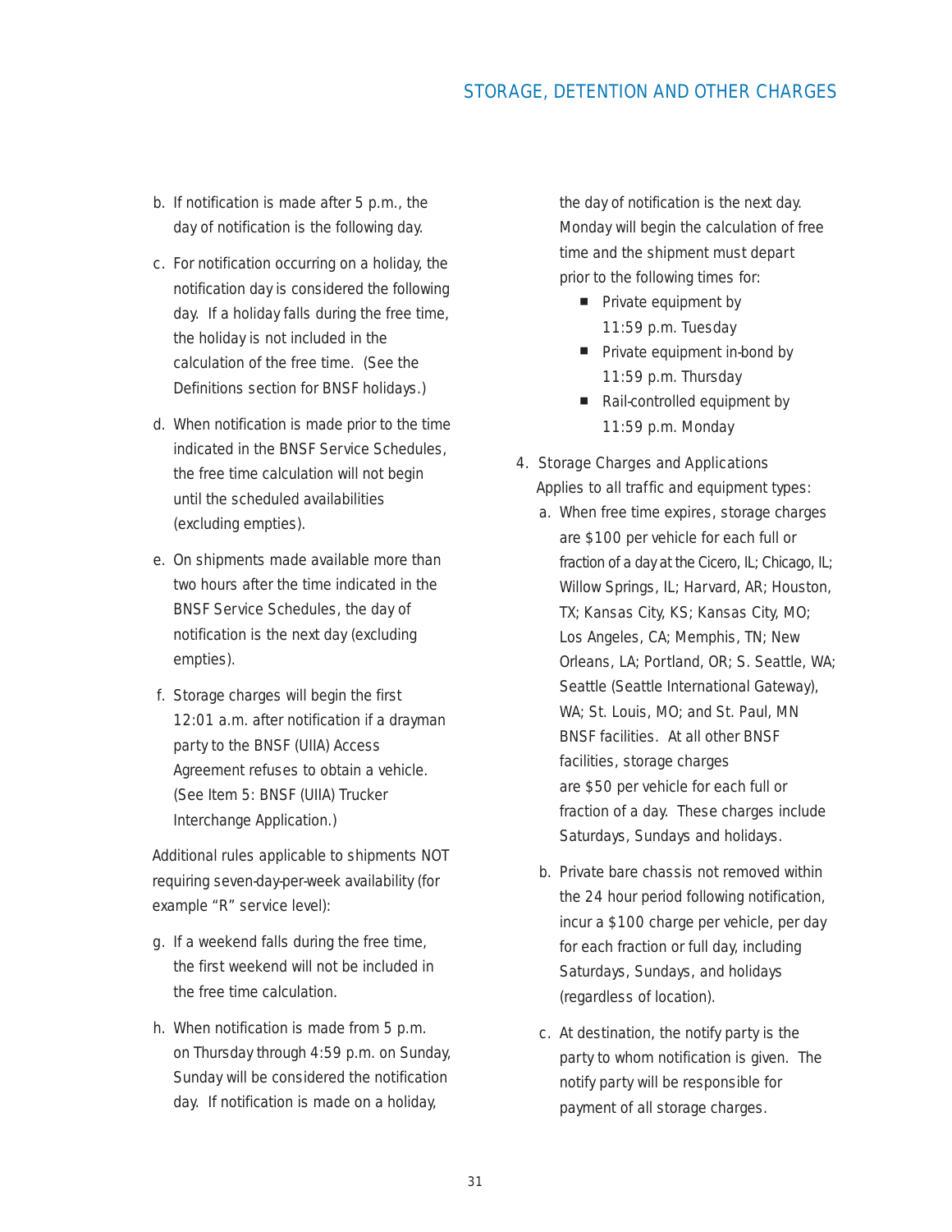b. If notification is made after 5 p.m., the day of notification is the following day.

c. For notification occurring on a holiday, the notification day is considered the following day. If a holiday falls during the free time, the holiday is not included in the calculation of the free time. (See the Definitions section for BNSF holidays.)

d. When notification is made prior to the time indicated in the BNSF Service Schedules, the free time calculation will not begin until the scheduled availabilities (excluding empties).

e. On shipments made available more than two hours after the time indicated in the BNSF Service Schedules, the day of notification is the next day (excluding empties).

f. Storage charges will begin the first 12:01 a.m. after notification if a drayman party to the BNSF (UIIA) Access Agreement refuses to obtain a vehicle. (See Item 5: BNSF (UIIA) Trucker Interchange Application.)

Additional rules applicable to shipments NOT requiring seven-day-per-week availability (for example "R" service level):

g. If a weekend falls during the free time, the first weekend will not be included in the free time calculation.

h. When notification is made from 5 p.m. on Thursday through 4:59 p.m. on Sunday, Sunday will be considered the notification day. If notification is made on a holiday, the day of notification is the next day. Monday will begin the calculation of free time and the shipment must depart prior to the following times for:
   - Private equipment by 11:59 p.m. Tuesday
   - Private equipment in-bond by 11:59 p.m. Thursday
   - Rail-controlled equipment by 11:59 p.m. Monday

4. Storage Charges and Applications
   Applies to all traffic and equipment types:
   a. When free time expires, storage charges are $100 per vehicle for each full or fraction of a day at the Cicero, IL; Chicago, IL; Willow Springs, IL; Harvard, AR; Houston, TX; Kansas City, KS; Kansas City, MO; Los Angeles, CA; Memphis, TN; New Orleans, LA; Portland, OR; S. Seattle, WA; Seattle (Seattle International Gateway), WA; St. Louis, MO; and St. Paul, MN BNSF facilities. At all other BNSF facilities, storage charges are $50 per vehicle for each full or fraction of a day. These charges include Saturdays, Sundays and holidays.

   b. Private bare chassis not removed within the 24 hour period following notification, incur a $100 charge per vehicle, per day for each fraction or full day, including Saturdays, Sundays, and holidays (regardless of location).

   c. At destination, the notify party is the party to whom notification is given. The notify party will be responsible for payment of all storage charges.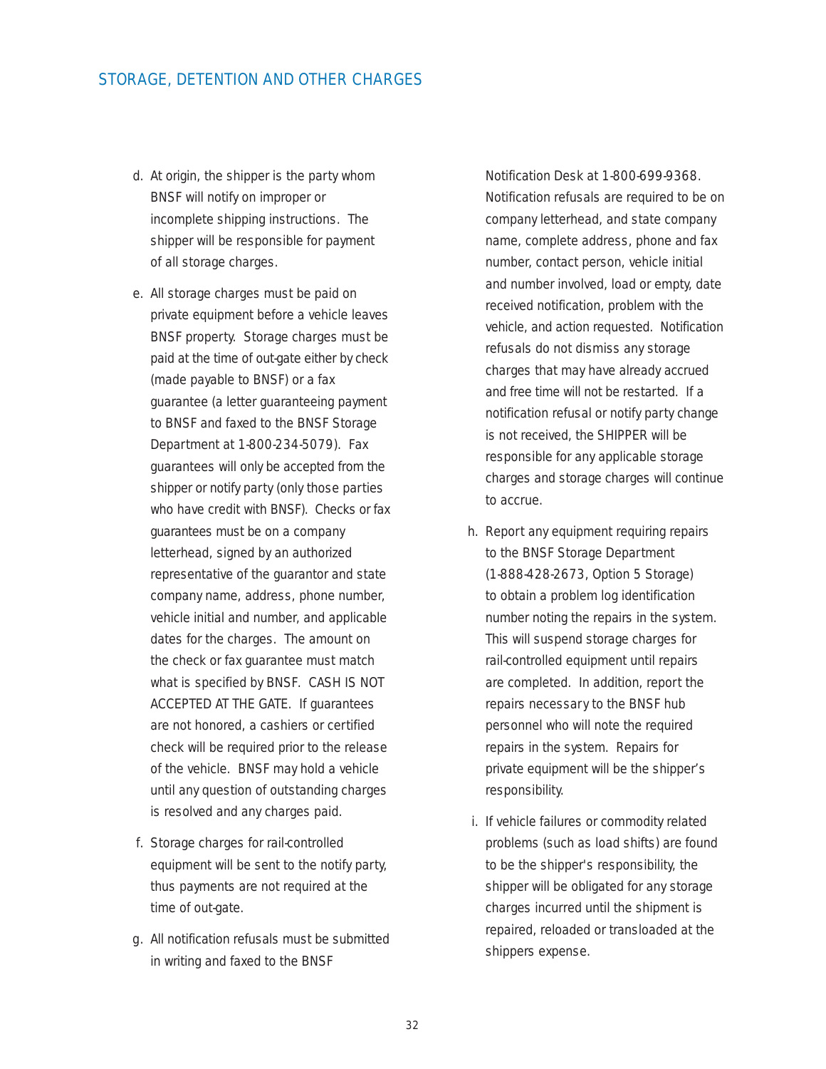## STORAGE, DETENTION AND OTHER CHARGES

d. At origin, the shipper is the party whom BNSF will notify on improper or incomplete shipping instructions. The shipper will be responsible for payment of all storage charges.

e. All storage charges must be paid on private equipment before a vehicle leaves BNSF property. Storage charges must be paid at the time of out-gate either by check (made payable to BNSF) or a fax guarantee (a letter guaranteeing payment to BNSF and faxed to the BNSF Storage Department at 1-800-234-5079). Fax guarantees will only be accepted from the shipper or notify party (only those parties who have credit with BNSF). Checks or fax guarantees must be on a company letterhead, signed by an authorized representative of the guarantor and state company name, address, phone number, vehicle initial and number, and applicable dates for the charges. The amount on the check or fax guarantee must match what is specified by BNSF. CASH IS NOT ACCEPTED AT THE GATE. If guarantees are not honored, a cashiers or certified check will be required prior to the release of the vehicle. BNSF may hold a vehicle until any question of outstanding charges is resolved and any charges paid.

f. Storage charges for rail-controlled equipment will be sent to the notify party, thus payments are not required at the time of out-gate.

g. All notification refusals must be submitted in writing and faxed to the BNSF Notification Desk at 1-800-699-9368. Notification refusals are required to be on company letterhead, and state company name, complete address, phone and fax number, contact person, vehicle initial and number involved, load or empty, date received notification, problem with the vehicle, and action requested. Notification refusals do not dismiss any storage charges that may have already accrued and free time will not be restarted. If a notification refusal or notify party change is not received, the SHIPPER will be responsible for any applicable storage charges and storage charges will continue to accrue.

h. Report any equipment requiring repairs to the BNSF Storage Department (1-888-428-2673, Option 5 Storage) to obtain a problem log identification number noting the repairs in the system. This will suspend storage charges for rail-controlled equipment until repairs are completed. In addition, report the repairs necessary to the BNSF hub personnel who will note the required repairs in the system. Repairs for private equipment will be the shipper's responsibility.

i. If vehicle failures or commodity related problems (such as load shifts) are found to be the shipper's responsibility, the shipper will be obligated for any storage charges incurred until the shipment is repaired, reloaded or transloaded at the shippers expense.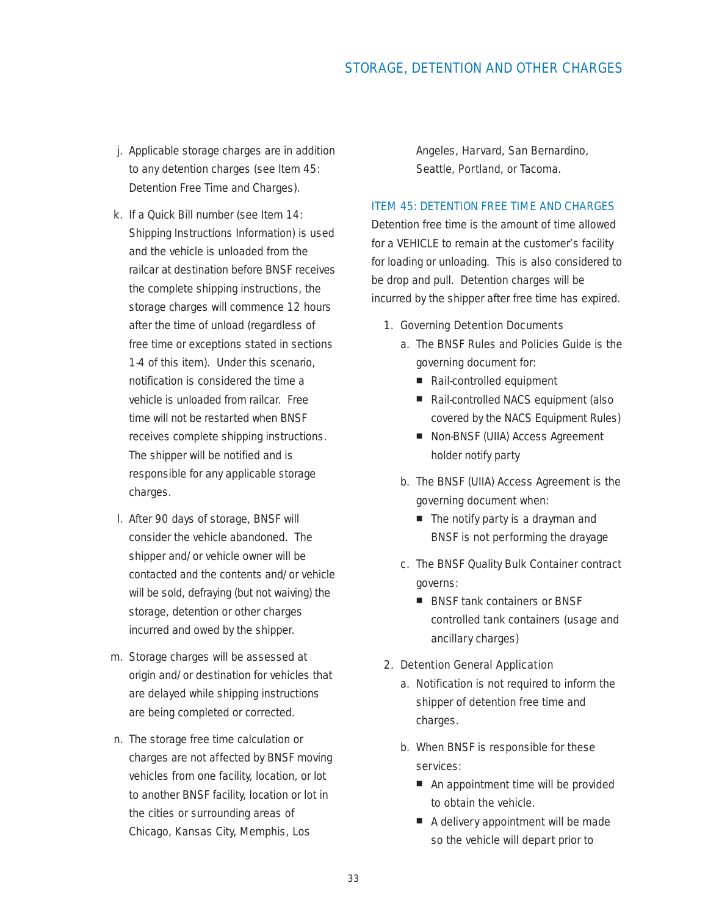j. Applicable storage charges are in addition to any detention charges (see Item 45: Detention Free Time and Charges).

k. If a Quick Bill number (see Item 14: Shipping Instructions Information) is used and the vehicle is unloaded from the railcar at destination before BNSF receives the complete shipping instructions, the storage charges will commence 12 hours after the time of unload (regardless of free time or exceptions stated in sections 1-4 of this item). Under this scenario, notification is considered the time a vehicle is unloaded from railcar. Free time will not be restarted when BNSF receives complete shipping instructions. The shipper will be notified and is responsible for any applicable storage charges.

l. After 90 days of storage, BNSF will consider the vehicle abandoned. The shipper and/or vehicle owner will be contacted and the contents and/or vehicle will be sold, defraying (but not waiving) the storage, detention or other charges incurred and owed by the shipper.

m. Storage charges will be assessed at origin and/or destination for vehicles that are delayed while shipping instructions are being completed or corrected.

n. The storage free time calculation or charges are not affected by BNSF moving vehicles from one facility, location, or lot to another BNSF facility, location or lot in the cities or surrounding areas of Chicago, Kansas City, Memphis, Los Angeles, Harvard, San Bernardino, Seattle, Portland, or Tacoma.

## ITEM 45: DETENTION FREE TIME AND CHARGES

Detention free time is the amount of time allowed for a VEHICLE to remain at the customer's facility for loading or unloading. This is also considered to be drop and pull. Detention charges will be incurred by the shipper after free time has expired.

1. Governing Detention Documents
   a. The BNSF Rules and Policies Guide is the governing document for:
      - Rail-controlled equipment
      - Rail-controlled NACS equipment (also covered by the NACS Equipment Rules)
      - Non-BNSF (UIIA) Access Agreement holder notify party
   b. The BNSF (UIIA) Access Agreement is the governing document when:
      - The notify party is a drayman and BNSF is not performing the drayage
   c. The BNSF Quality Bulk Container contract governs:
      - BNSF tank containers or BNSF controlled tank containers (usage and ancillary charges)
2. Detention General Application
   a. Notification is not required to inform the shipper of detention free time and charges.
   b. When BNSF is responsible for these services:
      - An appointment time will be provided to obtain the vehicle.
      - A delivery appointment will be made so the vehicle will depart prior to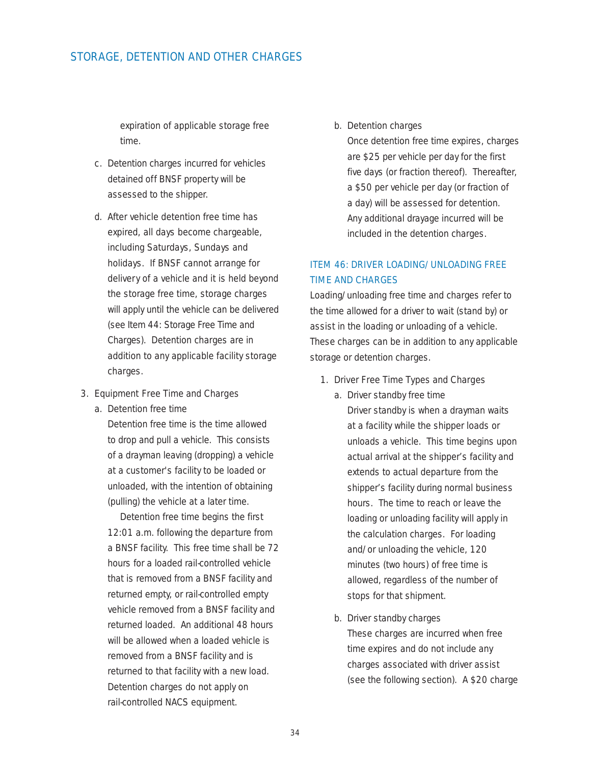expiration of applicable storage free time.

c. Detention charges incurred for vehicles detained off BNSF property will be assessed to the shipper.

d. After vehicle detention free time has expired, all days become chargeable, including Saturdays, Sundays and holidays. If BNSF cannot arrange for delivery of a vehicle and it is held beyond the storage free time, storage charges will apply until the vehicle can be delivered (see Item 44: Storage Free Time and Charges). Detention charges are in addition to any applicable facility storage charges.

3. Equipment Free Time and Charges

   a. Detention free time

   Detention free time is the time allowed to drop and pull a vehicle. This consists of a drayman leaving (dropping) a vehicle at a customer's facility to be loaded or unloaded, with the intention of obtaining (pulling) the vehicle at a later time.

   Detention free time begins the first 12:01 a.m. following the departure from a BNSF facility. This free time shall be 72 hours for a loaded rail-controlled vehicle that is removed from a BNSF facility and returned empty, or rail-controlled empty vehicle removed from a BNSF facility and returned loaded. An additional 48 hours will be allowed when a loaded vehicle is removed from a BNSF facility and is returned to that facility with a new load. Detention charges do not apply on rail-controlled NACS equipment.

   b. Detention charges

   Once detention free time expires, charges are $25 per vehicle per day for the first five days (or fraction thereof). Thereafter, a $50 per vehicle per day (or fraction of a day) will be assessed for detention. Any additional drayage incurred will be included in the detention charges.

## ITEM 46: DRIVER LOADING/UNLOADING FREE TIME AND CHARGES

Loading/unloading free time and charges refer to the time allowed for a driver to wait (stand by) or assist in the loading or unloading of a vehicle. These charges can be in addition to any applicable storage or detention charges.

1. Driver Free Time Types and Charges

   a. Driver standby free time

   Driver standby is when a drayman waits at a facility while the shipper loads or unloads a vehicle. This time begins upon actual arrival at the shipper's facility and extends to actual departure from the shipper's facility during normal business hours. The time to reach or leave the loading or unloading facility will apply in the calculation charges. For loading and/or unloading the vehicle, 120 minutes (two hours) of free time is allowed, regardless of the number of stops for that shipment.

   b. Driver standby charges

   These charges are incurred when free time expires and do not include any charges associated with driver assist (see the following section). A $20 charge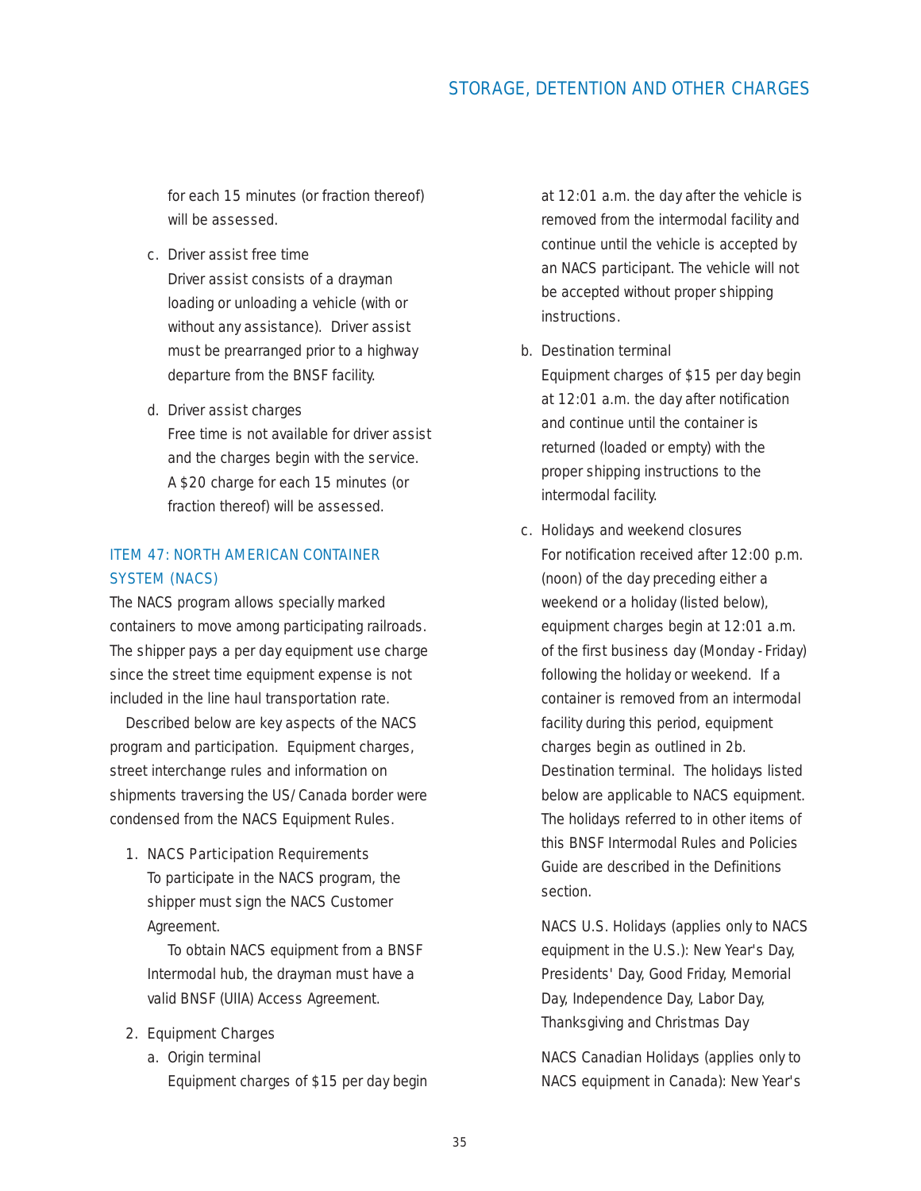for each 15 minutes (or fraction thereof) will be assessed.

c. Driver assist free time
   Driver assist consists of a drayman loading or unloading a vehicle (with or without any assistance). Driver assist must be prearranged prior to a highway departure from the BNSF facility.

d. Driver assist charges
   Free time is not available for driver assist and the charges begin with the service. A $20 charge for each 15 minutes (or fraction thereof) will be assessed.

## ITEM 47: NORTH AMERICAN CONTAINER SYSTEM (NACS)

The NACS program allows specially marked containers to move among participating railroads. The shipper pays a per day equipment use charge since the street time equipment expense is not included in the line haul transportation rate.

Described below are key aspects of the NACS program and participation. Equipment charges, street interchange rules and information on shipments traversing the US/Canada border were condensed from the NACS Equipment Rules.

1. NACS Participation Requirements
   To participate in the NACS program, the shipper must sign the NACS Customer Agreement.

   To obtain NACS equipment from a BNSF Intermodal hub, the drayman must have a valid BNSF (UIIA) Access Agreement.

2. Equipment Charges
   a. Origin terminal
      Equipment charges of $15 per day begin at 12:01 a.m. the day after the vehicle is removed from the intermodal facility and continue until the vehicle is accepted by an NACS participant. The vehicle will not be accepted without proper shipping instructions.

   b. Destination terminal
      Equipment charges of $15 per day begin at 12:01 a.m. the day after notification and continue until the container is returned (loaded or empty) with the proper shipping instructions to the intermodal facility.

   c. Holidays and weekend closures
      For notification received after 12:00 p.m. (noon) of the day preceding either a weekend or a holiday (listed below), equipment charges begin at 12:01 a.m. of the first business day (Monday - Friday) following the holiday or weekend. If a container is removed from an intermodal facility during this period, equipment charges begin as outlined in 2b. Destination terminal. The holidays listed below are applicable to NACS equipment. The holidays referred to in other items of this BNSF Intermodal Rules and Policies Guide are described in the Definitions section.

      NACS U.S. Holidays (applies only to NACS equipment in the U.S.): New Year's Day, Presidents' Day, Good Friday, Memorial Day, Independence Day, Labor Day, Thanksgiving and Christmas Day

      NACS Canadian Holidays (applies only to NACS equipment in Canada): New Year's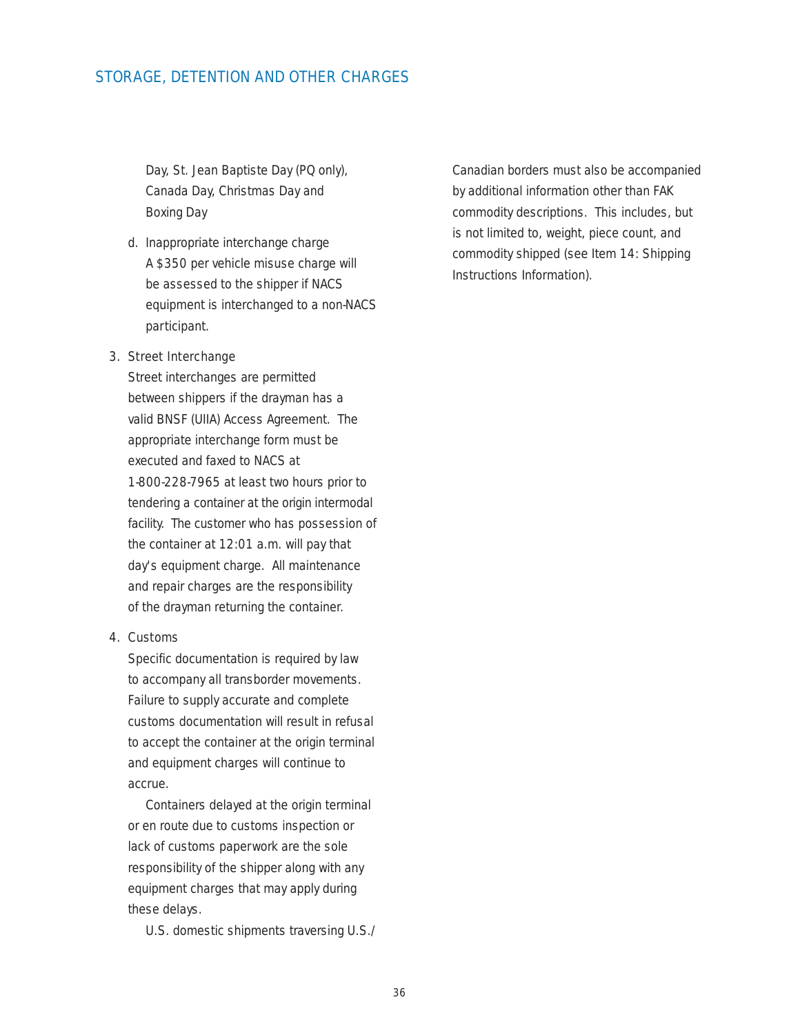Day, St. Jean Baptiste Day (PQ only), Canada Day, Christmas Day and Boxing Day

d. Inappropriate interchange charge
   A $350 per vehicle misuse charge will be assessed to the shipper if NACS equipment is interchanged to a non-NACS participant.

3. Street Interchange
   Street interchanges are permitted between shippers if the drayman has a valid BNSF (UIIA) Access Agreement. The appropriate interchange form must be executed and faxed to NACS at 1-800-228-7965 at least two hours prior to tendering a container at the origin intermodal facility. The customer who has possession of the container at 12:01 a.m. will pay that day's equipment charge. All maintenance and repair charges are the responsibility of the drayman returning the container.

4. Customs
   Specific documentation is required by law to accompany all transborder movements. Failure to supply accurate and complete customs documentation will result in refusal to accept the container at the origin terminal and equipment charges will continue to accrue.

   Containers delayed at the origin terminal or en route due to customs inspection or lack of customs paperwork are the sole responsibility of the shipper along with any equipment charges that may apply during these delays.

   U.S. domestic shipments traversing U.S./Canadian borders must also be accompanied by additional information other than FAK commodity descriptions. This includes, but is not limited to, weight, piece count, and commodity shipped (see Item 14: Shipping Instructions Information).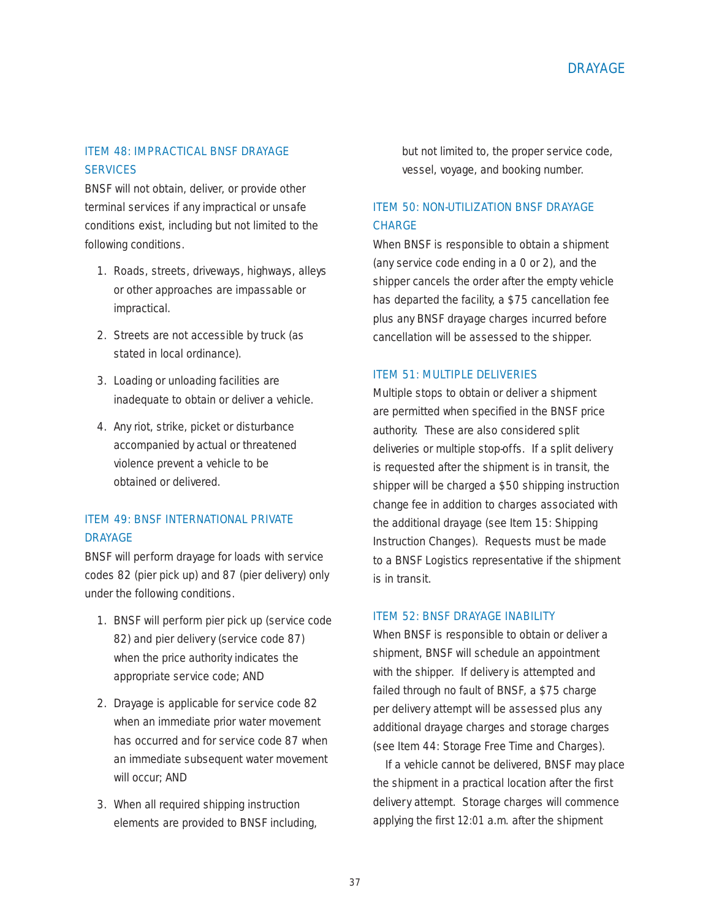## ITEM 48: IMPRACTICAL BNSF DRAYAGE SERVICES

BNSF will not obtain, deliver, or provide other terminal services if any impractical or unsafe conditions exist, including but not limited to the following conditions.

1. Roads, streets, driveways, highways, alleys or other approaches are impassable or impractical.
2. Streets are not accessible by truck (as stated in local ordinance).
3. Loading or unloading facilities are inadequate to obtain or deliver a vehicle.
4. Any riot, strike, picket or disturbance accompanied by actual or threatened violence prevent a vehicle to be obtained or delivered.

## ITEM 49: BNSF INTERNATIONAL PRIVATE DRAYAGE

BNSF will perform drayage for loads with service codes 82 (pier pick up) and 87 (pier delivery) only under the following conditions.

1. BNSF will perform pier pick up (service code 82) and pier delivery (service code 87) when the price authority indicates the appropriate service code; AND
2. Drayage is applicable for service code 82 when an immediate prior water movement has occurred and for service code 87 when an immediate subsequent water movement will occur; AND
3. When all required shipping instruction elements are provided to BNSF including, but not limited to, the proper service code, vessel, voyage, and booking number.

## ITEM 50: NON-UTILIZATION BNSF DRAYAGE CHARGE

When BNSF is responsible to obtain a shipment (any service code ending in a 0 or 2), and the shipper cancels the order after the empty vehicle has departed the facility, a $75 cancellation fee plus any BNSF drayage charges incurred before cancellation will be assessed to the shipper.

## ITEM 51: MULTIPLE DELIVERIES

Multiple stops to obtain or deliver a shipment are permitted when specified in the BNSF price authority. These are also considered split deliveries or multiple stop-offs. If a split delivery is requested after the shipment is in transit, the shipper will be charged a $50 shipping instruction change fee in addition to charges associated with the additional drayage (see Item 15: Shipping Instruction Changes). Requests must be made to a BNSF Logistics representative if the shipment is in transit.

## ITEM 52: BNSF DRAYAGE INABILITY

When BNSF is responsible to obtain or deliver a shipment, BNSF will schedule an appointment with the shipper. If delivery is attempted and failed through no fault of BNSF, a $75 charge per delivery attempt will be assessed plus any additional drayage charges and storage charges (see Item 44: Storage Free Time and Charges).

If a vehicle cannot be delivered, BNSF may place the shipment in a practical location after the first delivery attempt. Storage charges will commence applying the first 12:01 a.m. after the shipment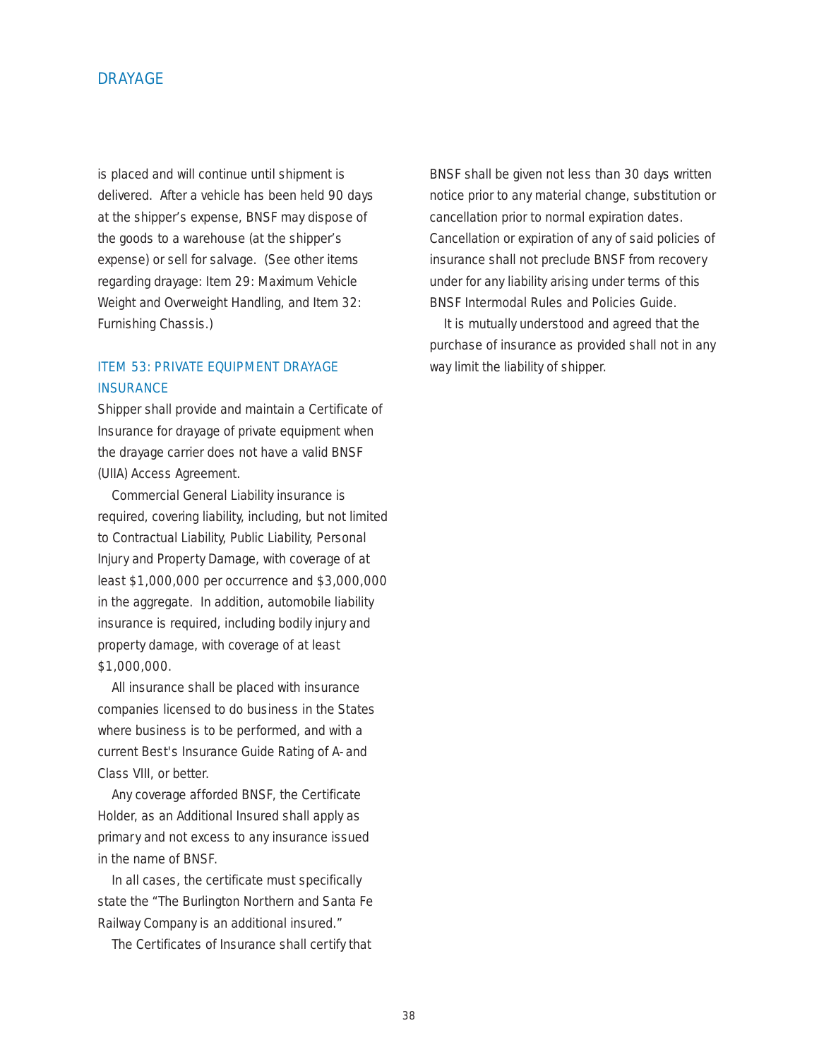is placed and will continue until shipment is delivered. After a vehicle has been held 90 days at the shipper's expense, BNSF may dispose of the goods to a warehouse (at the shipper's expense) or sell for salvage. (See other items regarding drayage: Item 29: Maximum Vehicle Weight and Overweight Handling, and Item 32: Furnishing Chassis.)

### ITEM 53: PRIVATE EQUIPMENT DRAYAGE INSURANCE

Shipper shall provide and maintain a Certificate of Insurance for drayage of private equipment when the drayage carrier does not have a valid BNSF (UIIA) Access Agreement.

Commercial General Liability insurance is required, covering liability, including, but not limited to Contractual Liability, Public Liability, Personal Injury and Property Damage, with coverage of at least $1,000,000 per occurrence and $3,000,000 in the aggregate. In addition, automobile liability insurance is required, including bodily injury and property damage, with coverage of at least $1,000,000.

All insurance shall be placed with insurance companies licensed to do business in the States where business is to be performed, and with a current Best's Insurance Guide Rating of A- and Class VIII, or better.

Any coverage afforded BNSF, the Certificate Holder, as an Additional Insured shall apply as primary and not excess to any insurance issued in the name of BNSF.

In all cases, the certificate must specifically state the "The Burlington Northern and Santa Fe Railway Company is an additional insured."

The Certificates of Insurance shall certify that BNSF shall be given not less than 30 days written notice prior to any material change, substitution or cancellation prior to normal expiration dates. Cancellation or expiration of any of said policies of insurance shall not preclude BNSF from recovery under for any liability arising under terms of this BNSF Intermodal Rules and Policies Guide.

It is mutually understood and agreed that the purchase of insurance as provided shall not in any way limit the liability of shipper.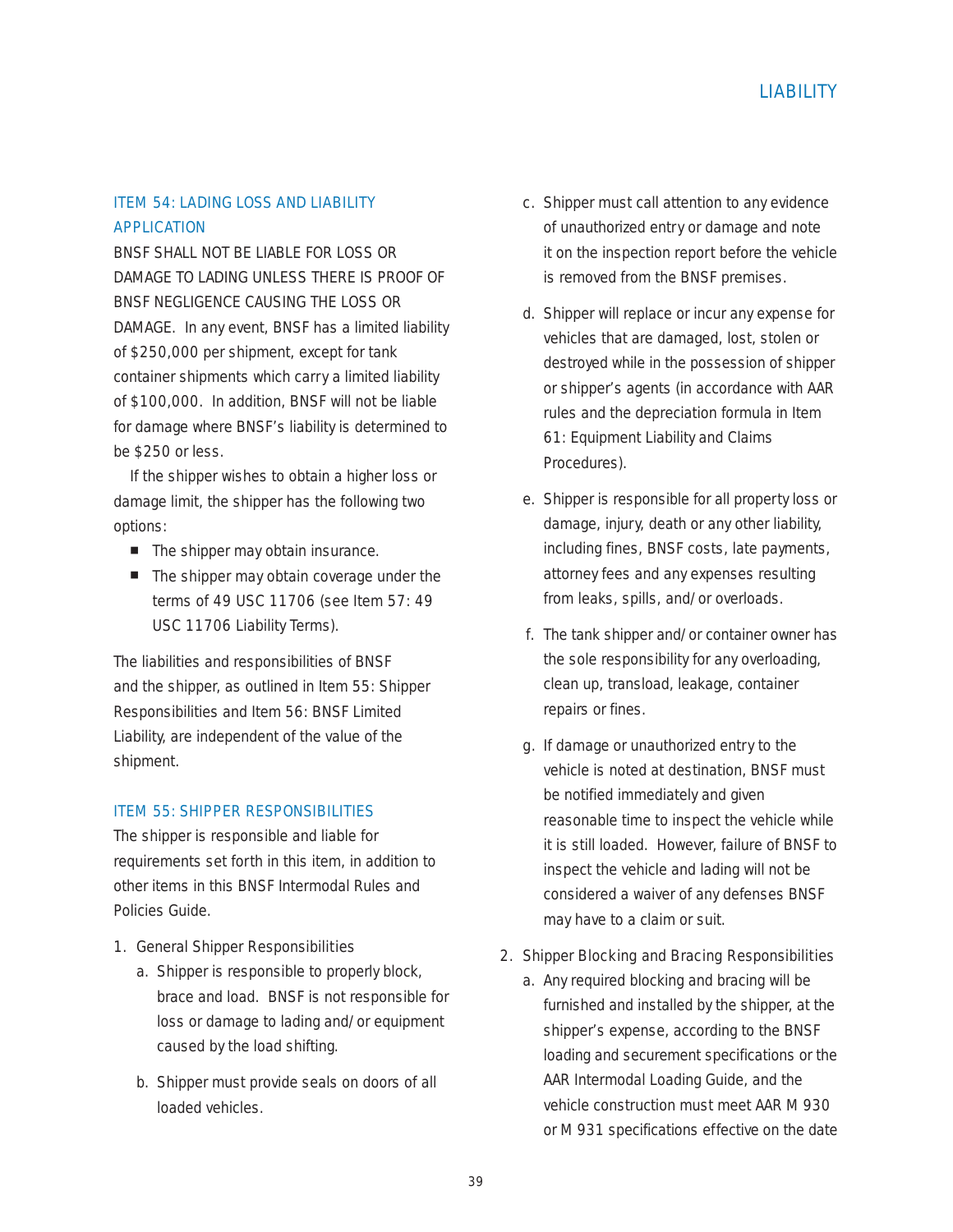## ITEM 54: LADING LOSS AND LIABILITY APPLICATION

BNSF SHALL NOT BE LIABLE FOR LOSS OR DAMAGE TO LADING UNLESS THERE IS PROOF OF BNSF NEGLIGENCE CAUSING THE LOSS OR DAMAGE. In any event, BNSF has a limited liability of $250,000 per shipment, except for tank container shipments which carry a limited liability of $100,000. In addition, BNSF will not be liable for damage where BNSF's liability is determined to be $250 or less.

If the shipper wishes to obtain a higher loss or damage limit, the shipper has the following two options:

- The shipper may obtain insurance.
- The shipper may obtain coverage under the terms of 49 USC 11706 (see Item 57: 49 USC 11706 Liability Terms).

The liabilities and responsibilities of BNSF and the shipper, as outlined in Item 55: Shipper Responsibilities and Item 56: BNSF Limited Liability, are independent of the value of the shipment.

## ITEM 55: SHIPPER RESPONSIBILITIES

The shipper is responsible and liable for requirements set forth in this item, in addition to other items in this BNSF Intermodal Rules and Policies Guide.

1. General Shipper Responsibilities
   a. Shipper is responsible to properly block, brace and load. BNSF is not responsible for loss or damage to lading and/or equipment caused by the load shifting.
   b. Shipper must provide seals on doors of all loaded vehicles.
   c. Shipper must call attention to any evidence of unauthorized entry or damage and note it on the inspection report before the vehicle is removed from the BNSF premises.
   d. Shipper will replace or incur any expense for vehicles that are damaged, lost, stolen or destroyed while in the possession of shipper or shipper's agents (in accordance with AAR rules and the depreciation formula in Item 61: Equipment Liability and Claims Procedures).
   e. Shipper is responsible for all property loss or damage, injury, death or any other liability, including fines, BNSF costs, late payments, attorney fees and any expenses resulting from leaks, spills, and/or overloads.
   f. The tank shipper and/or container owner has the sole responsibility for any overloading, clean up, transload, leakage, container repairs or fines.
   g. If damage or unauthorized entry to the vehicle is noted at destination, BNSF must be notified immediately and given reasonable time to inspect the vehicle while it is still loaded. However, failure of BNSF to inspect the vehicle and lading will not be considered a waiver of any defenses BNSF may have to a claim or suit.
2. Shipper Blocking and Bracing Responsibilities
   a. Any required blocking and bracing will be furnished and installed by the shipper, at the shipper's expense, according to the BNSF loading and securement specifications or the AAR Intermodal Loading Guide, and the vehicle construction must meet AAR M 930 or M 931 specifications effective on the date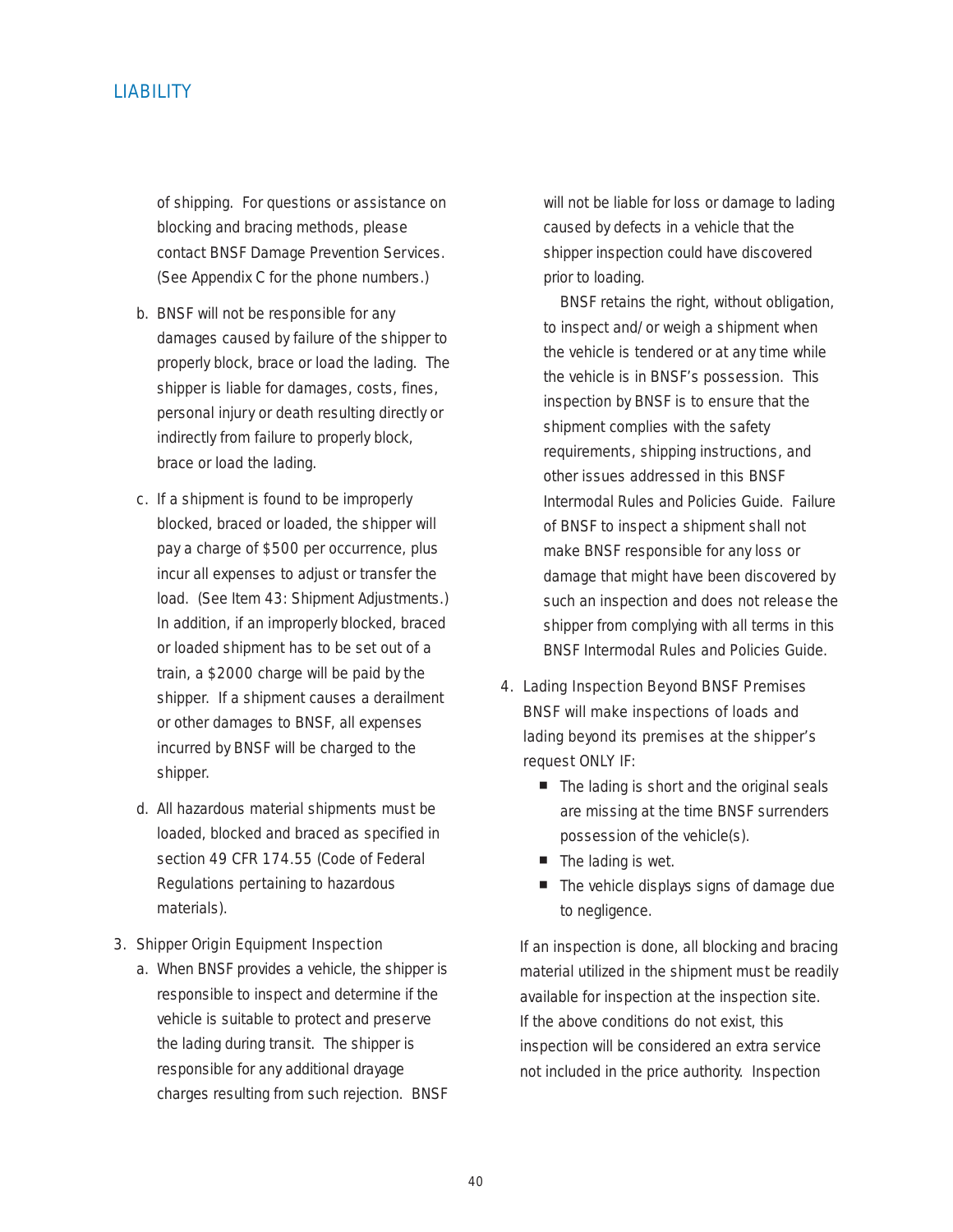of shipping. For questions or assistance on blocking and bracing methods, please contact BNSF Damage Prevention Services. (See Appendix C for the phone numbers.)

b. BNSF will not be responsible for any damages caused by failure of the shipper to properly block, brace or load the lading. The shipper is liable for damages, costs, fines, personal injury or death resulting directly or indirectly from failure to properly block, brace or load the lading.

c. If a shipment is found to be improperly blocked, braced or loaded, the shipper will pay a charge of $500 per occurrence, plus incur all expenses to adjust or transfer the load. (See Item 43: Shipment Adjustments.) In addition, if an improperly blocked, braced or loaded shipment has to be set out of a train, a $2000 charge will be paid by the shipper. If a shipment causes a derailment or other damages to BNSF, all expenses incurred by BNSF will be charged to the shipper.

d. All hazardous material shipments must be loaded, blocked and braced as specified in section 49 CFR 174.55 (Code of Federal Regulations pertaining to hazardous materials).

3. Shipper Origin Equipment Inspection

a. When BNSF provides a vehicle, the shipper is responsible to inspect and determine if the vehicle is suitable to protect and preserve the lading during transit. The shipper is responsible for any additional drayage charges resulting from such rejection. BNSF will not be liable for loss or damage to lading caused by defects in a vehicle that the shipper inspection could have discovered prior to loading.

BNSF retains the right, without obligation, to inspect and/or weigh a shipment when the vehicle is tendered or at any time while the vehicle is in BNSF's possession. This inspection by BNSF is to ensure that the shipment complies with the safety requirements, shipping instructions, and other issues addressed in this BNSF Intermodal Rules and Policies Guide. Failure of BNSF to inspect a shipment shall not make BNSF responsible for any loss or damage that might have been discovered by such an inspection and does not release the shipper from complying with all terms in this BNSF Intermodal Rules and Policies Guide.

4. Lading Inspection Beyond BNSF Premises

BNSF will make inspections of loads and lading beyond its premises at the shipper's request ONLY IF:

- The lading is short and the original seals are missing at the time BNSF surrenders possession of the vehicle(s).
- The lading is wet.
- The vehicle displays signs of damage due to negligence.

If an inspection is done, all blocking and bracing material utilized in the shipment must be readily available for inspection at the inspection site. If the above conditions do not exist, this inspection will be considered an extra service not included in the price authority. Inspection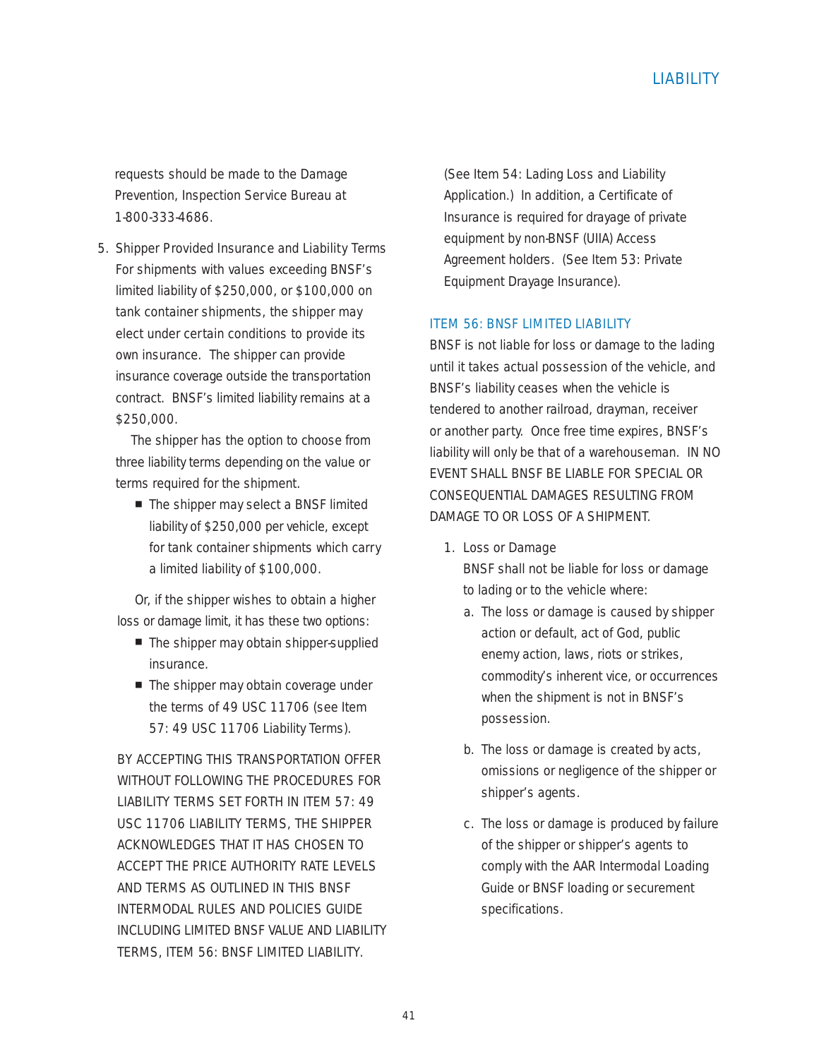requests should be made to the Damage Prevention, Inspection Service Bureau at 1-800-333-4686.

5. Shipper Provided Insurance and Liability Terms
   For shipments with values exceeding BNSF's limited liability of $250,000, or $100,000 on tank container shipments, the shipper may elect under certain conditions to provide its own insurance. The shipper can provide insurance coverage outside the transportation contract. BNSF's limited liability remains at a $250,000.

   The shipper has the option to choose from three liability terms depending on the value or terms required for the shipment.

   - The shipper may select a BNSF limited liability of $250,000 per vehicle, except for tank container shipments which carry a limited liability of $100,000.

   Or, if the shipper wishes to obtain a higher loss or damage limit, it has these two options:

   - The shipper may obtain shipper-supplied insurance.
   - The shipper may obtain coverage under the terms of 49 USC 11706 (see Item 57: 49 USC 11706 Liability Terms).

   BY ACCEPTING THIS TRANSPORTATION OFFER WITHOUT FOLLOWING THE PROCEDURES FOR LIABILITY TERMS SET FORTH IN ITEM 57: 49 USC 11706 LIABILITY TERMS, THE SHIPPER ACKNOWLEDGES THAT IT HAS CHOSEN TO ACCEPT THE PRICE AUTHORITY RATE LEVELS AND TERMS AS OUTLINED IN THIS BNSF INTERMODAL RULES AND POLICIES GUIDE INCLUDING LIMITED BNSF VALUE AND LIABILITY TERMS, ITEM 56: BNSF LIMITED LIABILITY.

   (See Item 54: Lading Loss and Liability Application.) In addition, a Certificate of Insurance is required for drayage of private equipment by non-BNSF (UIIA) Access Agreement holders. (See Item 53: Private Equipment Drayage Insurance).

## ITEM 56: BNSF LIMITED LIABILITY

BNSF is not liable for loss or damage to the lading until it takes actual possession of the vehicle, and BNSF's liability ceases when the vehicle is tendered to another railroad, drayman, receiver or another party. Once free time expires, BNSF's liability will only be that of a warehouseman. IN NO EVENT SHALL BNSF BE LIABLE FOR SPECIAL OR CONSEQUENTIAL DAMAGES RESULTING FROM DAMAGE TO OR LOSS OF A SHIPMENT.

1. Loss or Damage
   BNSF shall not be liable for loss or damage to lading or to the vehicle where:
   a. The loss or damage is caused by shipper action or default, act of God, public enemy action, laws, riots or strikes, commodity's inherent vice, or occurrences when the shipment is not in BNSF's possession.
   b. The loss or damage is created by acts, omissions or negligence of the shipper or shipper's agents.
   c. The loss or damage is produced by failure of the shipper or shipper's agents to comply with the AAR Intermodal Loading Guide or BNSF loading or securement specifications.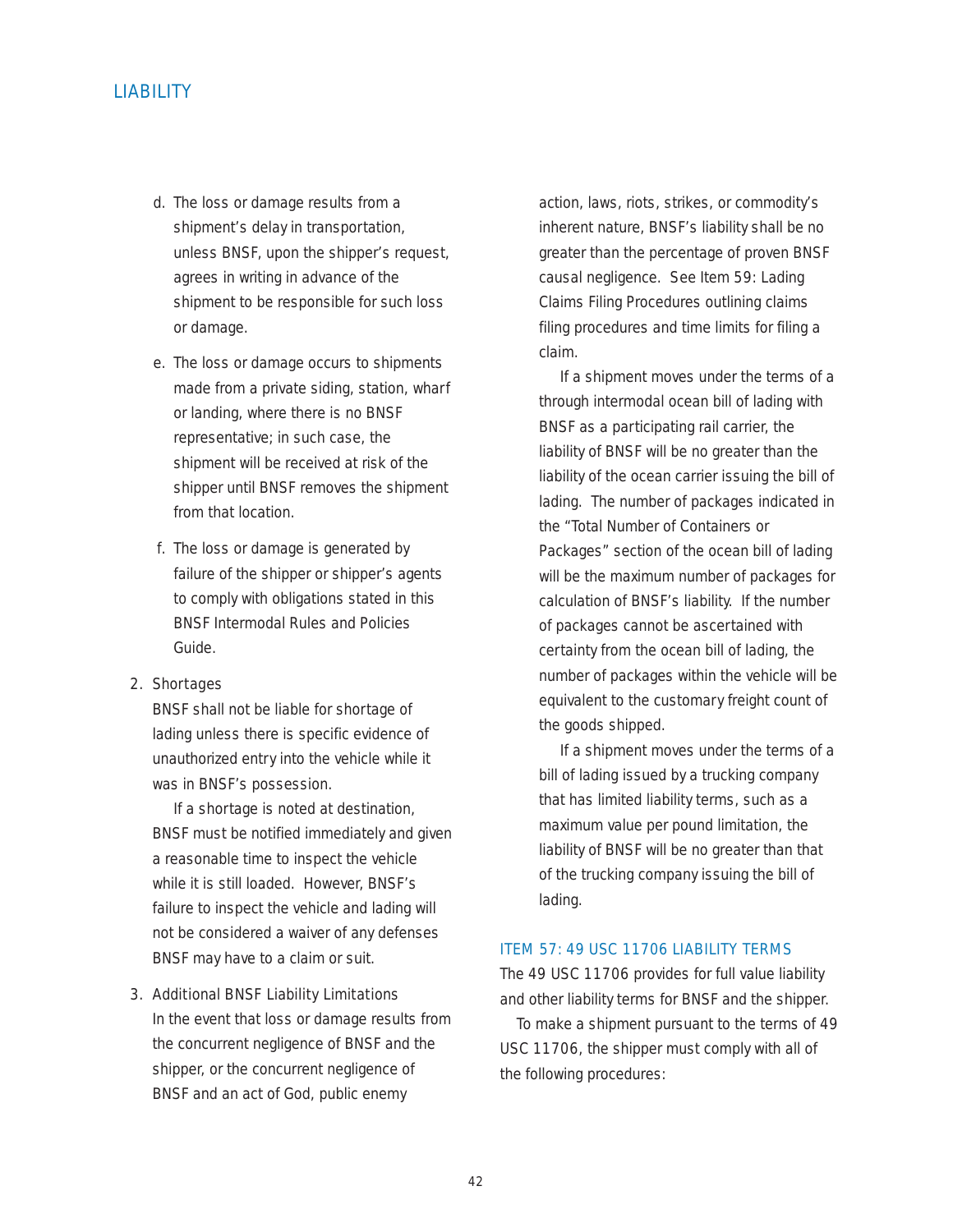d. The loss or damage results from a shipment's delay in transportation, unless BNSF, upon the shipper's request, agrees in writing in advance of the shipment to be responsible for such loss or damage.

e. The loss or damage occurs to shipments made from a private siding, station, wharf or landing, where there is no BNSF representative; in such case, the shipment will be received at risk of the shipper until BNSF removes the shipment from that location.

f. The loss or damage is generated by failure of the shipper or shipper's agents to comply with obligations stated in this BNSF Intermodal Rules and Policies Guide.

2. Shortages

   BNSF shall not be liable for shortage of lading unless there is specific evidence of unauthorized entry into the vehicle while it was in BNSF's possession.

   If a shortage is noted at destination, BNSF must be notified immediately and given a reasonable time to inspect the vehicle while it is still loaded. However, BNSF's failure to inspect the vehicle and lading will not be considered a waiver of any defenses BNSF may have to a claim or suit.

3. Additional BNSF Liability Limitations

   In the event that loss or damage results from the concurrent negligence of BNSF and the shipper, or the concurrent negligence of BNSF and an act of God, public enemy action, laws, riots, strikes, or commodity's inherent nature, BNSF's liability shall be no greater than the percentage of proven BNSF causal negligence. See Item 59: Lading Claims Filing Procedures outlining claims filing procedures and time limits for filing a claim.

   If a shipment moves under the terms of a through intermodal ocean bill of lading with BNSF as a participating rail carrier, the liability of BNSF will be no greater than the liability of the ocean carrier issuing the bill of lading. The number of packages indicated in the "Total Number of Containers or Packages" section of the ocean bill of lading will be the maximum number of packages for calculation of BNSF's liability. If the number of packages cannot be ascertained with certainty from the ocean bill of lading, the number of packages within the vehicle will be equivalent to the customary freight count of the goods shipped.

   If a shipment moves under the terms of a bill of lading issued by a trucking company that has limited liability terms, such as a maximum value per pound limitation, the liability of BNSF will be no greater than that of the trucking company issuing the bill of lading.

## ITEM 57: 49 USC 11706 LIABILITY TERMS

The 49 USC 11706 provides for full value liability and other liability terms for BNSF and the shipper.

To make a shipment pursuant to the terms of 49 USC 11706, the shipper must comply with all of the following procedures: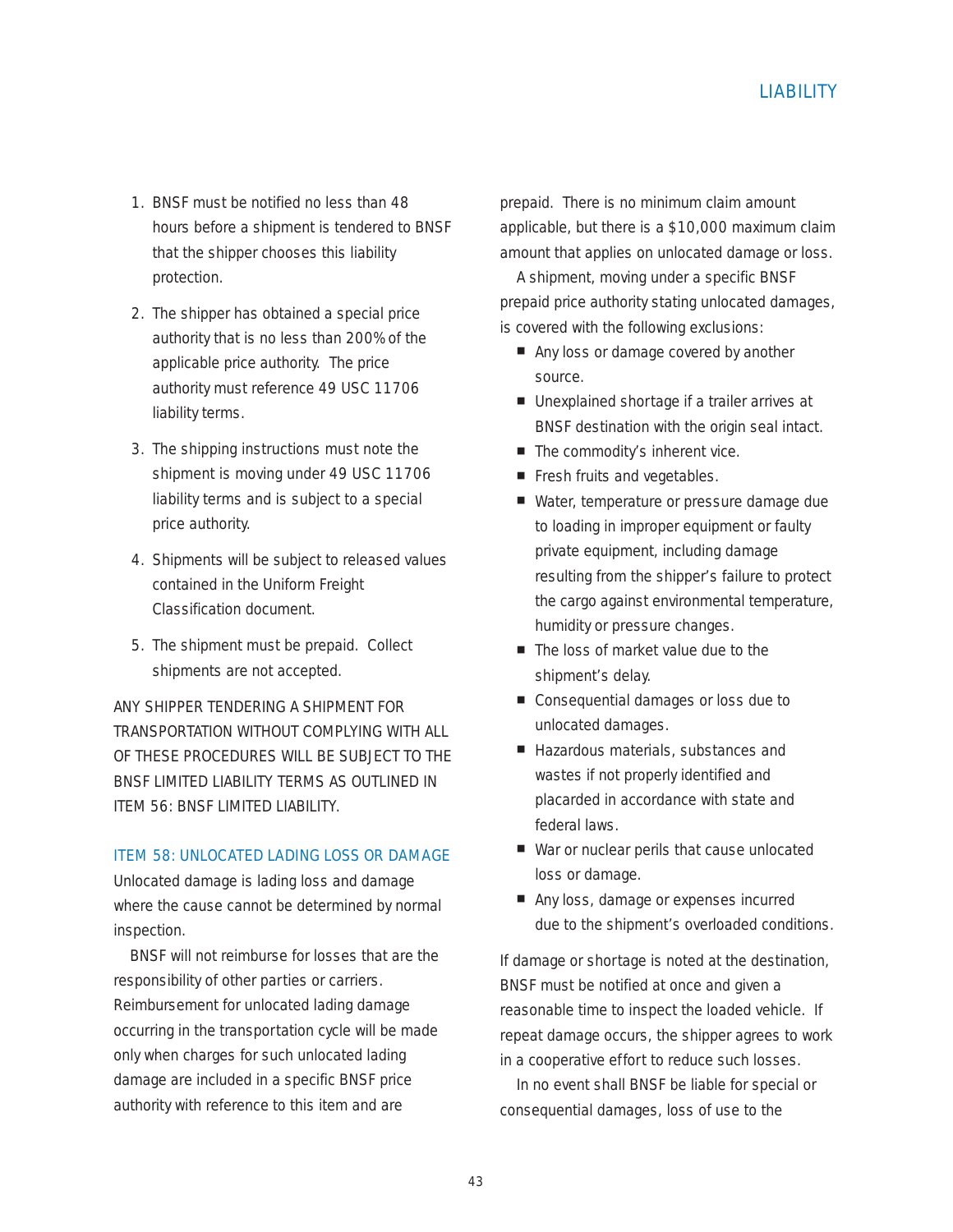1. BNSF must be notified no less than 48 hours before a shipment is tendered to BNSF that the shipper chooses this liability protection.

2. The shipper has obtained a special price authority that is no less than 200% of the applicable price authority. The price authority must reference 49 USC 11706 liability terms.

3. The shipping instructions must note the shipment is moving under 49 USC 11706 liability terms and is subject to a special price authority.

4. Shipments will be subject to released values contained in the Uniform Freight Classification document.

5. The shipment must be prepaid. Collect shipments are not accepted.

ANY SHIPPER TENDERING A SHIPMENT FOR TRANSPORTATION WITHOUT COMPLYING WITH ALL OF THESE PROCEDURES WILL BE SUBJECT TO THE BNSF LIMITED LIABILITY TERMS AS OUTLINED IN ITEM 56: BNSF LIMITED LIABILITY.

## ITEM 58: UNLOCATED LADING LOSS OR DAMAGE

Unlocated damage is lading loss and damage where the cause cannot be determined by normal inspection.

BNSF will not reimburse for losses that are the responsibility of other parties or carriers. Reimbursement for unlocated lading damage occurring in the transportation cycle will be made only when charges for such unlocated lading damage are included in a specific BNSF price authority with reference to this item and are prepaid. There is no minimum claim amount applicable, but there is a $10,000 maximum claim amount that applies on unlocated damage or loss.

A shipment, moving under a specific BNSF prepaid price authority stating unlocated damages, is covered with the following exclusions:

- Any loss or damage covered by another source.
- Unexplained shortage if a trailer arrives at BNSF destination with the origin seal intact.
- The commodity's inherent vice.
- Fresh fruits and vegetables.
- Water, temperature or pressure damage due to loading in improper equipment or faulty private equipment, including damage resulting from the shipper's failure to protect the cargo against environmental temperature, humidity or pressure changes.
- The loss of market value due to the shipment's delay.
- Consequential damages or loss due to unlocated damages.
- Hazardous materials, substances and wastes if not properly identified and placarded in accordance with state and federal laws.
- War or nuclear perils that cause unlocated loss or damage.
- Any loss, damage or expenses incurred due to the shipment's overloaded conditions.

If damage or shortage is noted at the destination, BNSF must be notified at once and given a reasonable time to inspect the loaded vehicle. If repeat damage occurs, the shipper agrees to work in a cooperative effort to reduce such losses.

In no event shall BNSF be liable for special or consequential damages, loss of use to the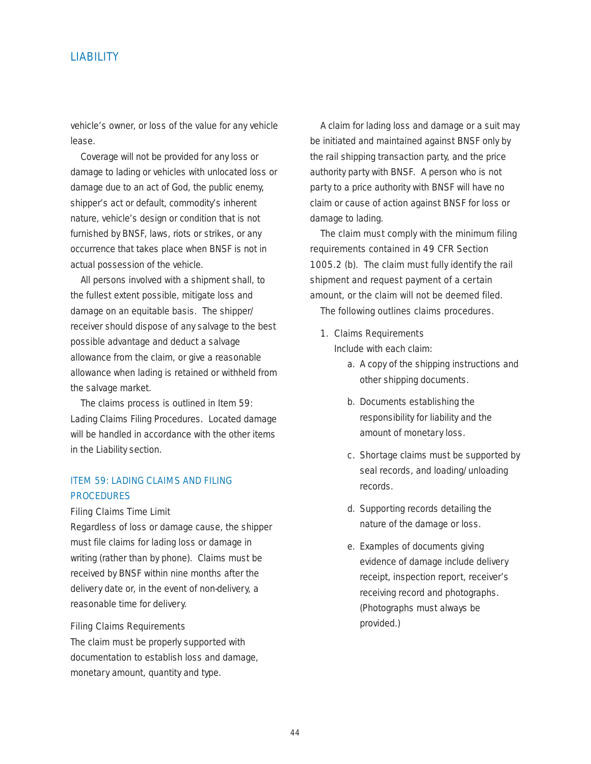vehicle's owner, or loss of the value for any vehicle lease.

Coverage will not be provided for any loss or damage to lading or vehicles with unlocated loss or damage due to an act of God, the public enemy, shipper's act or default, commodity's inherent nature, vehicle's design or condition that is not furnished by BNSF, laws, riots or strikes, or any occurrence that takes place when BNSF is not in actual possession of the vehicle.

All persons involved with a shipment shall, to the fullest extent possible, mitigate loss and damage on an equitable basis. The shipper/receiver should dispose of any salvage to the best possible advantage and deduct a salvage allowance from the claim, or give a reasonable allowance when lading is retained or withheld from the salvage market.

The claims process is outlined in Item 59: Lading Claims Filing Procedures. Located damage will be handled in accordance with the other items in the Liability section.

## ITEM 59: LADING CLAIMS AND FILING PROCEDURES

Filing Claims Time Limit

Regardless of loss or damage cause, the shipper must file claims for lading loss or damage in writing (rather than by phone). Claims must be received by BNSF within nine months after the delivery date or, in the event of non-delivery, a reasonable time for delivery.

Filing Claims Requirements

The claim must be properly supported with documentation to establish loss and damage, monetary amount, quantity and type.

A claim for lading loss and damage or a suit may be initiated and maintained against BNSF only by the rail shipping transaction party, and the price authority party with BNSF. A person who is not party to a price authority with BNSF will have no claim or cause of action against BNSF for loss or damage to lading.

The claim must comply with the minimum filing requirements contained in 49 CFR Section 1005.2 (b). The claim must fully identify the rail shipment and request payment of a certain amount, or the claim will not be deemed filed.

The following outlines claims procedures.

1. Claims Requirements
   Include with each claim:
   a. A copy of the shipping instructions and other shipping documents.
   b. Documents establishing the responsibility for liability and the amount of monetary loss.
   c. Shortage claims must be supported by seal records, and loading/unloading records.
   d. Supporting records detailing the nature of the damage or loss.
   e. Examples of documents giving evidence of damage include delivery receipt, inspection report, receiver's receiving record and photographs. (Photographs must always be provided.)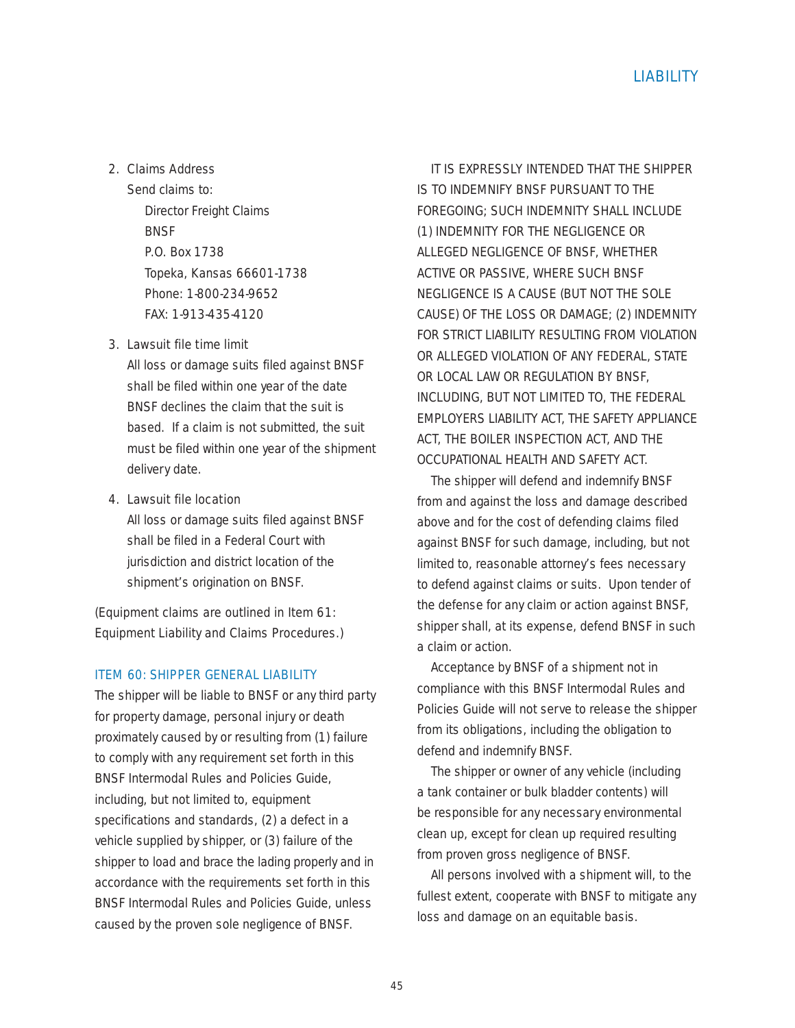2. Claims Address
   Send claims to:
   Director Freight Claims
   BNSF
   P.O. Box 1738
   Topeka, Kansas 66601-1738
   Phone: 1-800-234-9652
   FAX: 1-913-435-4120

3. Lawsuit file time limit
   All loss or damage suits filed against BNSF shall be filed within one year of the date BNSF declines the claim that the suit is based. If a claim is not submitted, the suit must be filed within one year of the shipment delivery date.

4. Lawsuit file location
   All loss or damage suits filed against BNSF shall be filed in a Federal Court with jurisdiction and district location of the shipment's origination on BNSF.

(Equipment claims are outlined in Item 61: Equipment Liability and Claims Procedures.)

### ITEM 60: SHIPPER GENERAL LIABILITY

The shipper will be liable to BNSF or any third party for property damage, personal injury or death proximately caused by or resulting from (1) failure to comply with any requirement set forth in this BNSF Intermodal Rules and Policies Guide, including, but not limited to, equipment specifications and standards, (2) a defect in a vehicle supplied by shipper, or (3) failure of the shipper to load and brace the lading properly and in accordance with the requirements set forth in this BNSF Intermodal Rules and Policies Guide, unless caused by the proven sole negligence of BNSF.

IT IS EXPRESSLY INTENDED THAT THE SHIPPER IS TO INDEMNIFY BNSF PURSUANT TO THE FOREGOING; SUCH INDEMNITY SHALL INCLUDE (1) INDEMNITY FOR THE NEGLIGENCE OR ALLEGED NEGLIGENCE OF BNSF, WHETHER ACTIVE OR PASSIVE, WHERE SUCH BNSF NEGLIGENCE IS A CAUSE (BUT NOT THE SOLE CAUSE) OF THE LOSS OR DAMAGE; (2) INDEMNITY FOR STRICT LIABILITY RESULTING FROM VIOLATION OR ALLEGED VIOLATION OF ANY FEDERAL, STATE OR LOCAL LAW OR REGULATION BY BNSF, INCLUDING, BUT NOT LIMITED TO, THE FEDERAL EMPLOYERS LIABILITY ACT, THE SAFETY APPLIANCE ACT, THE BOILER INSPECTION ACT, AND THE OCCUPATIONAL HEALTH AND SAFETY ACT.

The shipper will defend and indemnify BNSF from and against the loss and damage described above and for the cost of defending claims filed against BNSF for such damage, including, but not limited to, reasonable attorney's fees necessary to defend against claims or suits. Upon tender of the defense for any claim or action against BNSF, shipper shall, at its expense, defend BNSF in such a claim or action.

Acceptance by BNSF of a shipment not in compliance with this BNSF Intermodal Rules and Policies Guide will not serve to release the shipper from its obligations, including the obligation to defend and indemnify BNSF.

The shipper or owner of any vehicle (including a tank container or bulk bladder contents) will be responsible for any necessary environmental clean up, except for clean up required resulting from proven gross negligence of BNSF.

All persons involved with a shipment will, to the fullest extent, cooperate with BNSF to mitigate any loss and damage on an equitable basis.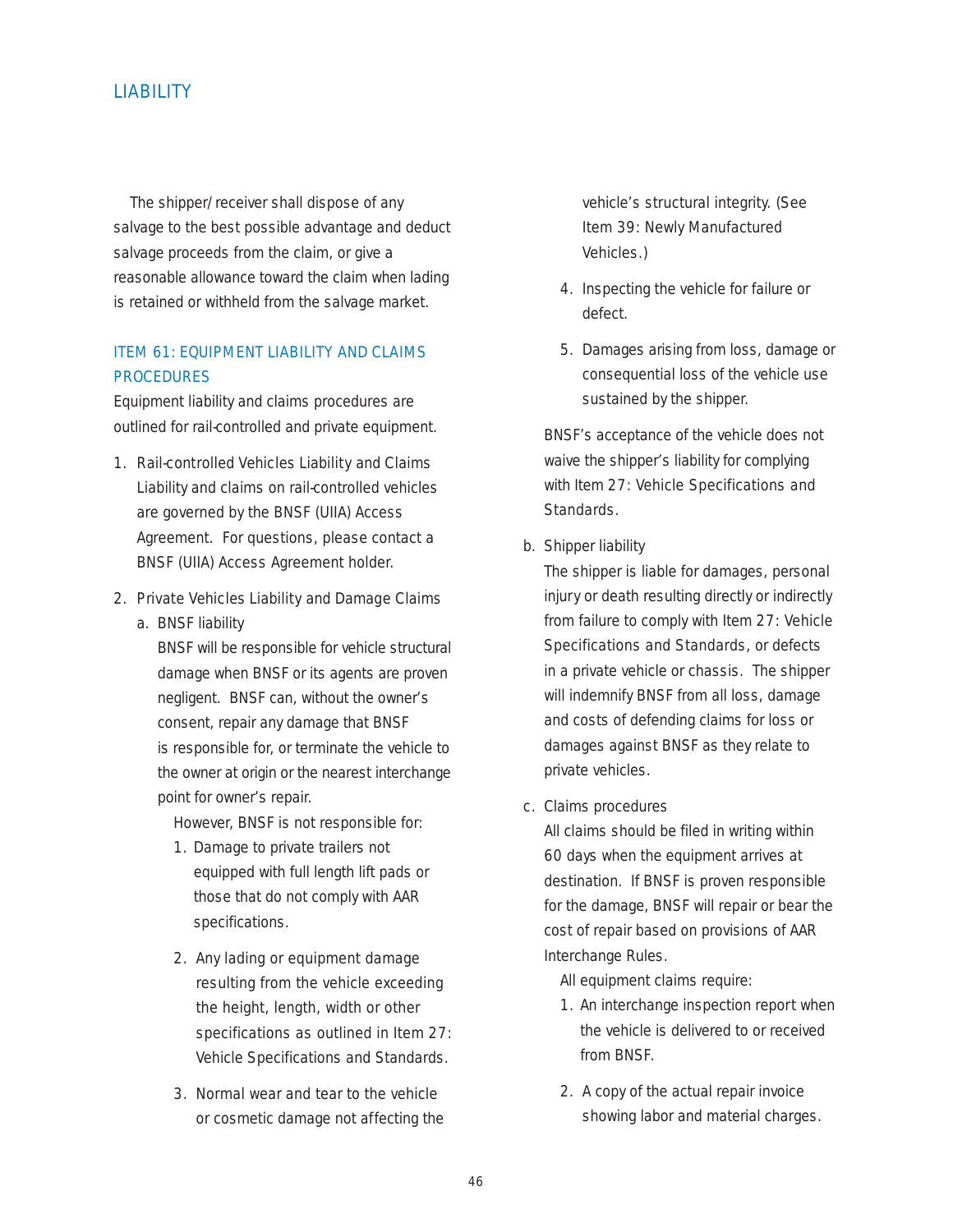The shipper/receiver shall dispose of any salvage to the best possible advantage and deduct salvage proceeds from the claim, or give a reasonable allowance toward the claim when lading is retained or withheld from the salvage market.

## ITEM 61: EQUIPMENT LIABILITY AND CLAIMS PROCEDURES

Equipment liability and claims procedures are outlined for rail-controlled and private equipment.

1. Rail-controlled Vehicles Liability and Claims
   Liability and claims on rail-controlled vehicles are governed by the BNSF (UIIA) Access Agreement. For questions, please contact a BNSF (UIIA) Access Agreement holder.

2. Private Vehicles Liability and Damage Claims
   a. BNSF liability
      BNSF will be responsible for vehicle structural damage when BNSF or its agents are proven negligent. BNSF can, without the owner's consent, repair any damage that BNSF is responsible for, or terminate the vehicle to the owner at origin or the nearest interchange point for owner's repair.

      However, BNSF is not responsible for:

      1. Damage to private trailers not equipped with full length lift pads or those that do not comply with AAR specifications.
      2. Any lading or equipment damage resulting from the vehicle exceeding the height, length, width or other specifications as outlined in Item 27: Vehicle Specifications and Standards.
      3. Normal wear and tear to the vehicle or cosmetic damage not affecting the vehicle's structural integrity. (See Item 39: Newly Manufactured Vehicles.)
      4. Inspecting the vehicle for failure or defect.
      5. Damages arising from loss, damage or consequential loss of the vehicle use sustained by the shipper.

      BNSF's acceptance of the vehicle does not waive the shipper's liability for complying with Item 27: Vehicle Specifications and Standards.

   b. Shipper liability
      The shipper is liable for damages, personal injury or death resulting directly or indirectly from failure to comply with Item 27: Vehicle Specifications and Standards, or defects in a private vehicle or chassis. The shipper will indemnify BNSF from all loss, damage and costs of defending claims for loss or damages against BNSF as they relate to private vehicles.

   c. Claims procedures
      All claims should be filed in writing within 60 days when the equipment arrives at destination. If BNSF is proven responsible for the damage, BNSF will repair or bear the cost of repair based on provisions of AAR Interchange Rules.

      All equipment claims require:

      1. An interchange inspection report when the vehicle is delivered to or received from BNSF.
      2. A copy of the actual repair invoice showing labor and material charges.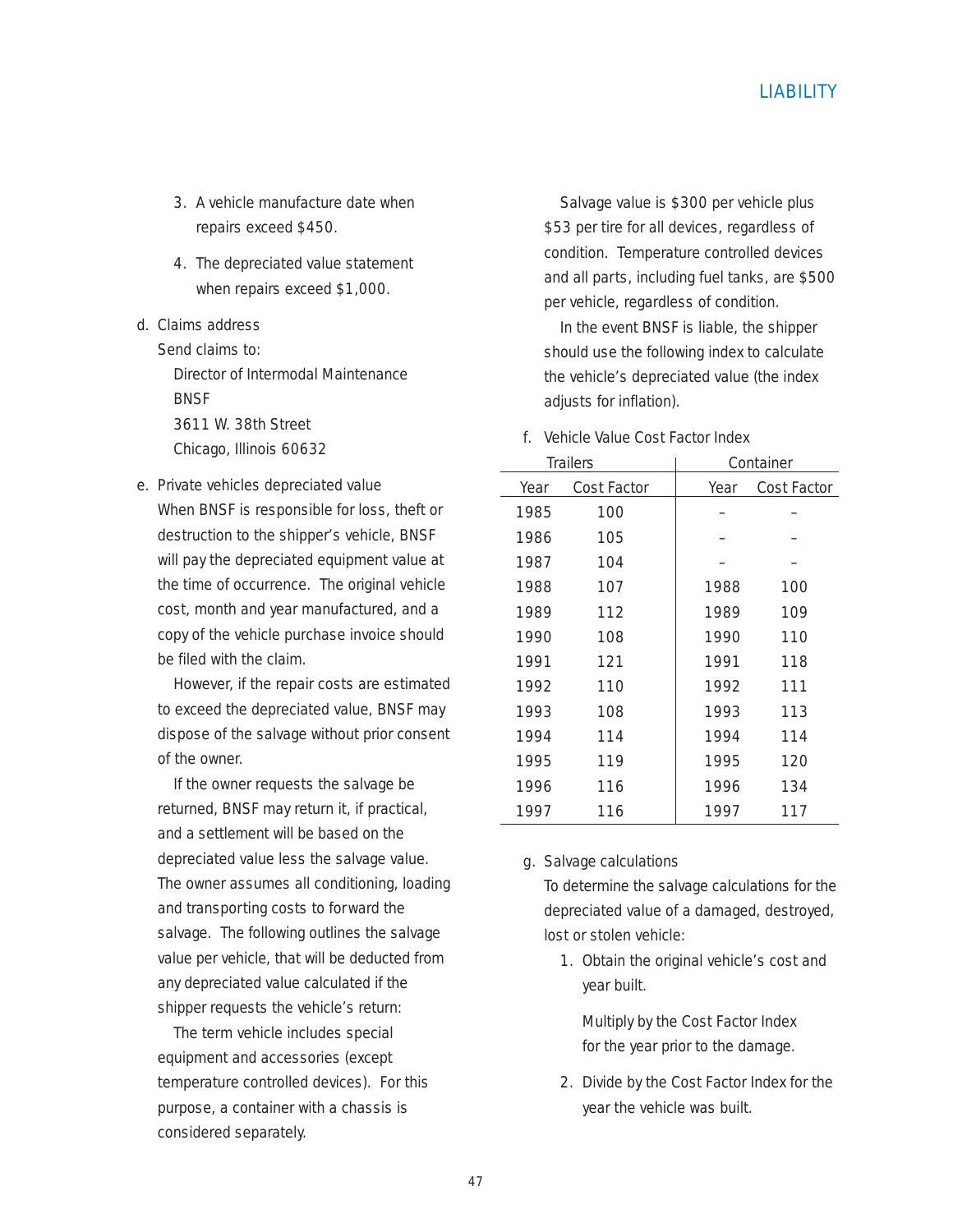3. A vehicle manufacture date when repairs exceed $450.

4. The depreciated value statement when repairs exceed $1,000.

d. Claims address

Send claims to:

Director of Intermodal Maintenance
BNSF
3611 W. 38th Street
Chicago, Illinois 60632

e. Private vehicles depreciated value

When BNSF is responsible for loss, theft or destruction to the shipper's vehicle, BNSF will pay the depreciated equipment value at the time of occurrence. The original vehicle cost, month and year manufactured, and a copy of the vehicle purchase invoice should be filed with the claim.

However, if the repair costs are estimated to exceed the depreciated value, BNSF may dispose of the salvage without prior consent of the owner.

If the owner requests the salvage be returned, BNSF may return it, if practical, and a settlement will be based on the depreciated value less the salvage value. The owner assumes all conditioning, loading and transporting costs to forward the salvage. The following outlines the salvage value per vehicle, that will be deducted from any depreciated value calculated if the shipper requests the vehicle's return:

The term vehicle includes special equipment and accessories (except temperature controlled devices). For this purpose, a container with a chassis is considered separately.

Salvage value is $300 per vehicle plus $53 per tire for all devices, regardless of condition. Temperature controlled devices and all parts, including fuel tanks, are $500 per vehicle, regardless of condition.

In the event BNSF is liable, the shipper should use the following index to calculate the vehicle's depreciated value (the index adjusts for inflation).

f. Vehicle Value Cost Factor Index

| Trailers | | Container | |
|---|---|---|---|
| Year | Cost Factor | Year | Cost Factor |
| 1985 | 100 | – | – |
| 1986 | 105 | – | – |
| 1987 | 104 | – | – |
| 1988 | 107 | 1988 | 100 |
| 1989 | 112 | 1989 | 109 |
| 1990 | 108 | 1990 | 110 |
| 1991 | 121 | 1991 | 118 |
| 1992 | 110 | 1992 | 111 |
| 1993 | 108 | 1993 | 113 |
| 1994 | 114 | 1994 | 114 |
| 1995 | 119 | 1995 | 120 |
| 1996 | 116 | 1996 | 134 |
| 1997 | 116 | 1997 | 117 |

g. Salvage calculations

To determine the salvage calculations for the depreciated value of a damaged, destroyed, lost or stolen vehicle:

1. Obtain the original vehicle's cost and year built.

   Multiply by the Cost Factor Index for the year prior to the damage.

2. Divide by the Cost Factor Index for the year the vehicle was built.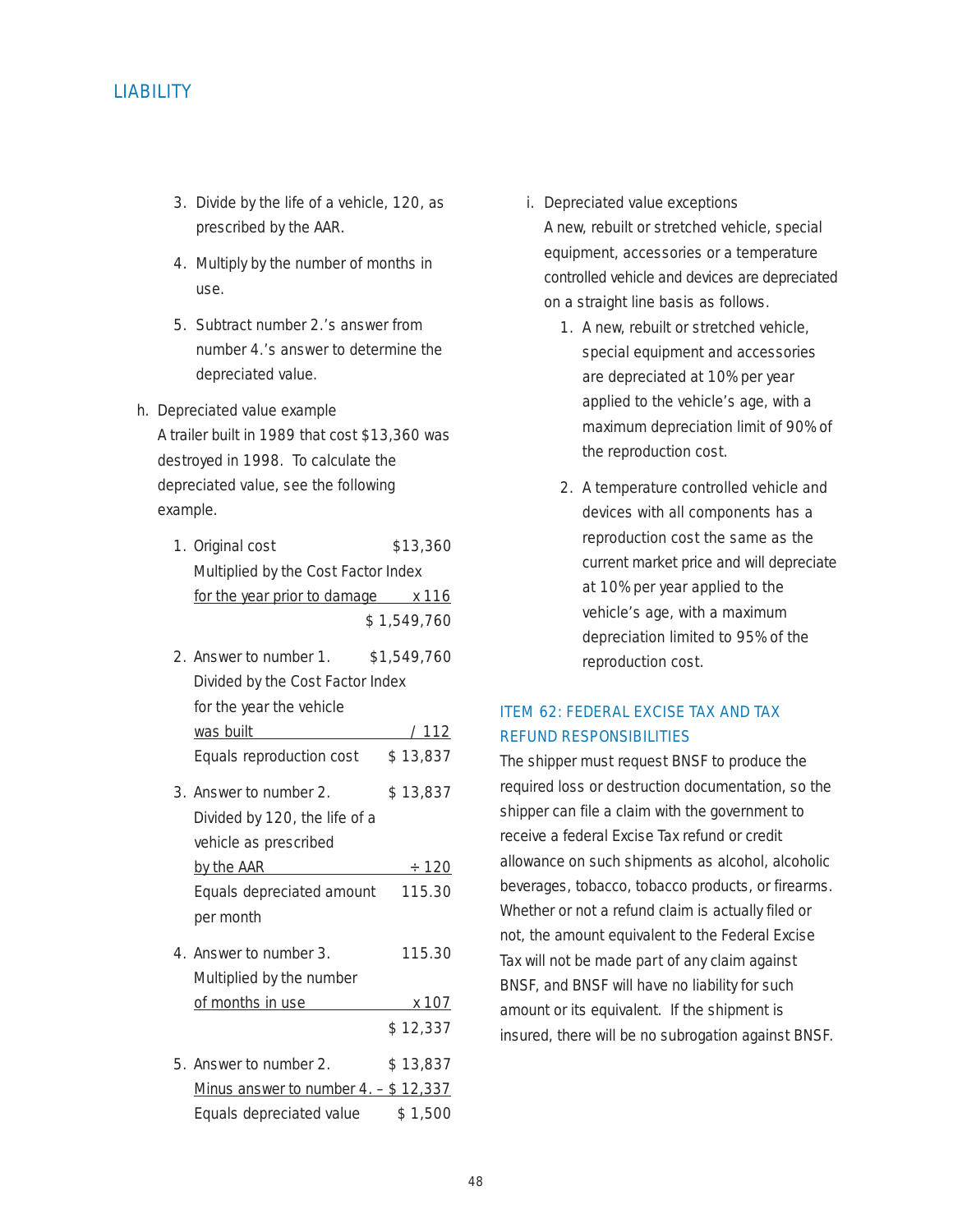3. Divide by the life of a vehicle, 120, as prescribed by the AAR.

4. Multiply by the number of months in use.

5. Subtract number 2.'s answer from number 4.'s answer to determine the depreciated value.

h. Depreciated value example

A trailer built in 1989 that cost $13,360 was destroyed in 1998. To calculate the depreciated value, see the following example.

1. Original cost $13,360
   Multiplied by the Cost Factor Index
   for the year prior to damage x 116
   $ 1,549,760

2. Answer to number 1. $1,549,760
   Divided by the Cost Factor Index
   for the year the vehicle
   was built / 112
   Equals reproduction cost $ 13,837

3. Answer to number 2. $ 13,837
   Divided by 120, the life of a
   vehicle as prescribed
   by the AAR ÷ 120
   Equals depreciated amount 115.30
   per month

4. Answer to number 3. 115.30
   Multiplied by the number
   of months in use x 107
   $ 12,337

5. Answer to number 2. $ 13,837
   Minus answer to number 4. – $ 12,337
   Equals depreciated value $ 1,500

i. Depreciated value exceptions

A new, rebuilt or stretched vehicle, special equipment, accessories or a temperature controlled vehicle and devices are depreciated on a straight line basis as follows.

1. A new, rebuilt or stretched vehicle, special equipment and accessories are depreciated at 10% per year applied to the vehicle's age, with a maximum depreciation limit of 90% of the reproduction cost.

2. A temperature controlled vehicle and devices with all components has a reproduction cost the same as the current market price and will depreciate at 10% per year applied to the vehicle's age, with a maximum depreciation limited to 95% of the reproduction cost.

## ITEM 62: FEDERAL EXCISE TAX AND TAX REFUND RESPONSIBILITIES

The shipper must request BNSF to produce the required loss or destruction documentation, so the shipper can file a claim with the government to receive a federal Excise Tax refund or credit allowance on such shipments as alcohol, alcoholic beverages, tobacco, tobacco products, or firearms. Whether or not a refund claim is actually filed or not, the amount equivalent to the Federal Excise Tax will not be made part of any claim against BNSF, and BNSF will have no liability for such amount or its equivalent. If the shipment is insured, there will be no subrogation against BNSF.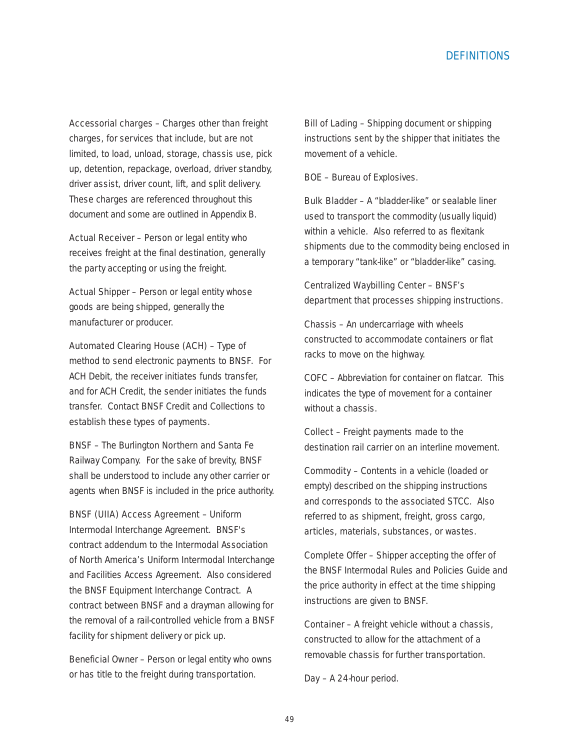# DEFINITIONS

Accessorial charges – Charges other than freight charges, for services that include, but are not limited, to load, unload, storage, chassis use, pick up, detention, repackage, overload, driver standby, driver assist, driver count, lift, and split delivery. These charges are referenced throughout this document and some are outlined in Appendix B.

Actual Receiver – Person or legal entity who receives freight at the final destination, generally the party accepting or using the freight.

Actual Shipper – Person or legal entity whose goods are being shipped, generally the manufacturer or producer.

Automated Clearing House (ACH) – Type of method to send electronic payments to BNSF. For ACH Debit, the receiver initiates funds transfer, and for ACH Credit, the sender initiates the funds transfer. Contact BNSF Credit and Collections to establish these types of payments.

BNSF – The Burlington Northern and Santa Fe Railway Company. For the sake of brevity, BNSF shall be understood to include any other carrier or agents when BNSF is included in the price authority.

BNSF (UIIA) Access Agreement – Uniform Intermodal Interchange Agreement. BNSF's contract addendum to the Intermodal Association of North America's Uniform Intermodal Interchange and Facilities Access Agreement. Also considered the BNSF Equipment Interchange Contract. A contract between BNSF and a drayman allowing for the removal of a rail-controlled vehicle from a BNSF facility for shipment delivery or pick up.

Beneficial Owner – Person or legal entity who owns or has title to the freight during transportation.

Bill of Lading – Shipping document or shipping instructions sent by the shipper that initiates the movement of a vehicle.

BOE – Bureau of Explosives.

Bulk Bladder – A "bladder-like" or sealable liner used to transport the commodity (usually liquid) within a vehicle. Also referred to as flexitank shipments due to the commodity being enclosed in a temporary "tank-like" or "bladder-like" casing.

Centralized Waybilling Center – BNSF's department that processes shipping instructions.

Chassis – An undercarriage with wheels constructed to accommodate containers or flat racks to move on the highway.

COFC – Abbreviation for container on flatcar. This indicates the type of movement for a container without a chassis.

Collect – Freight payments made to the destination rail carrier on an interline movement.

Commodity – Contents in a vehicle (loaded or empty) described on the shipping instructions and corresponds to the associated STCC. Also referred to as shipment, freight, gross cargo, articles, materials, substances, or wastes.

Complete Offer – Shipper accepting the offer of the BNSF Intermodal Rules and Policies Guide and the price authority in effect at the time shipping instructions are given to BNSF.

Container – A freight vehicle without a chassis, constructed to allow for the attachment of a removable chassis for further transportation.

Day – A 24-hour period.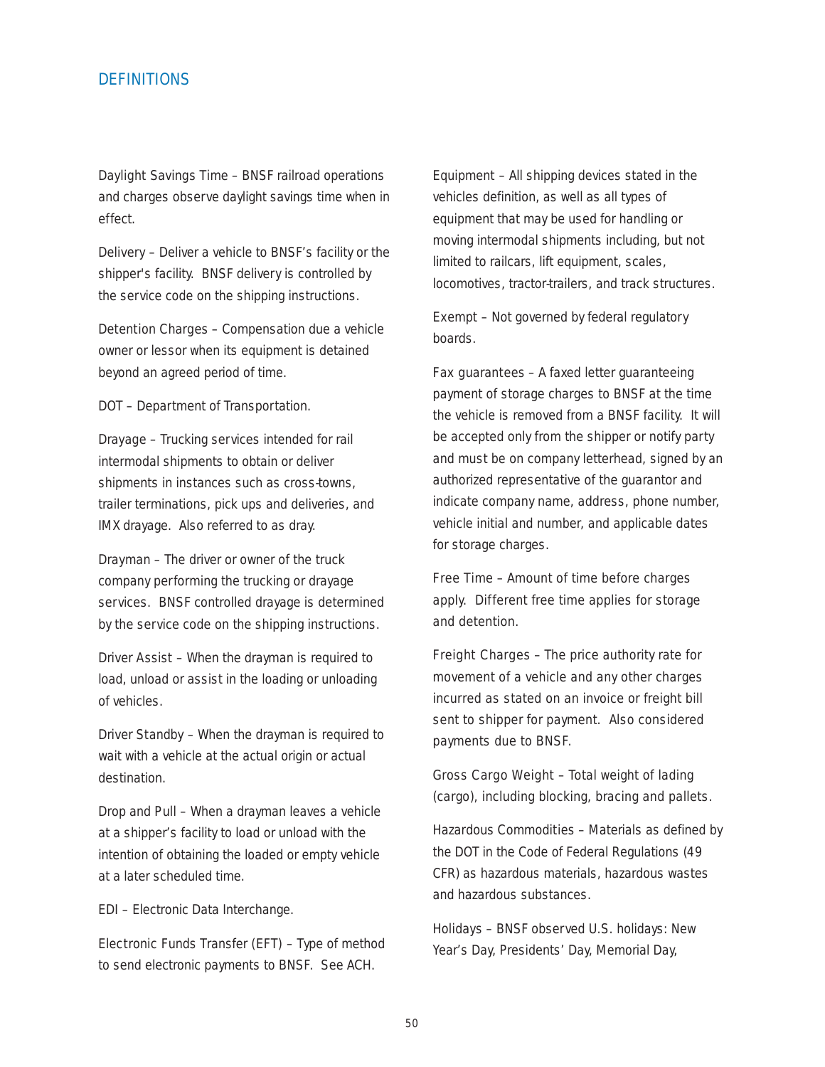## DEFINITIONS

Daylight Savings Time – BNSF railroad operations and charges observe daylight savings time when in effect.

Delivery – Deliver a vehicle to BNSF's facility or the shipper's facility. BNSF delivery is controlled by the service code on the shipping instructions.

Detention Charges – Compensation due a vehicle owner or lessor when its equipment is detained beyond an agreed period of time.

DOT – Department of Transportation.

Drayage – Trucking services intended for rail intermodal shipments to obtain or deliver shipments in instances such as cross-towns, trailer terminations, pick ups and deliveries, and IMX drayage. Also referred to as dray.

Drayman – The driver or owner of the truck company performing the trucking or drayage services. BNSF controlled drayage is determined by the service code on the shipping instructions.

Driver Assist – When the drayman is required to load, unload or assist in the loading or unloading of vehicles.

Driver Standby – When the drayman is required to wait with a vehicle at the actual origin or actual destination.

Drop and Pull – When a drayman leaves a vehicle at a shipper's facility to load or unload with the intention of obtaining the loaded or empty vehicle at a later scheduled time.

EDI – Electronic Data Interchange.

Electronic Funds Transfer (EFT) – Type of method to send electronic payments to BNSF. See ACH.

Equipment – All shipping devices stated in the vehicles definition, as well as all types of equipment that may be used for handling or moving intermodal shipments including, but not limited to railcars, lift equipment, scales, locomotives, tractor-trailers, and track structures.

Exempt – Not governed by federal regulatory boards.

Fax guarantees – A faxed letter guaranteeing payment of storage charges to BNSF at the time the vehicle is removed from a BNSF facility. It will be accepted only from the shipper or notify party and must be on company letterhead, signed by an authorized representative of the guarantor and indicate company name, address, phone number, vehicle initial and number, and applicable dates for storage charges.

Free Time – Amount of time before charges apply. Different free time applies for storage and detention.

Freight Charges – The price authority rate for movement of a vehicle and any other charges incurred as stated on an invoice or freight bill sent to shipper for payment. Also considered payments due to BNSF.

Gross Cargo Weight – Total weight of lading (cargo), including blocking, bracing and pallets.

Hazardous Commodities – Materials as defined by the DOT in the Code of Federal Regulations (49 CFR) as hazardous materials, hazardous wastes and hazardous substances.

Holidays – BNSF observed U.S. holidays: New Year's Day, Presidents' Day, Memorial Day,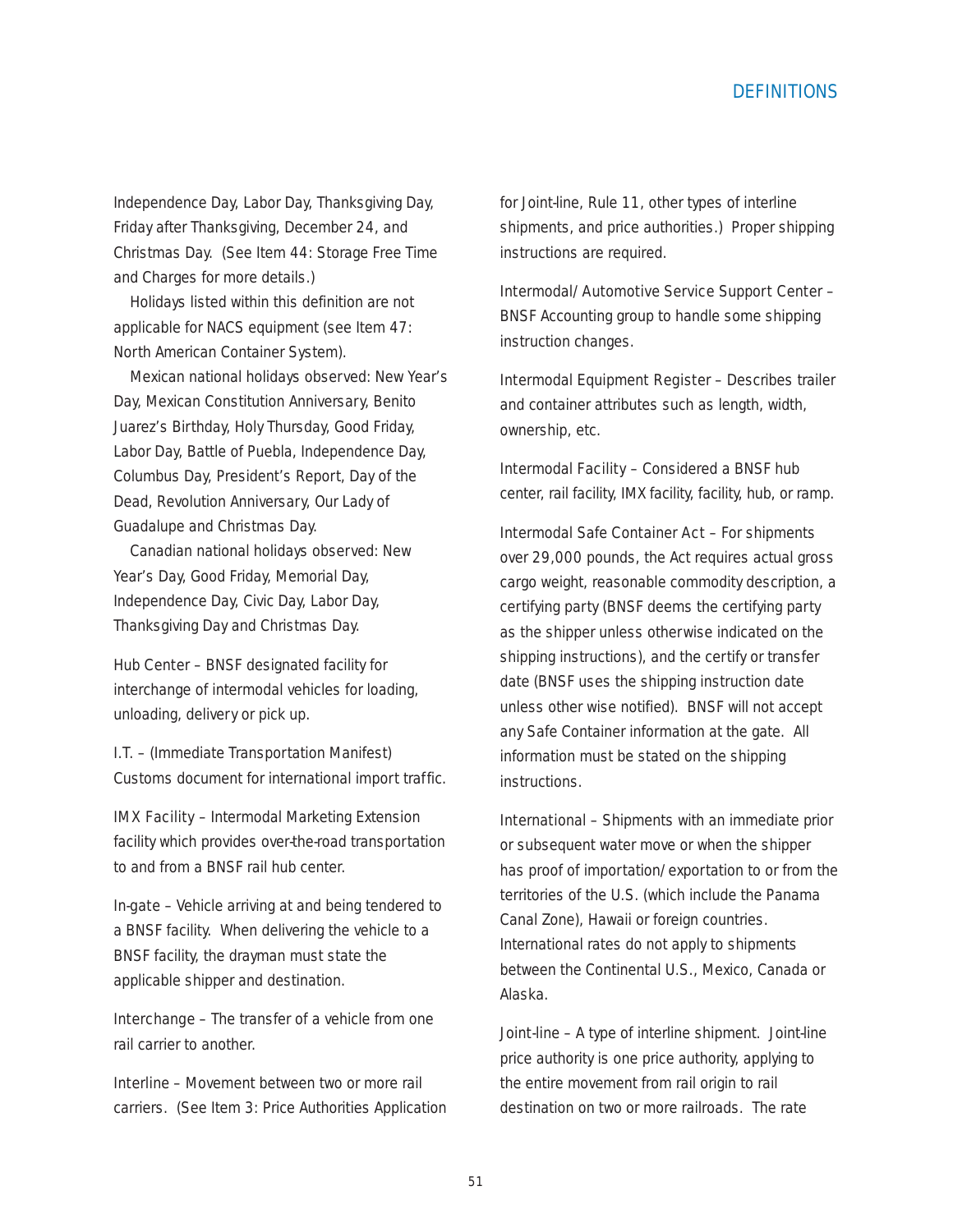Independence Day, Labor Day, Thanksgiving Day, Friday after Thanksgiving, December 24, and Christmas Day. (See Item 44: Storage Free Time and Charges for more details.)

Holidays listed within this definition are not applicable for NACS equipment (see Item 47: North American Container System).

Mexican national holidays observed: New Year's Day, Mexican Constitution Anniversary, Benito Juarez's Birthday, Holy Thursday, Good Friday, Labor Day, Battle of Puebla, Independence Day, Columbus Day, President's Report, Day of the Dead, Revolution Anniversary, Our Lady of Guadalupe and Christmas Day.

Canadian national holidays observed: New Year's Day, Good Friday, Memorial Day, Independence Day, Civic Day, Labor Day, Thanksgiving Day and Christmas Day.

Hub Center – BNSF designated facility for interchange of intermodal vehicles for loading, unloading, delivery or pick up.

I.T. – (Immediate Transportation Manifest) Customs document for international import traffic.

IMX Facility – Intermodal Marketing Extension facility which provides over-the-road transportation to and from a BNSF rail hub center.

In-gate – Vehicle arriving at and being tendered to a BNSF facility. When delivering the vehicle to a BNSF facility, the drayman must state the applicable shipper and destination.

Interchange – The transfer of a vehicle from one rail carrier to another.

Interline – Movement between two or more rail carriers. (See Item 3: Price Authorities Application for Joint-line, Rule 11, other types of interline shipments, and price authorities.) Proper shipping instructions are required.

Intermodal/Automotive Service Support Center – BNSF Accounting group to handle some shipping instruction changes.

Intermodal Equipment Register – Describes trailer and container attributes such as length, width, ownership, etc.

Intermodal Facility – Considered a BNSF hub center, rail facility, IMX facility, facility, hub, or ramp.

Intermodal Safe Container Act – For shipments over 29,000 pounds, the Act requires actual gross cargo weight, reasonable commodity description, a certifying party (BNSF deems the certifying party as the shipper unless otherwise indicated on the shipping instructions), and the certify or transfer date (BNSF uses the shipping instruction date unless other wise notified). BNSF will not accept any Safe Container information at the gate. All information must be stated on the shipping instructions.

International – Shipments with an immediate prior or subsequent water move or when the shipper has proof of importation/exportation to or from the territories of the U.S. (which include the Panama Canal Zone), Hawaii or foreign countries. International rates do not apply to shipments between the Continental U.S., Mexico, Canada or Alaska.

Joint-line – A type of interline shipment. Joint-line price authority is one price authority, applying to the entire movement from rail origin to rail destination on two or more railroads. The rate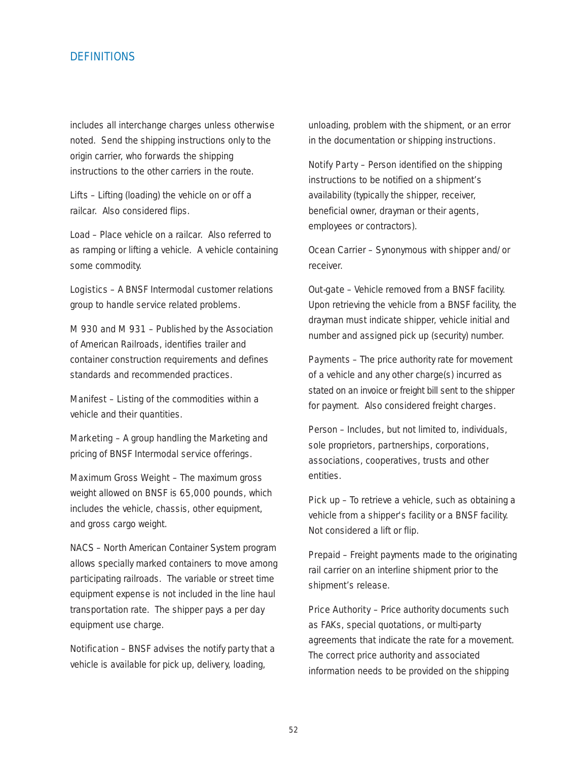includes all interchange charges unless otherwise noted. Send the shipping instructions only to the origin carrier, who forwards the shipping instructions to the other carriers in the route.

Lifts – Lifting (loading) the vehicle on or off a railcar. Also considered flips.

Load – Place vehicle on a railcar. Also referred to as ramping or lifting a vehicle. A vehicle containing some commodity.

Logistics – A BNSF Intermodal customer relations group to handle service related problems.

M 930 and M 931 – Published by the Association of American Railroads, identifies trailer and container construction requirements and defines standards and recommended practices.

Manifest – Listing of the commodities within a vehicle and their quantities.

Marketing – A group handling the Marketing and pricing of BNSF Intermodal service offerings.

Maximum Gross Weight – The maximum gross weight allowed on BNSF is 65,000 pounds, which includes the vehicle, chassis, other equipment, and gross cargo weight.

NACS – North American Container System program allows specially marked containers to move among participating railroads. The variable or street time equipment expense is not included in the line haul transportation rate. The shipper pays a per day equipment use charge.

Notification – BNSF advises the notify party that a vehicle is available for pick up, delivery, loading, unloading, problem with the shipment, or an error in the documentation or shipping instructions.

Notify Party – Person identified on the shipping instructions to be notified on a shipment's availability (typically the shipper, receiver, beneficial owner, drayman or their agents, employees or contractors).

Ocean Carrier – Synonymous with shipper and/or receiver.

Out-gate – Vehicle removed from a BNSF facility. Upon retrieving the vehicle from a BNSF facility, the drayman must indicate shipper, vehicle initial and number and assigned pick up (security) number.

Payments – The price authority rate for movement of a vehicle and any other charge(s) incurred as stated on an invoice or freight bill sent to the shipper for payment. Also considered freight charges.

Person – Includes, but not limited to, individuals, sole proprietors, partnerships, corporations, associations, cooperatives, trusts and other entities.

Pick up – To retrieve a vehicle, such as obtaining a vehicle from a shipper's facility or a BNSF facility. Not considered a lift or flip.

Prepaid – Freight payments made to the originating rail carrier on an interline shipment prior to the shipment's release.

Price Authority – Price authority documents such as FAKs, special quotations, or multi-party agreements that indicate the rate for a movement. The correct price authority and associated information needs to be provided on the shipping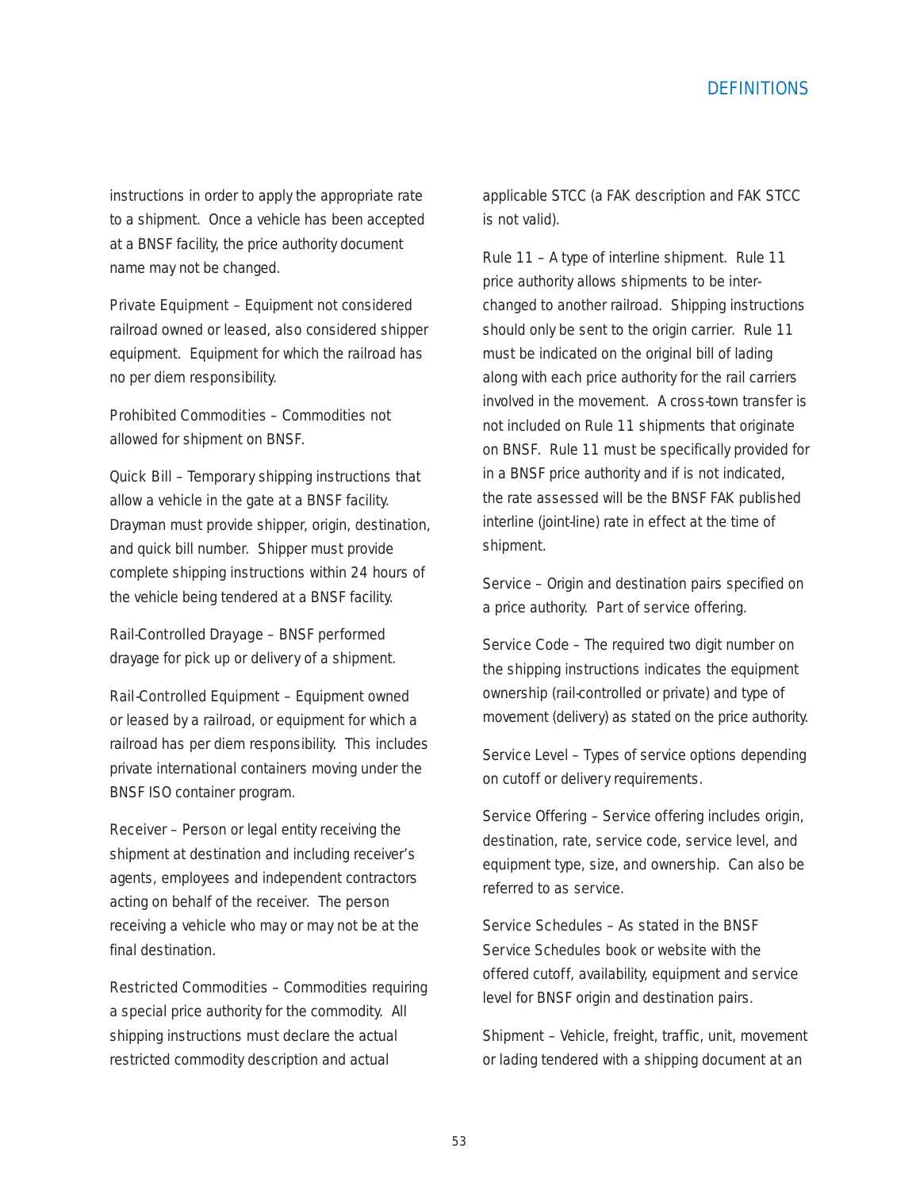instructions in order to apply the appropriate rate to a shipment. Once a vehicle has been accepted at a BNSF facility, the price authority document name may not be changed.

Private Equipment – Equipment not considered railroad owned or leased, also considered shipper equipment. Equipment for which the railroad has no per diem responsibility.

Prohibited Commodities – Commodities not allowed for shipment on BNSF.

Quick Bill – Temporary shipping instructions that allow a vehicle in the gate at a BNSF facility. Drayman must provide shipper, origin, destination, and quick bill number. Shipper must provide complete shipping instructions within 24 hours of the vehicle being tendered at a BNSF facility.

Rail-Controlled Drayage – BNSF performed drayage for pick up or delivery of a shipment.

Rail-Controlled Equipment – Equipment owned or leased by a railroad, or equipment for which a railroad has per diem responsibility. This includes private international containers moving under the BNSF ISO container program.

Receiver – Person or legal entity receiving the shipment at destination and including receiver's agents, employees and independent contractors acting on behalf of the receiver. The person receiving a vehicle who may or may not be at the final destination.

Restricted Commodities – Commodities requiring a special price authority for the commodity. All shipping instructions must declare the actual restricted commodity description and actual applicable STCC (a FAK description and FAK STCC is not valid).

Rule 11 – A type of interline shipment. Rule 11 price authority allows shipments to be interchanged to another railroad. Shipping instructions should only be sent to the origin carrier. Rule 11 must be indicated on the original bill of lading along with each price authority for the rail carriers involved in the movement. A cross-town transfer is not included on Rule 11 shipments that originate on BNSF. Rule 11 must be specifically provided for in a BNSF price authority and if is not indicated, the rate assessed will be the BNSF FAK published interline (joint-line) rate in effect at the time of shipment.

Service – Origin and destination pairs specified on a price authority. Part of service offering.

Service Code – The required two digit number on the shipping instructions indicates the equipment ownership (rail-controlled or private) and type of movement (delivery) as stated on the price authority.

Service Level – Types of service options depending on cutoff or delivery requirements.

Service Offering – Service offering includes origin, destination, rate, service code, service level, and equipment type, size, and ownership. Can also be referred to as service.

Service Schedules – As stated in the BNSF Service Schedules book or website with the offered cutoff, availability, equipment and service level for BNSF origin and destination pairs.

Shipment – Vehicle, freight, traffic, unit, movement or lading tendered with a shipping document at an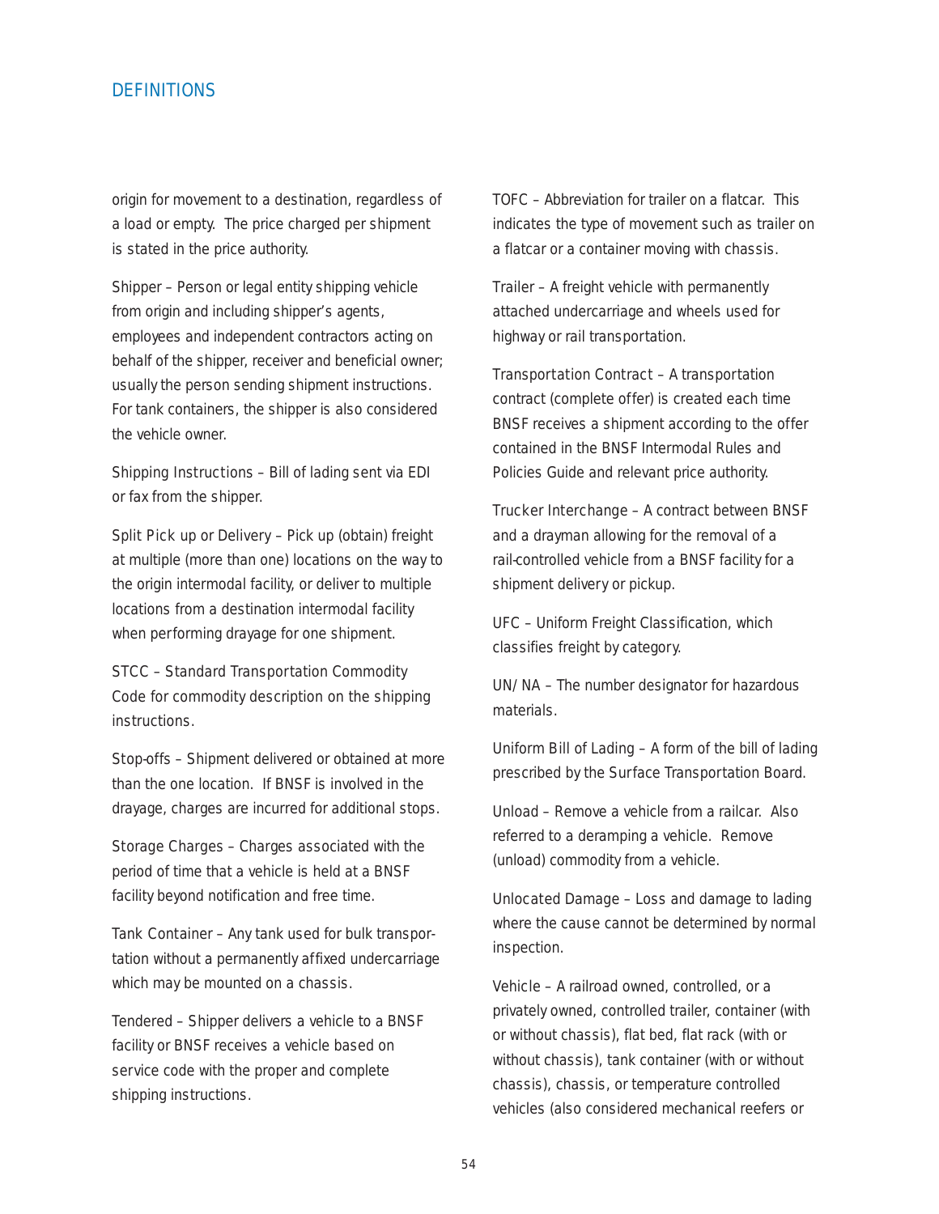## DEFINITIONS

origin for movement to a destination, regardless of a load or empty. The price charged per shipment is stated in the price authority.

Shipper – Person or legal entity shipping vehicle from origin and including shipper's agents, employees and independent contractors acting on behalf of the shipper, receiver and beneficial owner; usually the person sending shipment instructions. For tank containers, the shipper is also considered the vehicle owner.

Shipping Instructions – Bill of lading sent via EDI or fax from the shipper.

Split Pick up or Delivery – Pick up (obtain) freight at multiple (more than one) locations on the way to the origin intermodal facility, or deliver to multiple locations from a destination intermodal facility when performing drayage for one shipment.

STCC – Standard Transportation Commodity Code for commodity description on the shipping instructions.

Stop-offs – Shipment delivered or obtained at more than the one location. If BNSF is involved in the drayage, charges are incurred for additional stops.

Storage Charges – Charges associated with the period of time that a vehicle is held at a BNSF facility beyond notification and free time.

Tank Container – Any tank used for bulk transportation without a permanently affixed undercarriage which may be mounted on a chassis.

Tendered – Shipper delivers a vehicle to a BNSF facility or BNSF receives a vehicle based on service code with the proper and complete shipping instructions.

TOFC – Abbreviation for trailer on a flatcar. This indicates the type of movement such as trailer on a flatcar or a container moving with chassis.

Trailer – A freight vehicle with permanently attached undercarriage and wheels used for highway or rail transportation.

Transportation Contract – A transportation contract (complete offer) is created each time BNSF receives a shipment according to the offer contained in the BNSF Intermodal Rules and Policies Guide and relevant price authority.

Trucker Interchange – A contract between BNSF and a drayman allowing for the removal of a rail-controlled vehicle from a BNSF facility for a shipment delivery or pickup.

UFC – Uniform Freight Classification, which classifies freight by category.

UN/ NA – The number designator for hazardous materials.

Uniform Bill of Lading – A form of the bill of lading prescribed by the Surface Transportation Board.

Unload – Remove a vehicle from a railcar. Also referred to a deramping a vehicle. Remove (unload) commodity from a vehicle.

Unlocated Damage – Loss and damage to lading where the cause cannot be determined by normal inspection.

Vehicle – A railroad owned, controlled, or a privately owned, controlled trailer, container (with or without chassis), flat bed, flat rack (with or without chassis), tank container (with or without chassis), chassis, or temperature controlled vehicles (also considered mechanical reefers or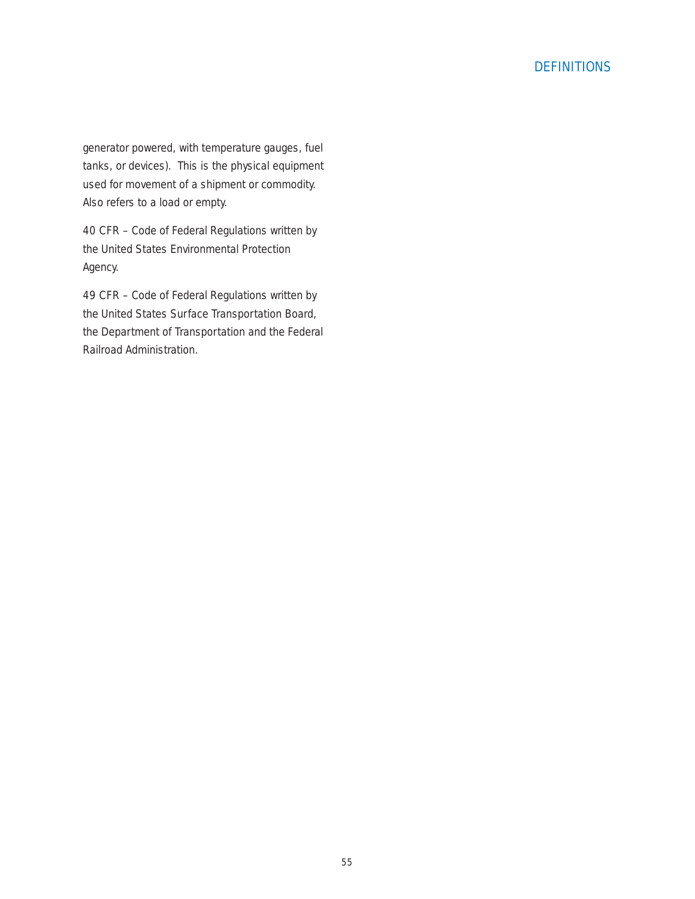generator powered, with temperature gauges, fuel tanks, or devices). This is the physical equipment used for movement of a shipment or commodity. Also refers to a load or empty.

40 CFR – Code of Federal Regulations written by the United States Environmental Protection Agency.

49 CFR – Code of Federal Regulations written by the United States Surface Transportation Board, the Department of Transportation and the Federal Railroad Administration.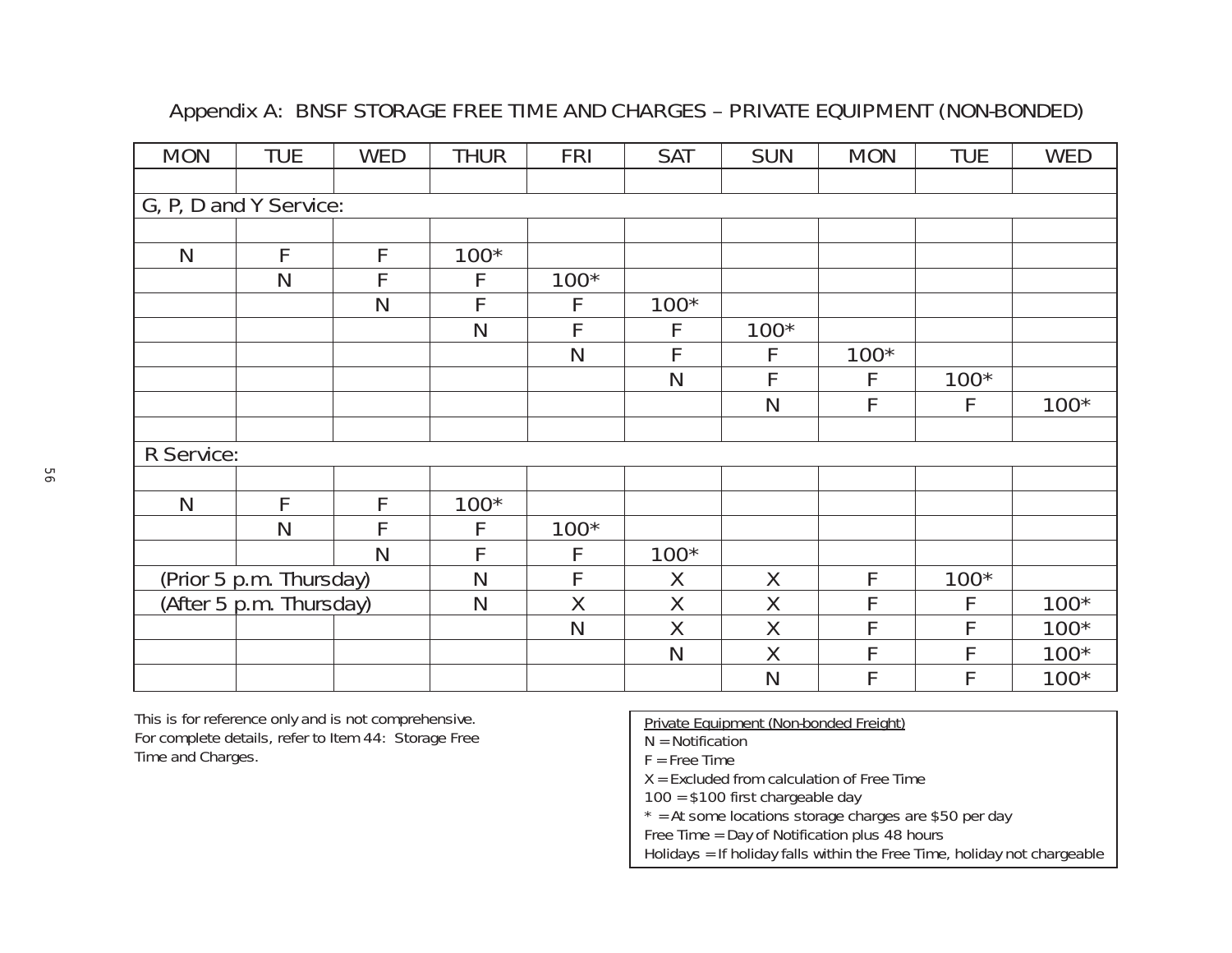# Appendix A: BNSF STORAGE FREE TIME AND CHARGES – PRIVATE EQUIPMENT (NON-BONDED)

| MON | TUE | WED | THUR | FRI | SAT | SUN | MON | TUE | WED |
|---|---|---|---|---|---|---|---|---|---|
| | | | | | | | | | |
| G, P, D and Y Service: | | | | | | | | | |
| | | | | | | | | | |
| N | F | F | 100* | | | | | | |
| | N | F | F | 100* | | | | | |
| | | N | F | F | 100* | | | | |
| | | | N | F | F | 100* | | | |
| | | | | N | F | F | 100* | | |
| | | | | | N | F | F | 100* | |
| | | | | | | N | F | F | 100* |
| | | | | | | | | | |
| R Service: | | | | | | | | | |
| | | | | | | | | | |
| N | F | F | 100* | | | | | | |
| | N | F | F | 100* | | | | | |
| | | N | F | F | 100* | | | | |
| (Prior 5 p.m. Thursday) | | | N | F | X | X | F | 100* | |
| (After 5 p.m. Thursday) | | | N | X | X | X | F | F | 100* |
| | | | | N | X | X | F | F | 100* |
| | | | | | N | X | F | F | 100* |
| | | | | | | N | F | F | 100* |

This is for reference only and is not comprehensive. For complete details, refer to Item 44: Storage Free Time and Charges.

Private Equipment (Non-bonded Freight)
N = Notification
F = Free Time
X = Excluded from calculation of Free Time
100 = $100 first chargeable day
* = At some locations storage charges are $50 per day
Free Time = Day of Notification plus 48 hours
Holidays = If holiday falls within the Free Time, holiday not chargeable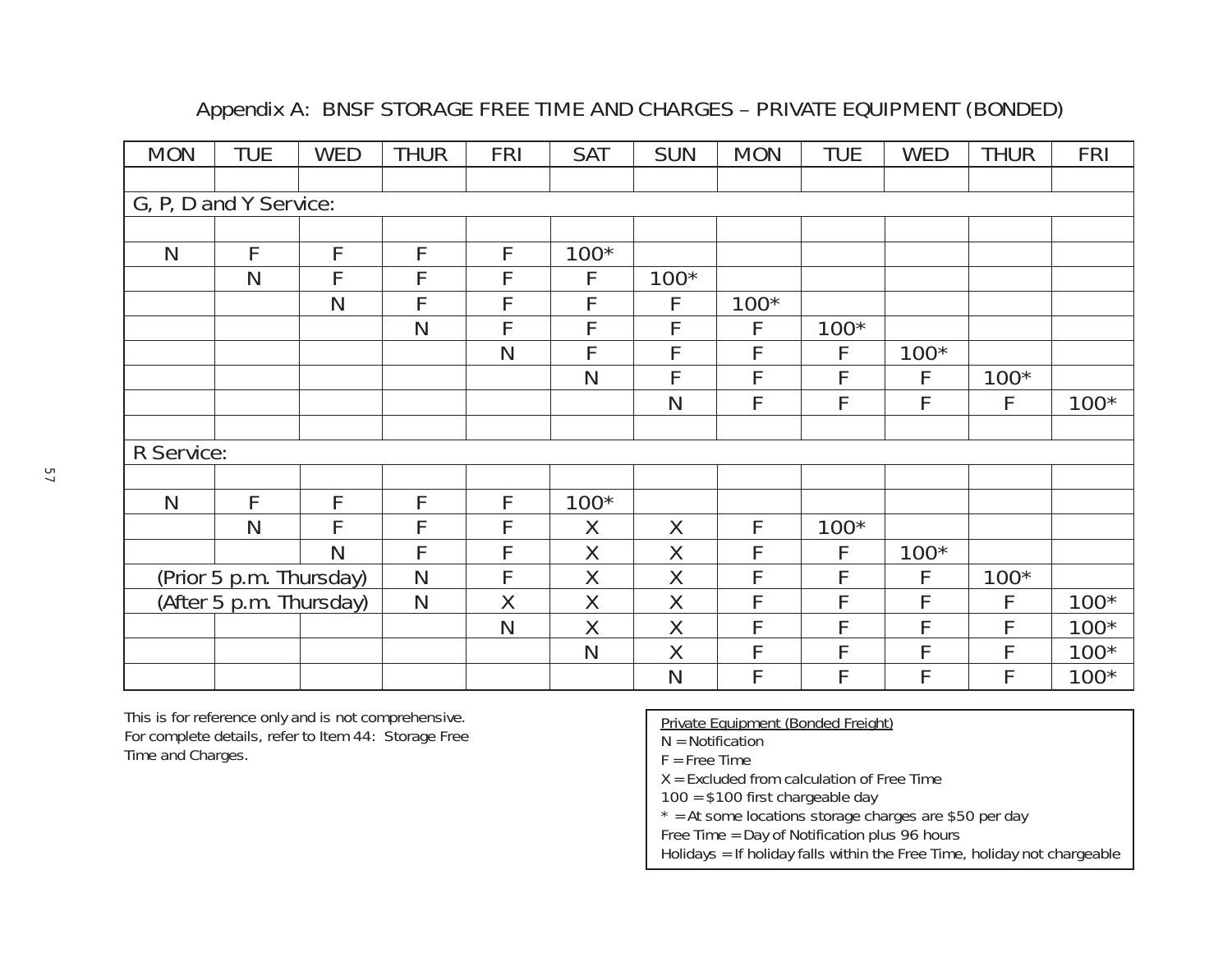# Appendix A: BNSF STORAGE FREE TIME AND CHARGES – PRIVATE EQUIPMENT (BONDED)

| MON | TUE | WED | THUR | FRI | SAT | SUN | MON | TUE | WED | THUR | FRI |
|---|---|---|---|---|---|---|---|---|---|---|---|
| | | | | | | | | | | | |
| G, P, D and Y Service: | | | | | | | | | | | |
| | | | | | | | | | | | |
| N | F | F | F | F | 100* | | | | | | |
| | N | F | F | F | F | 100* | | | | | |
| | | N | F | F | F | F | 100* | | | | |
| | | | N | F | F | F | F | 100* | | | |
| | | | | N | F | F | F | F | 100* | | |
| | | | | | N | F | F | F | F | 100* | |
| | | | | | | N | F | F | F | F | 100* |
| | | | | | | | | | | | |
| R Service: | | | | | | | | | | | |
| | | | | | | | | | | | |
| N | F | F | F | F | 100* | | | | | | |
| | N | F | F | F | X | X | F | 100* | | | |
| | | N | F | F | X | X | F | F | 100* | | |
| (Prior 5 p.m. Thursday) | | | N | F | X | X | F | F | F | 100* | |
| (After 5 p.m. Thursday) | | | N | X | X | X | F | F | F | F | 100* |
| | | | | N | X | X | F | F | F | F | 100* |
| | | | | | N | X | F | F | F | F | 100* |
| | | | | | | N | F | F | F | F | 100* |

This is for reference only and is not comprehensive. For complete details, refer to Item 44: Storage Free Time and Charges.

Private Equipment (Bonded Freight)
N = Notification
F = Free Time
X = Excluded from calculation of Free Time
100 = $100 first chargeable day
* = At some locations storage charges are $50 per day
Free Time = Day of Notification plus 96 hours
Holidays = If holiday falls within the Free Time, holiday not chargeable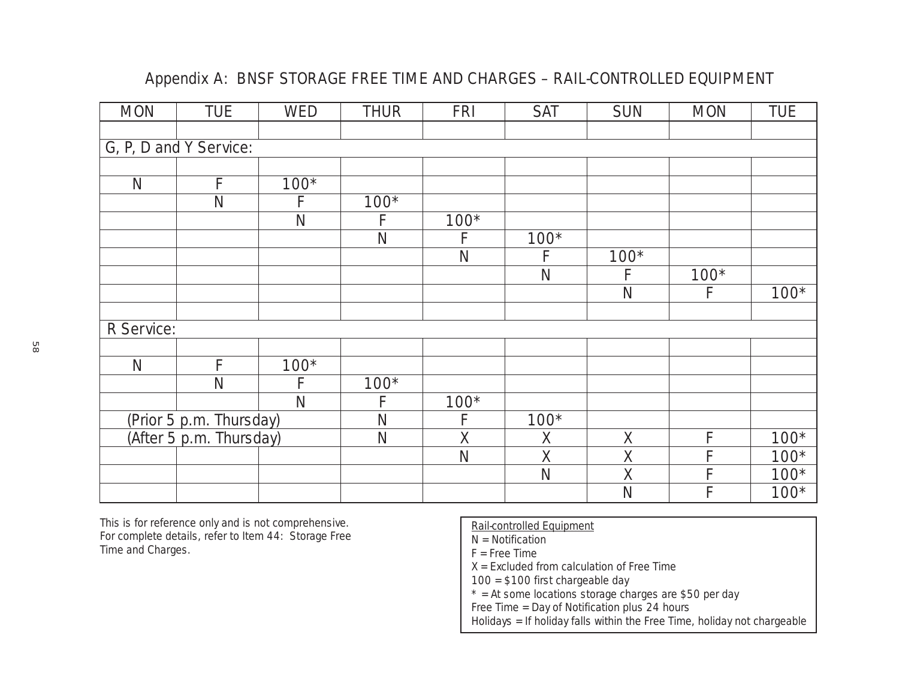# Appendix A: BNSF STORAGE FREE TIME AND CHARGES – RAIL-CONTROLLED EQUIPMENT

| MON | TUE | WED | THUR | FRI | SAT | SUN | MON | TUE |
|---|---|---|---|---|---|---|---|---|
| | | | | | | | | |
| G, P, D and Y Service: | | | | | | | | |
| | | | | | | | | |
| N | F | 100* | | | | | | |
| | N | F | 100* | | | | | |
| | | N | F | 100* | | | | |
| | | | N | F | 100* | | | |
| | | | | N | F | 100* | | |
| | | | | | N | F | 100* | |
| | | | | | | N | F | 100* |
| | | | | | | | | |
| R Service: | | | | | | | | |
| | | | | | | | | |
| N | F | 100* | | | | | | |
| | N | F | 100* | | | | | |
| | | N | F | 100* | | | | |
| (Prior 5 p.m. Thursday) | | | N | F | 100* | | | |
| (After 5 p.m. Thursday) | | | N | X | X | X | F | 100* |
| | | | | N | X | X | F | 100* |
| | | | | | N | X | F | 100* |
| | | | | | | N | F | 100* |

This is for reference only and is not comprehensive. For complete details, refer to Item 44: Storage Free Time and Charges.

Rail-controlled Equipment
N = Notification
F = Free Time
X = Excluded from calculation of Free Time
100 = $100 first chargeable day
* = At some locations storage charges are $50 per day
Free Time = Day of Notification plus 24 hours
Holidays = If holiday falls within the Free Time, holiday not chargeable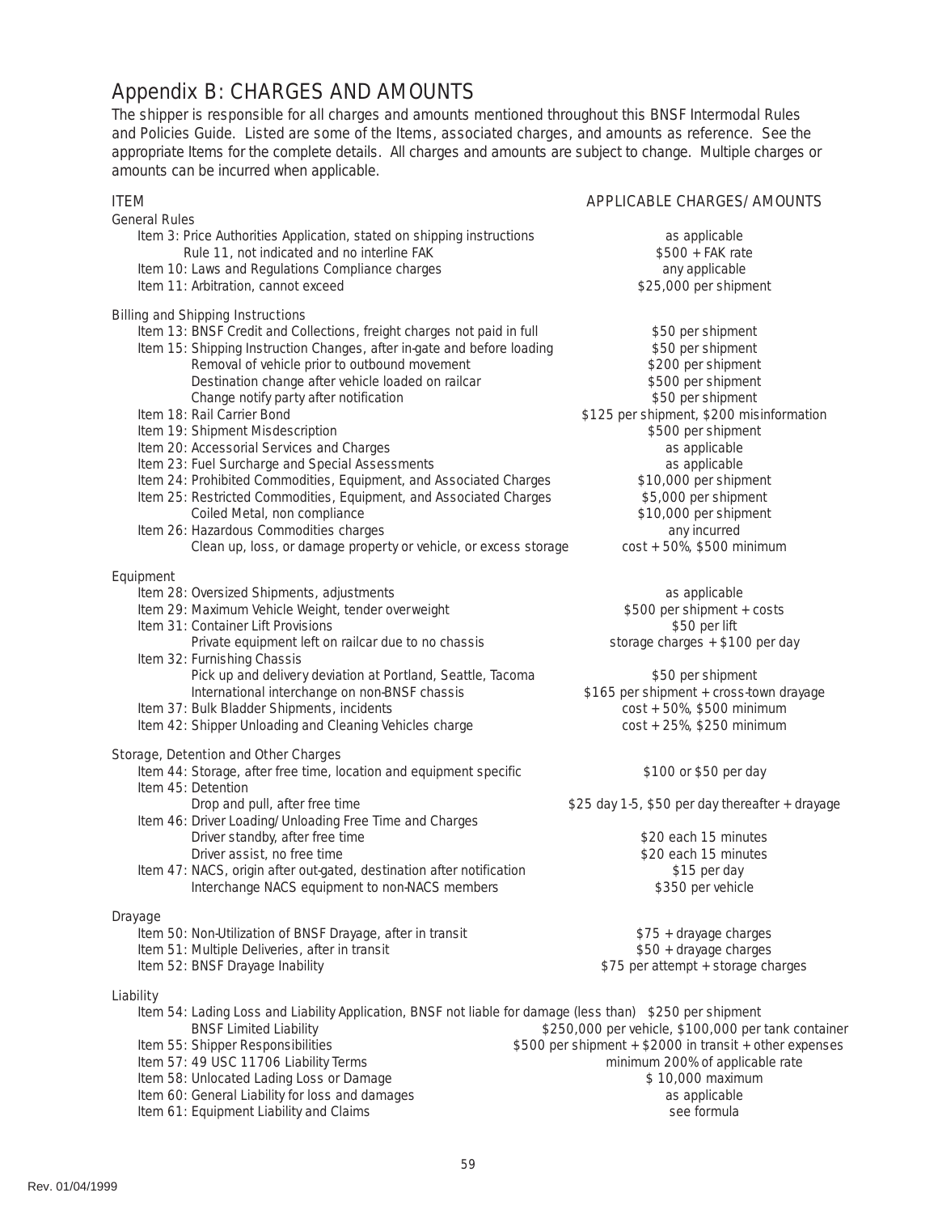# Appendix B: CHARGES AND AMOUNTS

The shipper is responsible for all charges and amounts mentioned throughout this BNSF Intermodal Rules and Policies Guide. Listed are some of the Items, associated charges, and amounts as reference. See the appropriate Items for the complete details. All charges and amounts are subject to change. Multiple charges or amounts can be incurred when applicable.

| ITEM | APPLICABLE CHARGES/AMOUNTS |
|---|---|
| **General Rules** | |
| Item 3: Price Authorities Application, stated on shipping instructions | as applicable |
| Rule 11, not indicated and no interline FAK | $500 + FAK rate |
| Item 10: Laws and Regulations Compliance charges | any applicable |
| Item 11: Arbitration, cannot exceed | $25,000 per shipment |
| **Billing and Shipping Instructions** | |
| Item 13: BNSF Credit and Collections, freight charges not paid in full | $50 per shipment |
| Item 15: Shipping Instruction Changes, after in-gate and before loading | $50 per shipment |
| Removal of vehicle prior to outbound movement | $200 per shipment |
| Destination change after vehicle loaded on railcar | $500 per shipment |
| Change notify party after notification | $50 per shipment |
| Item 18: Rail Carrier Bond | $125 per shipment, $200 misinformation |
| Item 19: Shipment Misdescription | $500 per shipment |
| Item 20: Accessorial Services and Charges | as applicable |
| Item 23: Fuel Surcharge and Special Assessments | as applicable |
| Item 24: Prohibited Commodities, Equipment, and Associated Charges | $10,000 per shipment |
| Item 25: Restricted Commodities, Equipment, and Associated Charges | $5,000 per shipment |
| Coiled Metal, non compliance | $10,000 per shipment |
| Item 26: Hazardous Commodities charges | any incurred |
| Clean up, loss, or damage property or vehicle, or excess storage | cost + 50%, $500 minimum |
| **Equipment** | |
| Item 28: Oversized Shipments, adjustments | as applicable |
| Item 29: Maximum Vehicle Weight, tender overweight | $500 per shipment + costs |
| Item 31: Container Lift Provisions | $50 per lift |
| Private equipment left on railcar due to no chassis | storage charges + $100 per day |
| Item 32: Furnishing Chassis | |
| Pick up and delivery deviation at Portland, Seattle, Tacoma | $50 per shipment |
| International interchange on non-BNSF chassis | $165 per shipment + cross-town drayage |
| Item 37: Bulk Bladder Shipments, incidents | cost + 50%, $500 minimum |
| Item 42: Shipper Unloading and Cleaning Vehicles charge | cost + 25%, $250 minimum |
| **Storage, Detention and Other Charges** | |
| Item 44: Storage, after free time, location and equipment specific | $100 or $50 per day |
| Item 45: Detention | |
| Drop and pull, after free time | $25 day 1-5, $50 per day thereafter + drayage |
| Item 46: Driver Loading/Unloading Free Time and Charges | |
| Driver standby, after free time | $20 each 15 minutes |
| Driver assist, no free time | $20 each 15 minutes |
| Item 47: NACS, origin after out-gated, destination after notification | $15 per day |
| Interchange NACS equipment to non-NACS members | $350 per vehicle |
| **Drayage** | |
| Item 50: Non-Utilization of BNSF Drayage, after in transit | $75 + drayage charges |
| Item 51: Multiple Deliveries, after in transit | $50 + drayage charges |
| Item 52: BNSF Drayage Inability | $75 per attempt + storage charges |
| **Liability** | |
| Item 54: Lading Loss and Liability Application, BNSF not liable for damage (less than) | $250 per shipment |
| BNSF Limited Liability | $250,000 per vehicle, $100,000 per tank container |
| Item 55: Shipper Responsibilities | $500 per shipment + $2000 in transit + other expenses |
| Item 57: 49 USC 11706 Liability Terms | minimum 200% of applicable rate |
| Item 58: Unlocated Lading Loss or Damage | $ 10,000 maximum |
| Item 60: General Liability for loss and damages | as applicable |
| Item 61: Equipment Liability and Claims | see formula |

Rev. 01/04/1999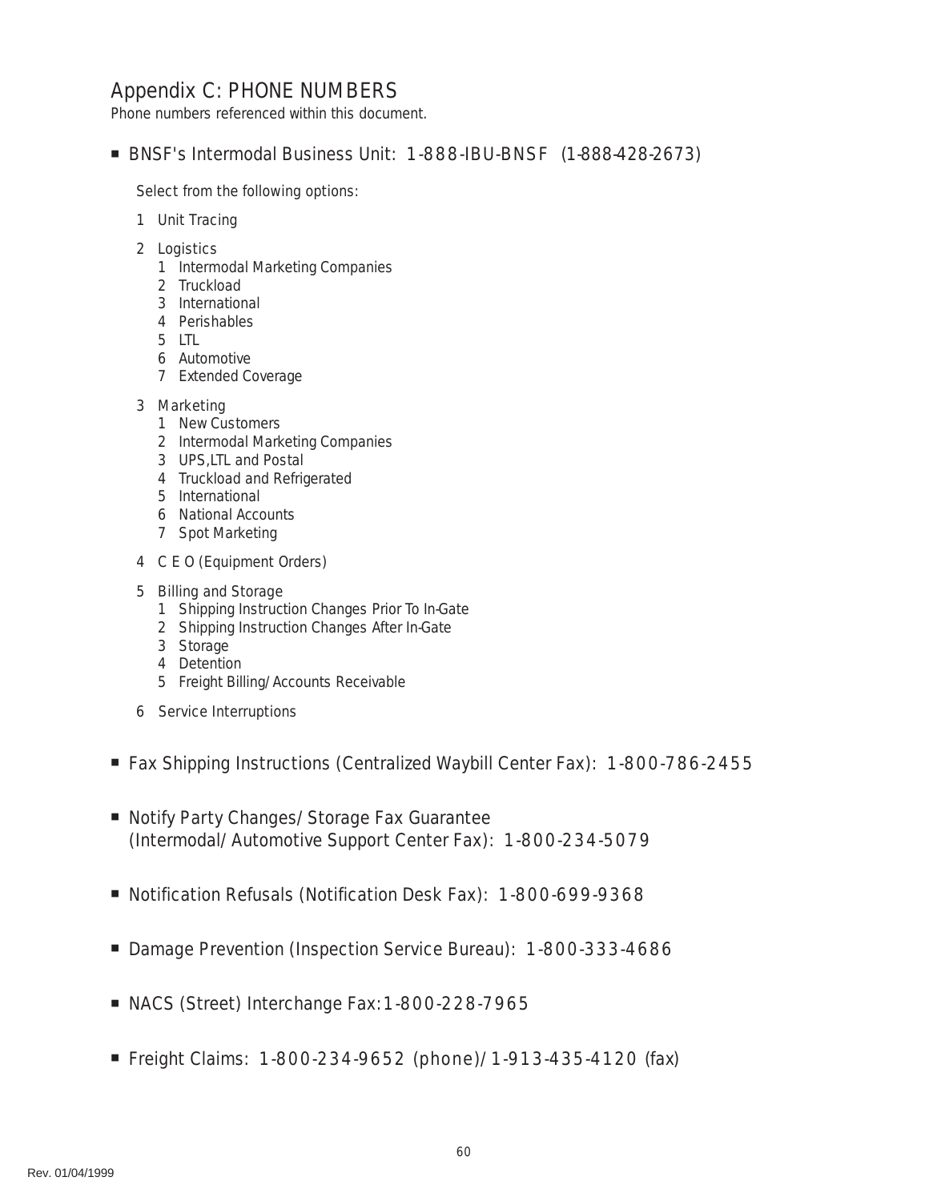# Appendix C: PHONE NUMBERS

Phone numbers referenced within this document.

- BNSF's Intermodal Business Unit: 1-888-IBU-BNSF (1-888-428-2673)

  Select from the following options:

  1 Unit Tracing

  2 Logistics
     1 Intermodal Marketing Companies
     2 Truckload
     3 International
     4 Perishables
     5 LTL
     6 Automotive
     7 Extended Coverage

  3 Marketing
     1 New Customers
     2 Intermodal Marketing Companies
     3 UPS,LTL and Postal
     4 Truckload and Refrigerated
     5 International
     6 National Accounts
     7 Spot Marketing

  4 C E O (Equipment Orders)

  5 Billing and Storage
     1 Shipping Instruction Changes Prior To In-Gate
     2 Shipping Instruction Changes After In-Gate
     3 Storage
     4 Detention
     5 Freight Billing/Accounts Receivable

  6 Service Interruptions

- Fax Shipping Instructions (Centralized Waybill Center Fax): 1-800-786-2455

- Notify Party Changes/Storage Fax Guarantee (Intermodal/Automotive Support Center Fax): 1-800-234-5079

- Notification Refusals (Notification Desk Fax): 1-800-699-9368

- Damage Prevention (Inspection Service Bureau): 1-800-333-4686

- NACS (Street) Interchange Fax: 1-800-228-7965

- Freight Claims: 1-800-234-9652 (phone)/1-913-435-4120 (fax)

Rev. 01/04/1999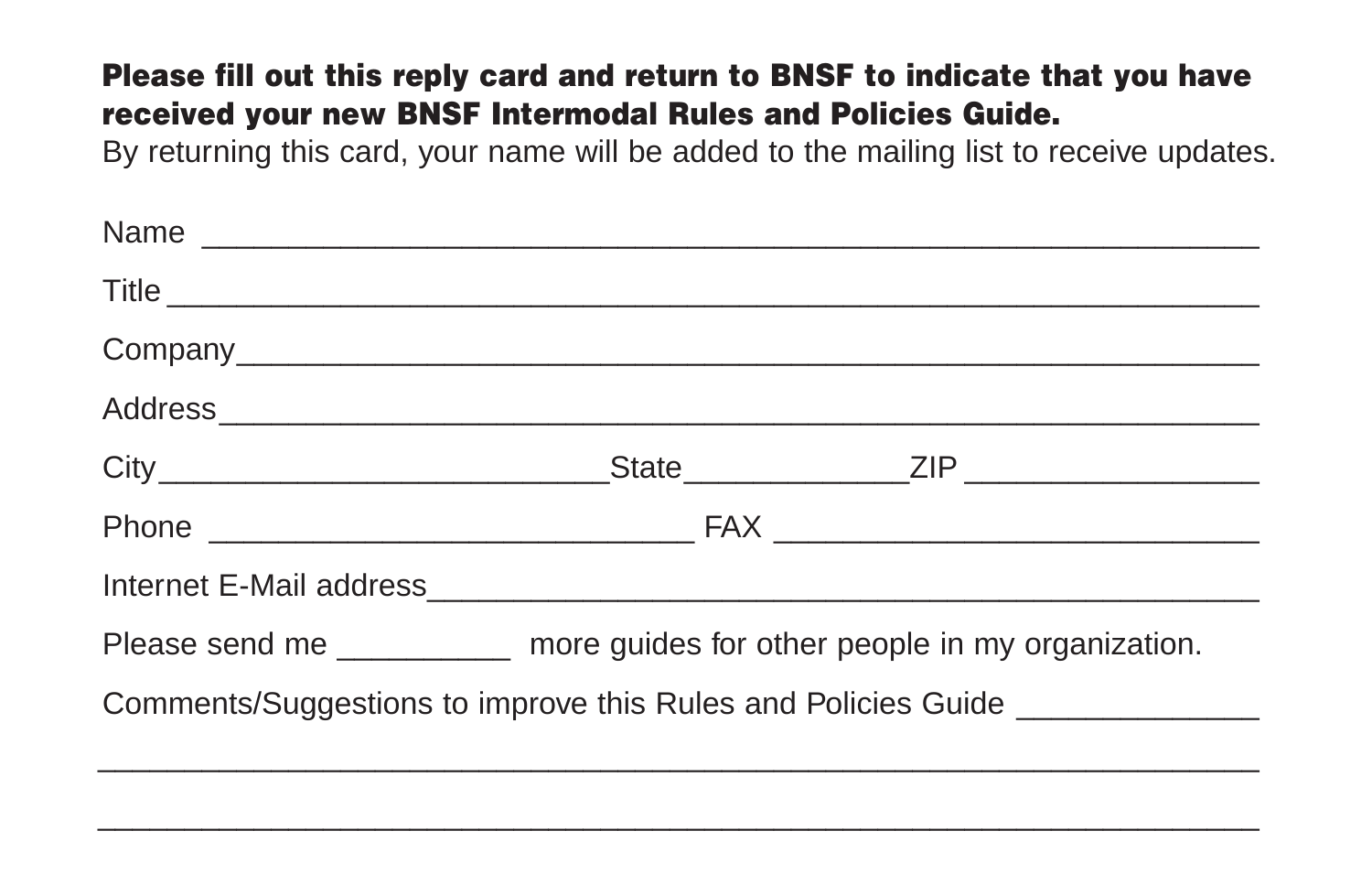**Please fill out this reply card and return to BNSF to indicate that you have received your new BNSF Intermodal Rules and Policies Guide.**

By returning this card, your name will be added to the mailing list to receive updates.

Name ______________________________________________________________

Title ______________________________________________________________

Company ___________________________________________________________

Address ____________________________________________________________

City ___________________________ State _____________ ZIP _________________

Phone _____________________________ FAX _____________________________

Internet E-Mail address _______________________________________________

Please send me __________ more guides for other people in my organization.

Comments/Suggestions to improve this Rules and Policies Guide ______________

____________________________________________________________________

____________________________________________________________________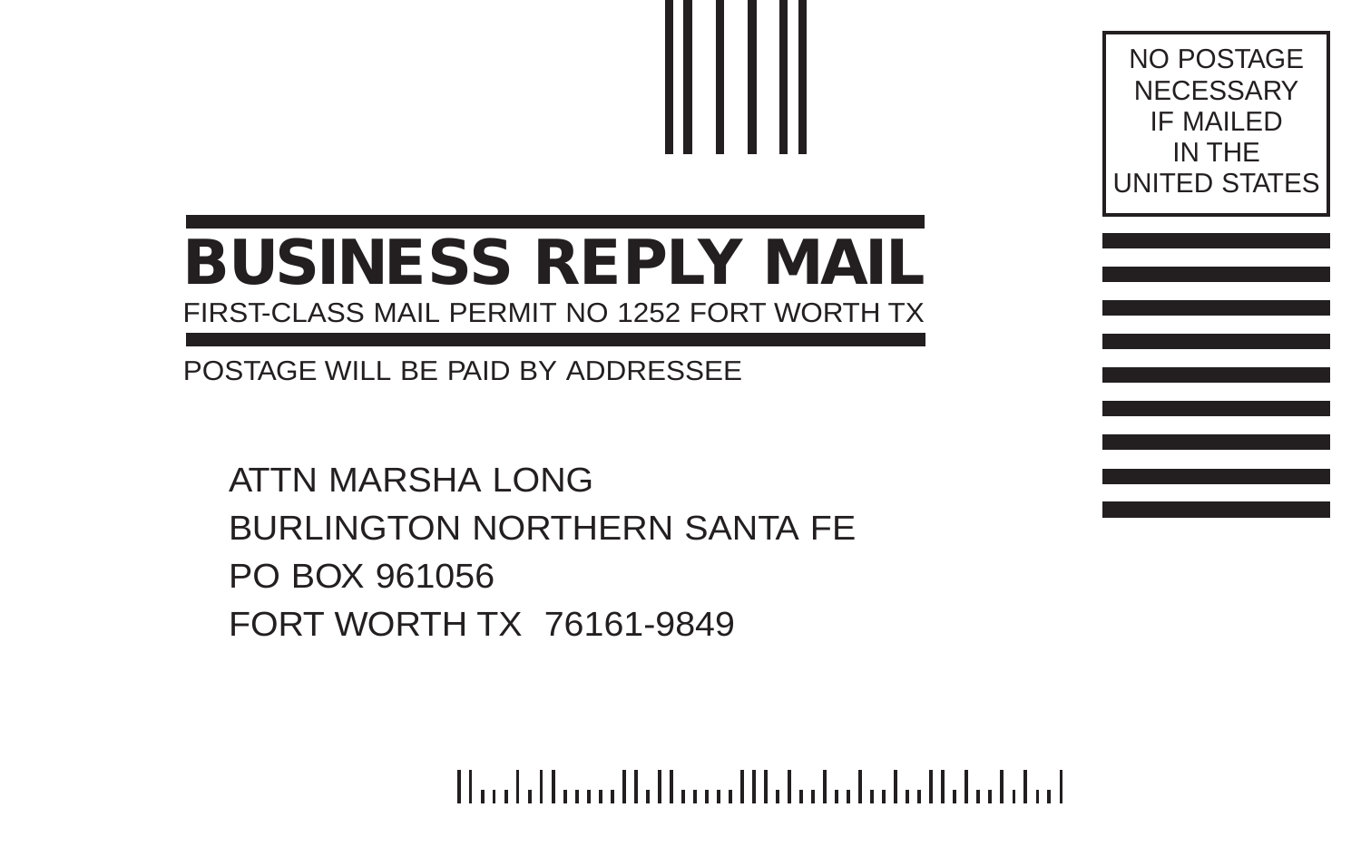NO POSTAGE
NECESSARY
IF MAILED
IN THE
UNITED STATES

# BUSINESS REPLY MAIL

FIRST-CLASS MAIL PERMIT NO 1252 FORT WORTH TX

POSTAGE WILL BE PAID BY ADDRESSEE

ATTN MARSHA LONG
BURLINGTON NORTHERN SANTA FE
PO BOX 961056
FORT WORTH TX 76161-9849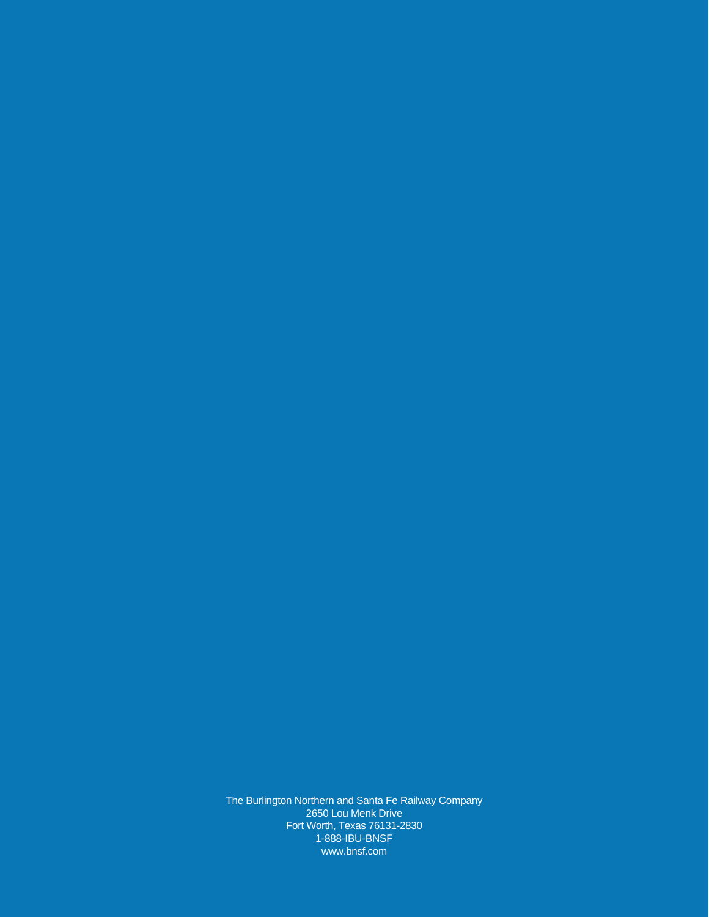The Burlington Northern and Santa Fe Railway Company
2650 Lou Menk Drive
Fort Worth, Texas 76131-2830
1-888-IBU-BNSF
www.bnsf.com